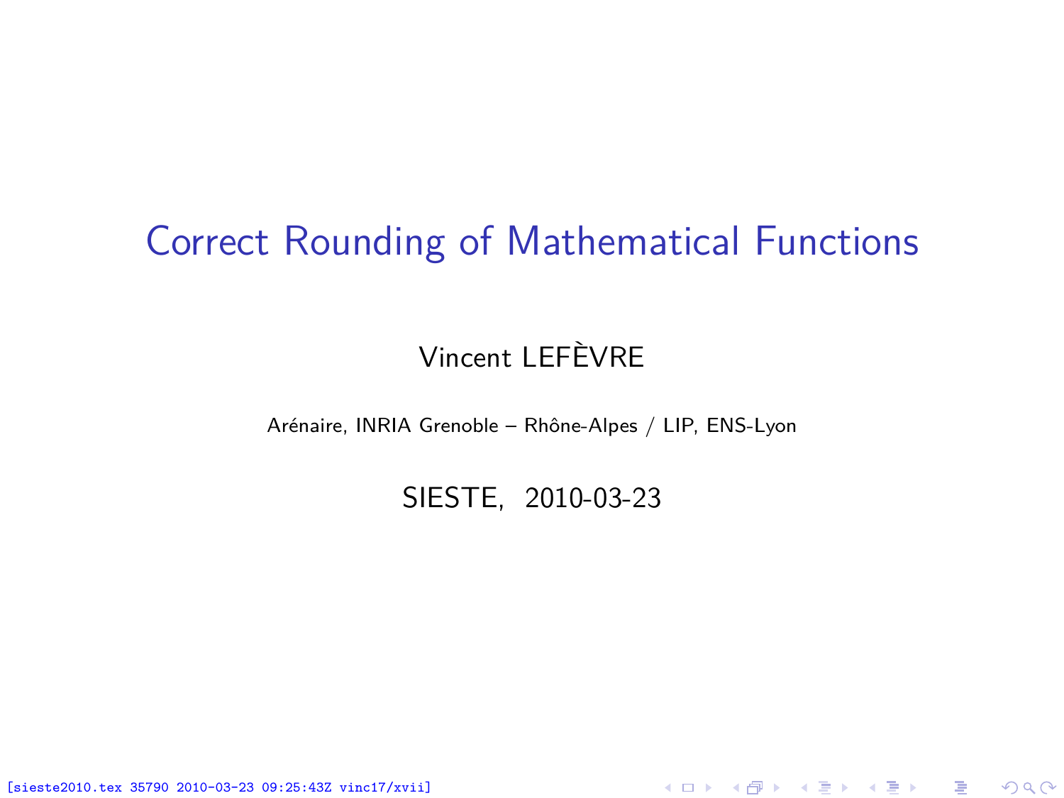# Correct Rounding of Mathematical Functions

Vincent LEFÈVRE

Arénaire, INRIA Grenoble – Rhône-Alpes / LIP, ENS-Lyon

SIESTE, 2010-03-23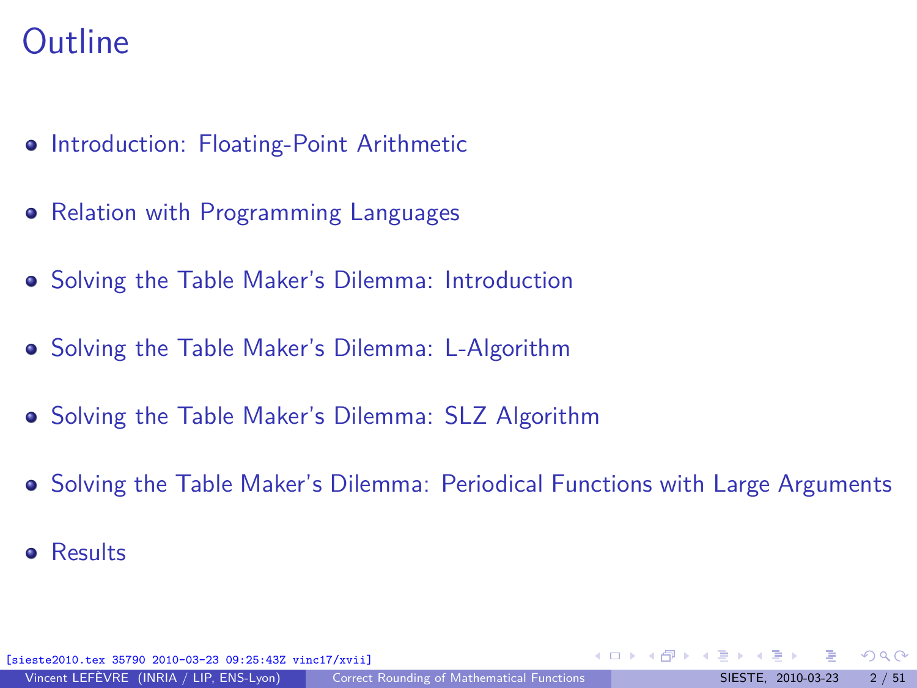# Outline

- Introduction: Floating-Point Arithmetic
- Relation with Programming Languages
- Solving the Table Maker's Dilemma: Introduction
- Solving the Table Maker's Dilemma: L-Algorithm
- Solving the Table Maker's Dilemma: SLZ Algorithm
- Solving the Table Maker's Dilemma: Periodical Functions with Large Arguments
- Results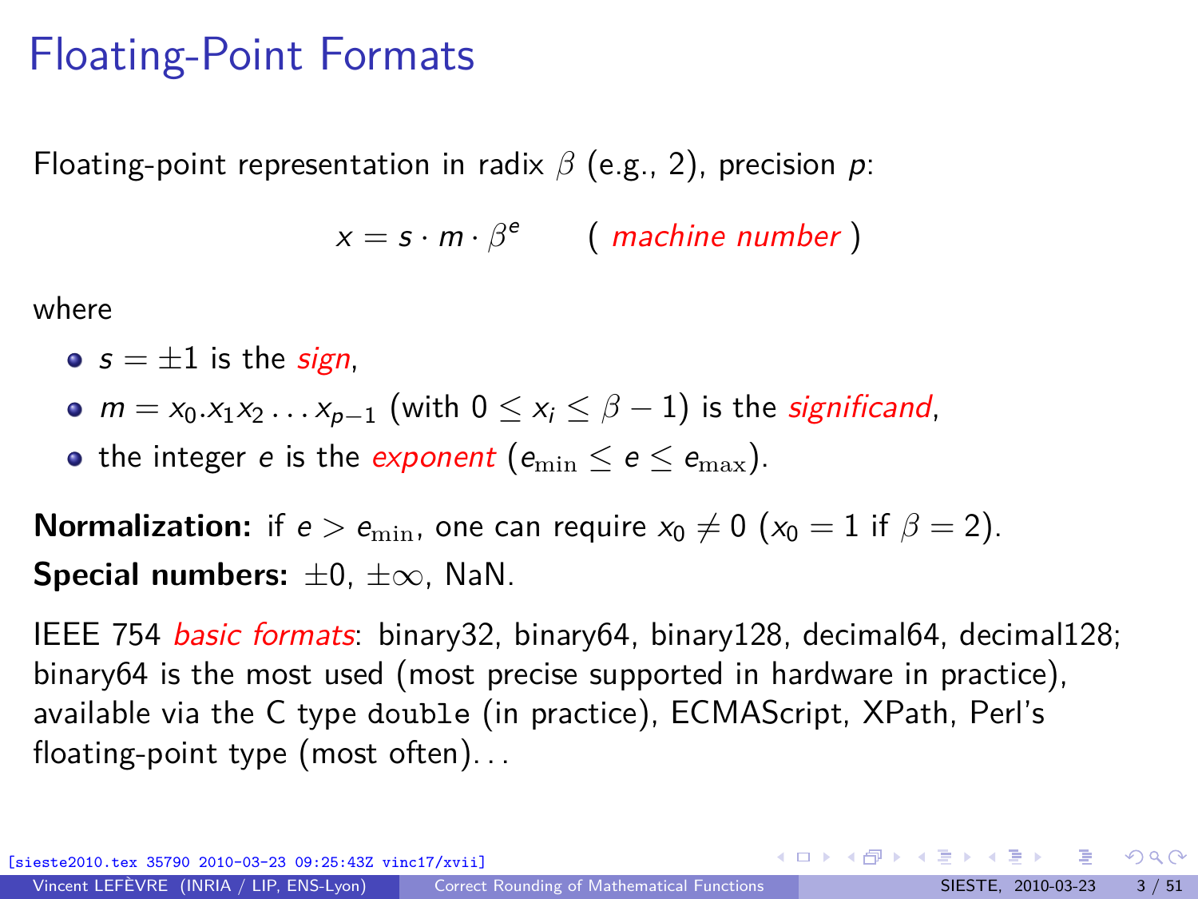# Floating-Point Formats

Floating-point representation in radix $\beta$ (e.g., 2), precision $p$:

$$x = s \cdot m \cdot \beta^e \qquad (\textit{ machine number })$$

where

- $s = \pm 1$ is the *sign*,
- $m = x_0.x_1x_2 \ldots x_{p-1}$ (with $0 \leq x_i \leq \beta - 1$) is the *significand*,
- the integer $e$ is the *exponent* ($e_{\min} \leq e \leq e_{\max}$).

**Normalization:** if $e > e_{\min}$, one can require $x_0 \neq 0$ ($x_0 = 1$ if $\beta = 2$).

**Special numbers:** $\pm 0$, $\pm\infty$, NaN.

IEEE 754 *basic formats*: binary32, binary64, binary128, decimal64, decimal128; binary64 is the most used (most precise supported in hardware in practice), available via the C type `double` (in practice), ECMAScript, XPath, Perl's floating-point type (most often)...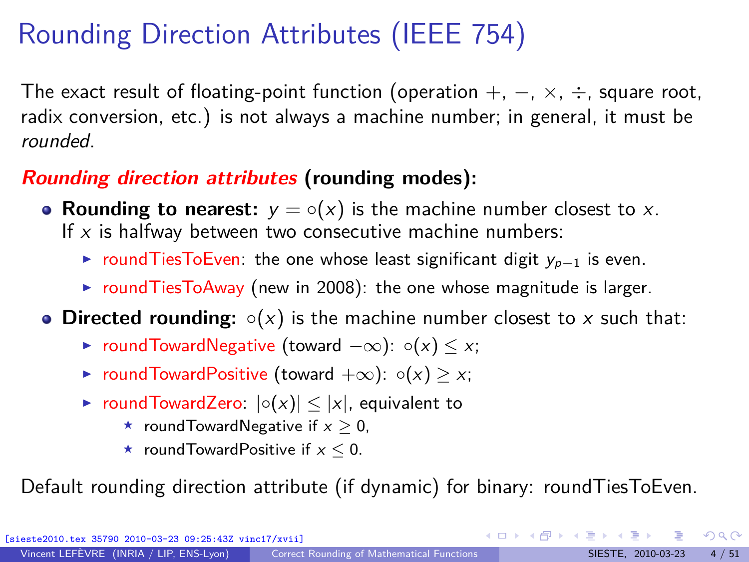# Rounding Direction Attributes (IEEE 754)

The exact result of floating-point function (operation $+$, $-$, $\times$, $\div$, square root, radix conversion, etc.) is not always a machine number; in general, it must be *rounded*.

***Rounding direction attributes*** **(rounding modes):**

- **Rounding to nearest:** $y = \circ(x)$ is the machine number closest to $x$. If $x$ is halfway between two consecutive machine numbers:
  - roundTiesToEven: the one whose least significant digit $y_{p-1}$ is even.
  - roundTiesToAway (new in 2008): the one whose magnitude is larger.
- **Directed rounding:** $\circ(x)$ is the machine number closest to $x$ such that:
  - roundTowardNegative (toward $-\infty$): $\circ(x) \le x$;
  - roundTowardPositive (toward $+\infty$): $\circ(x) \ge x$;
  - roundTowardZero: $|\circ(x)| \le |x|$, equivalent to
    - roundTowardNegative if $x \ge 0$,
    - roundTowardPositive if $x \le 0$.

Default rounding direction attribute (if dynamic) for binary: roundTiesToEven.

[sieste2010.tex 35790 2010-03-23 09:25:43Z vinc17/xvii]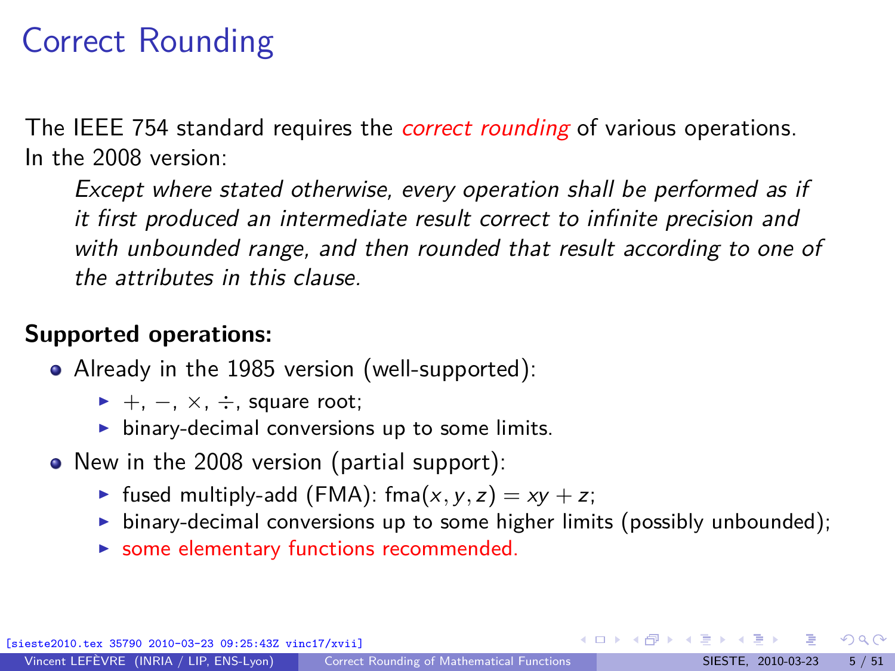# Correct Rounding

The IEEE 754 standard requires the *correct rounding* of various operations. In the 2008 version:

> *Except where stated otherwise, every operation shall be performed as if it first produced an intermediate result correct to infinite precision and with unbounded range, and then rounded that result according to one of the attributes in this clause.*

**Supported operations:**

- Already in the 1985 version (well-supported):
  - $+$, $-$, $\times$, $\div$, square root;
  - binary-decimal conversions up to some limits.
- New in the 2008 version (partial support):
  - fused multiply-add (FMA): $\mathrm{fma}(x, y, z) = xy + z$;
  - binary-decimal conversions up to some higher limits (possibly unbounded);
  - some elementary functions recommended.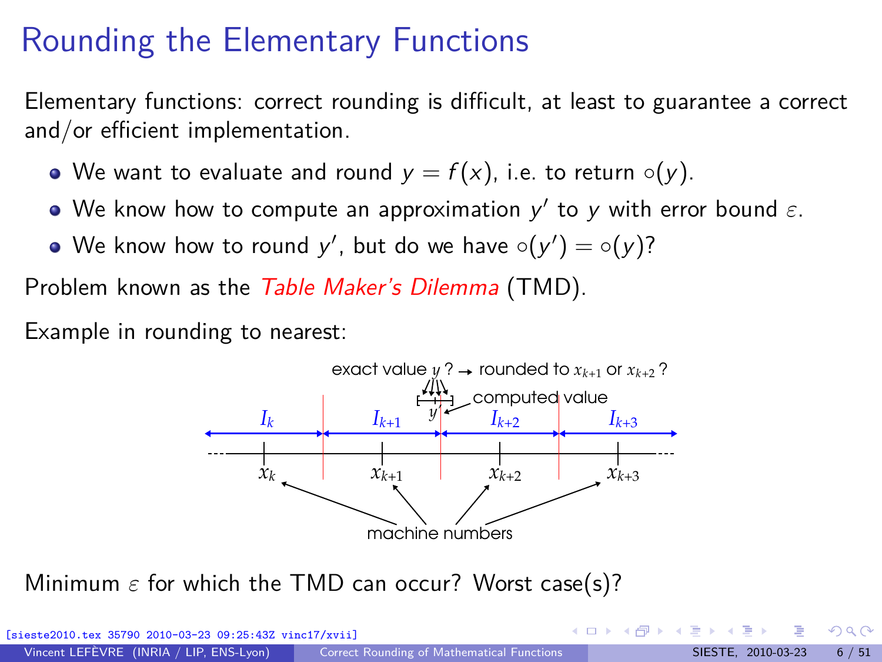# Rounding the Elementary Functions

Elementary functions: correct rounding is difficult, at least to guarantee a correct and/or efficient implementation.

- We want to evaluate and round $y = f(x)$, i.e. to return $\circ(y)$.
- We know how to compute an approximation $y'$ to $y$ with error bound $\varepsilon$.
- We know how to round $y'$, but do we have $\circ(y') = \circ(y)$?

Problem known as the *Table Maker's Dilemma* (TMD).

Example in rounding to nearest:

exact value $y$ ? → rounded to $x_{k+1}$ or $x_{k+2}$ ?

computed value $y'$

$I_k$ $I_{k+1}$ $I_{k+2}$ $I_{k+3}$

$x_k$ $x_{k+1}$ $x_{k+2}$ $x_{k+3}$

machine numbers

Minimum $\varepsilon$ for which the TMD can occur? Worst case(s)?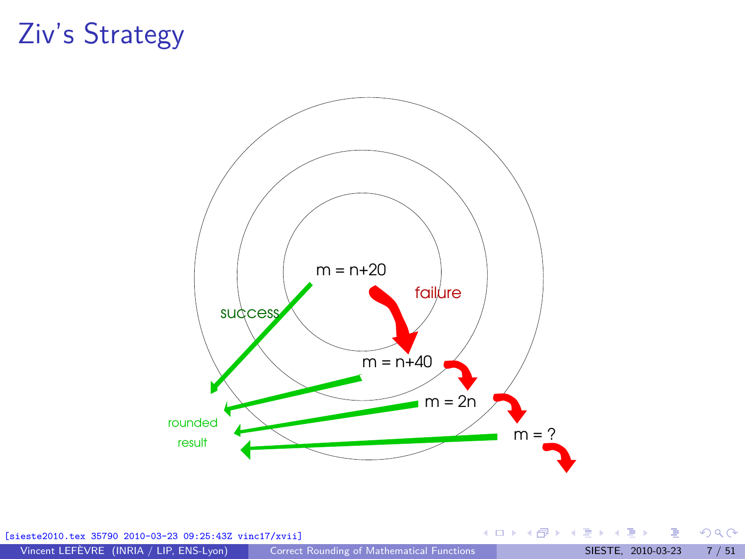# Ziv's Strategy

m = n+20

failure

success

m = n+40

m = 2n

m = ?

rounded result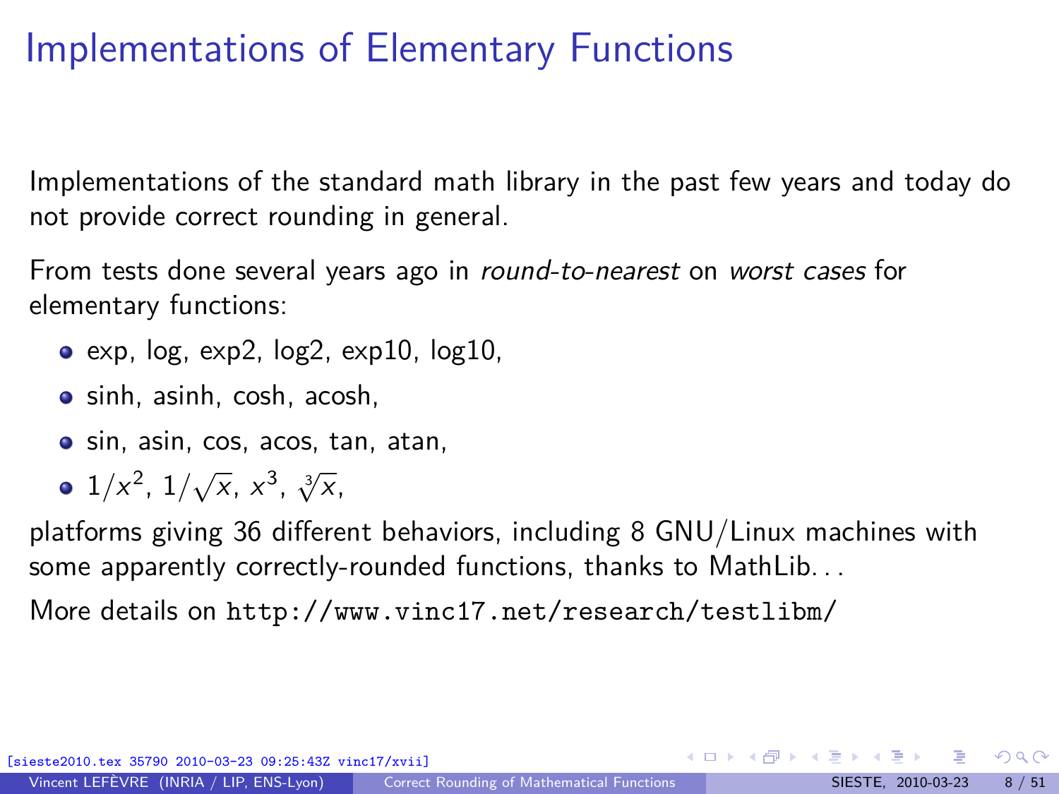# Implementations of Elementary Functions

Implementations of the standard math library in the past few years and today do not provide correct rounding in general.

From tests done several years ago in *round-to-nearest* on *worst cases* for elementary functions:

- exp, log, exp2, log2, exp10, log10,
- sinh, asinh, cosh, acosh,
- sin, asin, cos, acos, tan, atan,
- $1/x^2$, $1/\sqrt{x}$, $x^3$, $\sqrt[3]{x}$,

platforms giving 36 different behaviors, including 8 GNU/Linux machines with some apparently correctly-rounded functions, thanks to MathLib...

More details on `http://www.vinc17.net/research/testlibm/`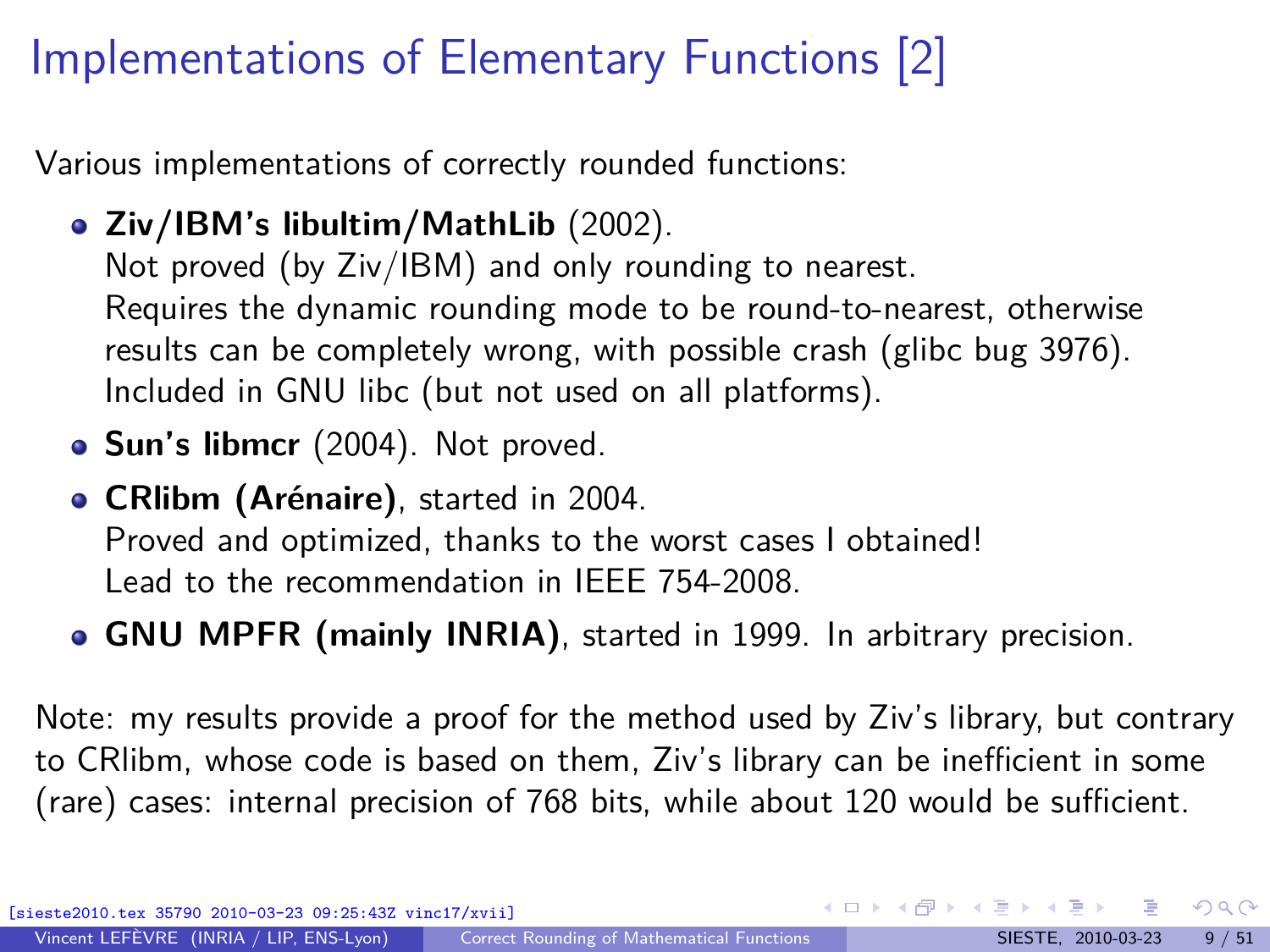# Implementations of Elementary Functions [2]

Various implementations of correctly rounded functions:

- **Ziv/IBM's libultim/MathLib** (2002).
  Not proved (by Ziv/IBM) and only rounding to nearest.
  Requires the dynamic rounding mode to be round-to-nearest, otherwise results can be completely wrong, with possible crash (glibc bug 3976).
  Included in GNU libc (but not used on all platforms).
- **Sun's libmcr** (2004). Not proved.
- **CRlibm (Arénaire)**, started in 2004.
  Proved and optimized, thanks to the worst cases I obtained!
  Lead to the recommendation in IEEE 754-2008.
- **GNU MPFR (mainly INRIA)**, started in 1999. In arbitrary precision.

Note: my results provide a proof for the method used by Ziv's library, but contrary to CRlibm, whose code is based on them, Ziv's library can be inefficient in some (rare) cases: internal precision of 768 bits, while about 120 would be sufficient.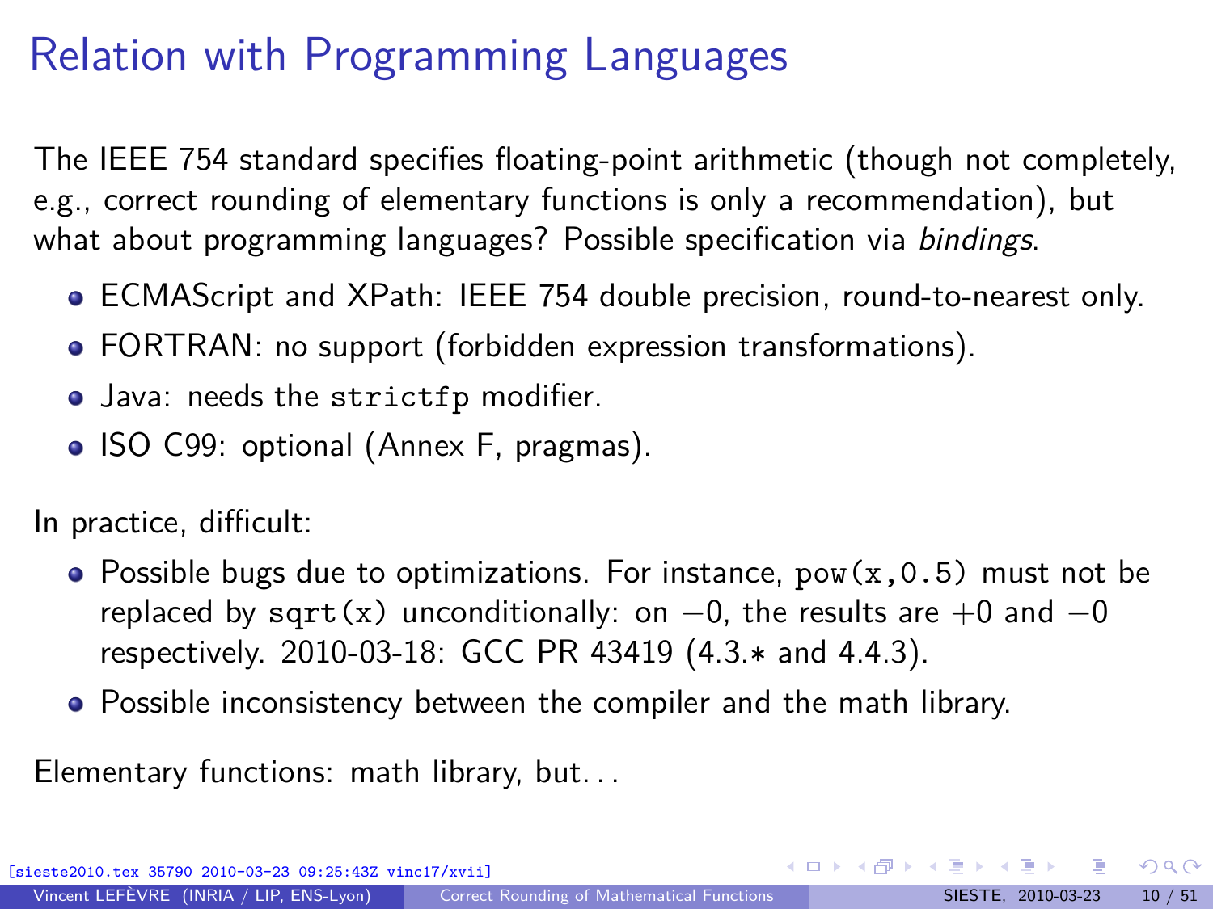# Relation with Programming Languages

The IEEE 754 standard specifies floating-point arithmetic (though not completely, e.g., correct rounding of elementary functions is only a recommendation), but what about programming languages? Possible specification via *bindings*.

- ECMAScript and XPath: IEEE 754 double precision, round-to-nearest only.
- FORTRAN: no support (forbidden expression transformations).
- Java: needs the `strictfp` modifier.
- ISO C99: optional (Annex F, pragmas).

In practice, difficult:

- Possible bugs due to optimizations. For instance, `pow(x,0.5)` must not be replaced by `sqrt(x)` unconditionally: on $-0$, the results are $+0$ and $-0$ respectively. 2010-03-18: GCC PR 43419 (4.3.* and 4.4.3).
- Possible inconsistency between the compiler and the math library.

Elementary functions: math library, but...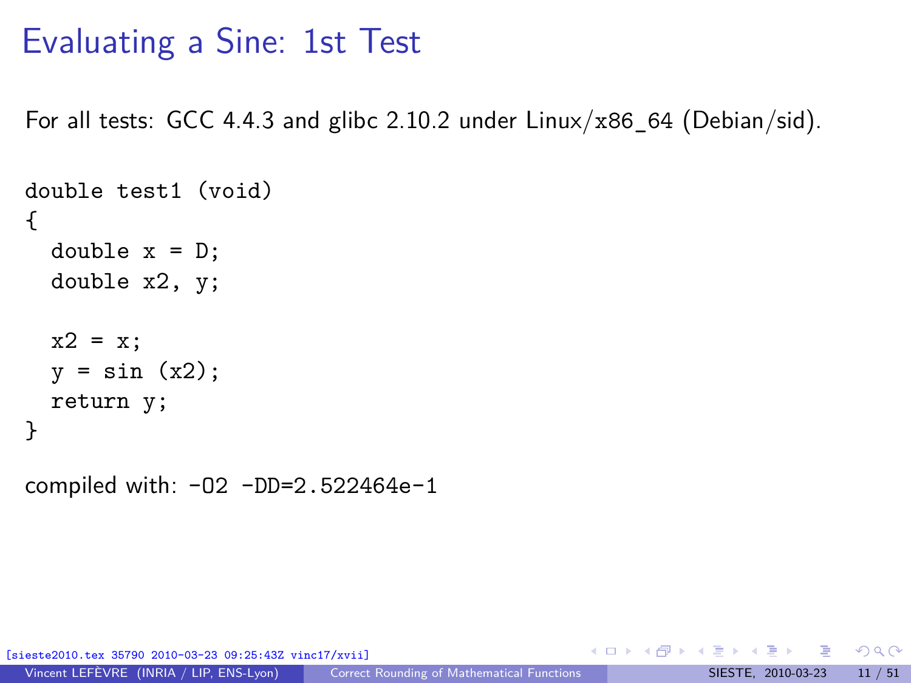# Evaluating a Sine: 1st Test

For all tests: GCC 4.4.3 and glibc 2.10.2 under Linux/x86_64 (Debian/sid).

```
double test1 (void)
{
  double x = D;
  double x2, y;

  x2 = x;
  y = sin (x2);
  return y;
}
```

compiled with: `-O2 -DD=2.522464e-1`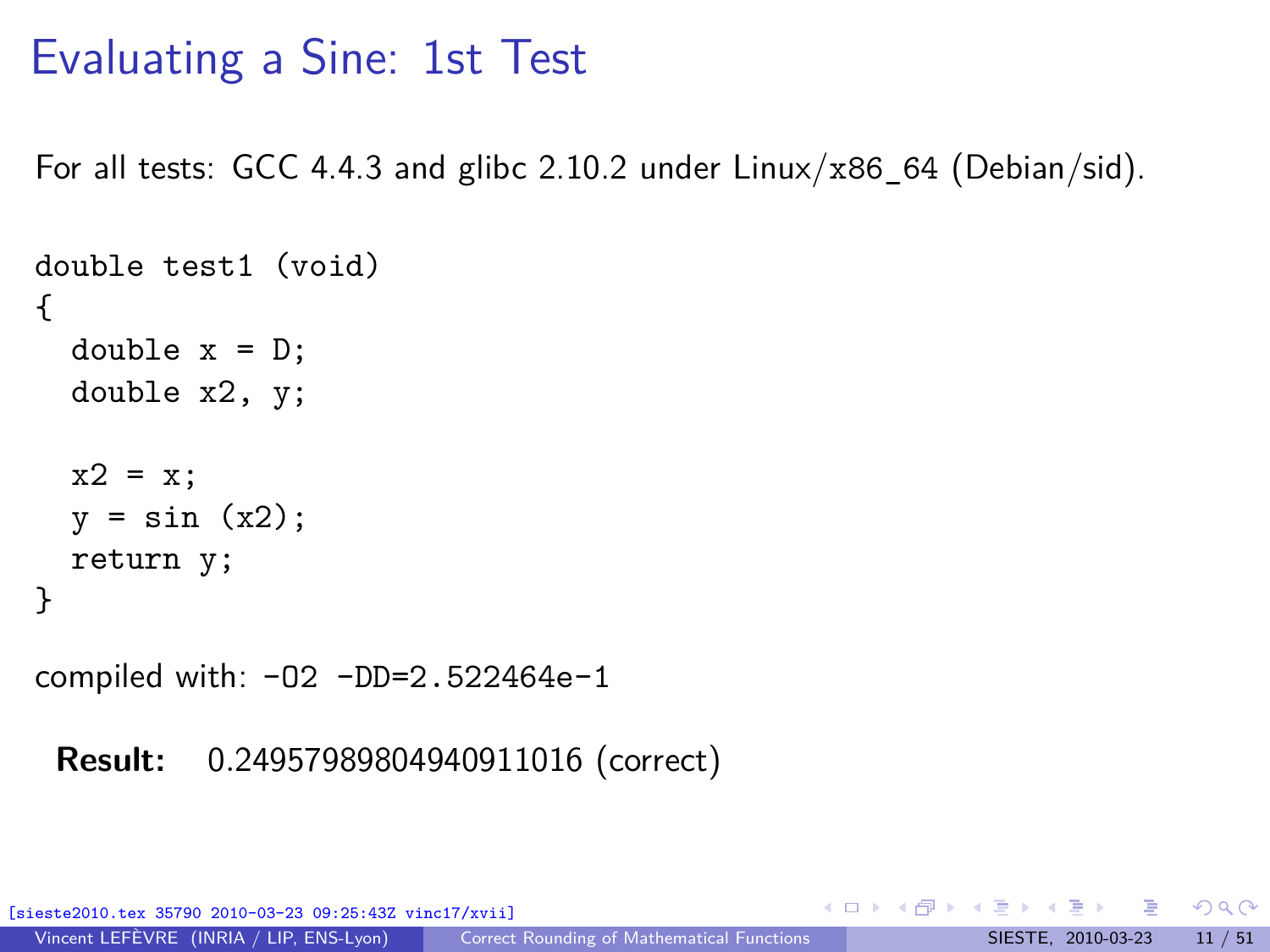# Evaluating a Sine: 1st Test

For all tests: GCC 4.4.3 and glibc 2.10.2 under Linux/x86_64 (Debian/sid).

```
double test1 (void)
{
  double x = D;
  double x2, y;

  x2 = x;
  y = sin (x2);
  return y;
}
```

compiled with: `-O2 -DD=2.522464e-1`

**Result:** 0.24957989804940911016 (correct)

[sieste2010.tex 35790 2010-03-23 09:25:43Z vinc17/xvii]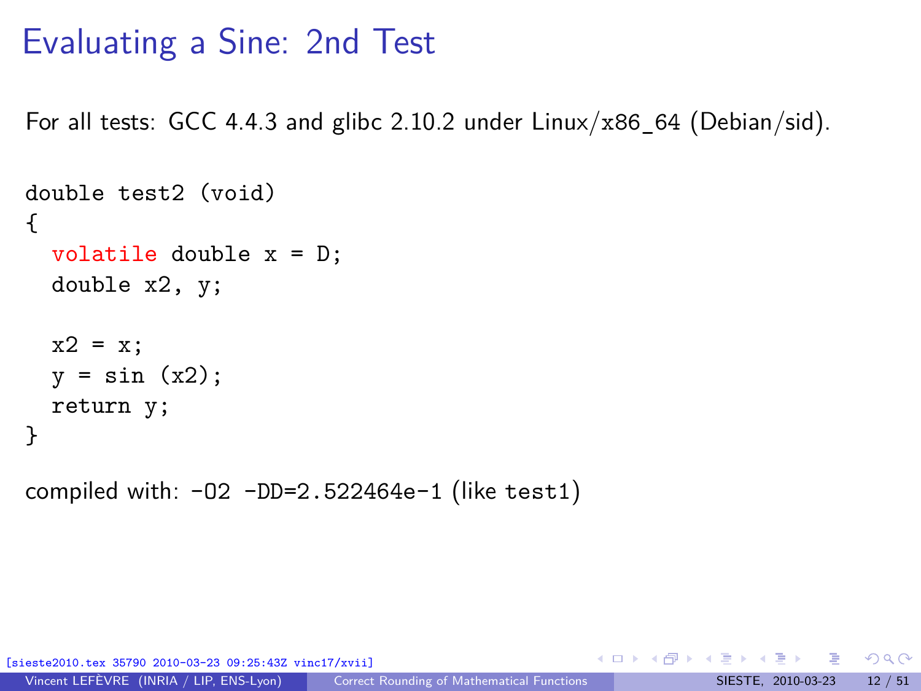# Evaluating a Sine: 2nd Test

For all tests: GCC 4.4.3 and glibc 2.10.2 under Linux/x86_64 (Debian/sid).

```
double test2 (void)
{
  volatile double x = D;
  double x2, y;

  x2 = x;
  y = sin (x2);
  return y;
}
```

compiled with: `-O2 -DD=2.522464e-1` (like `test1`)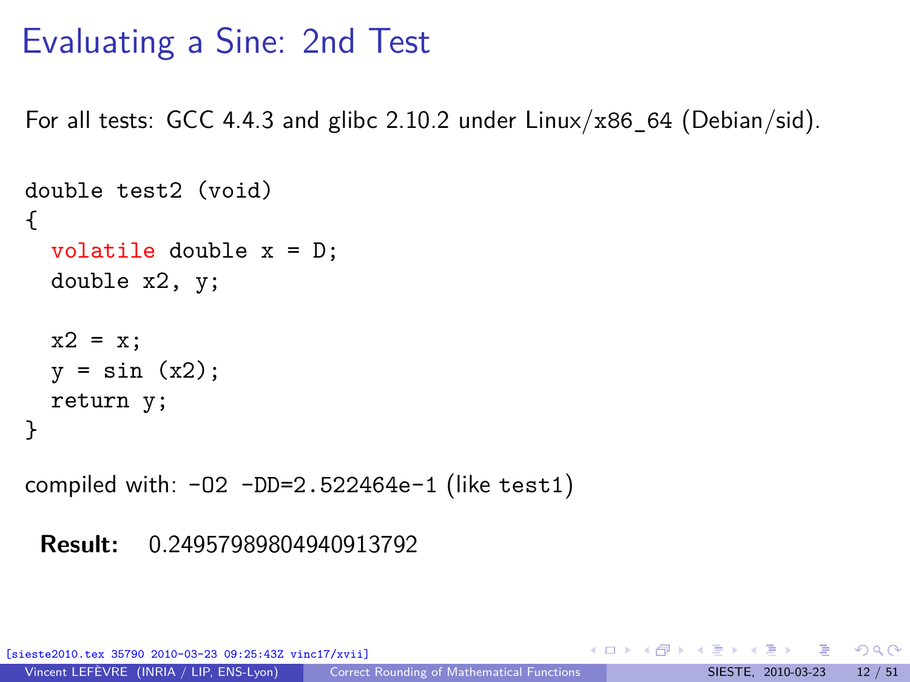# Evaluating a Sine: 2nd Test

For all tests: GCC 4.4.3 and glibc 2.10.2 under Linux/x86_64 (Debian/sid).

```
double test2 (void)
{
  volatile double x = D;
  double x2, y;

  x2 = x;
  y = sin (x2);
  return y;
}
```

compiled with: `-O2 -DD=2.522464e-1` (like `test1`)

**Result:** 0.24957989804940913792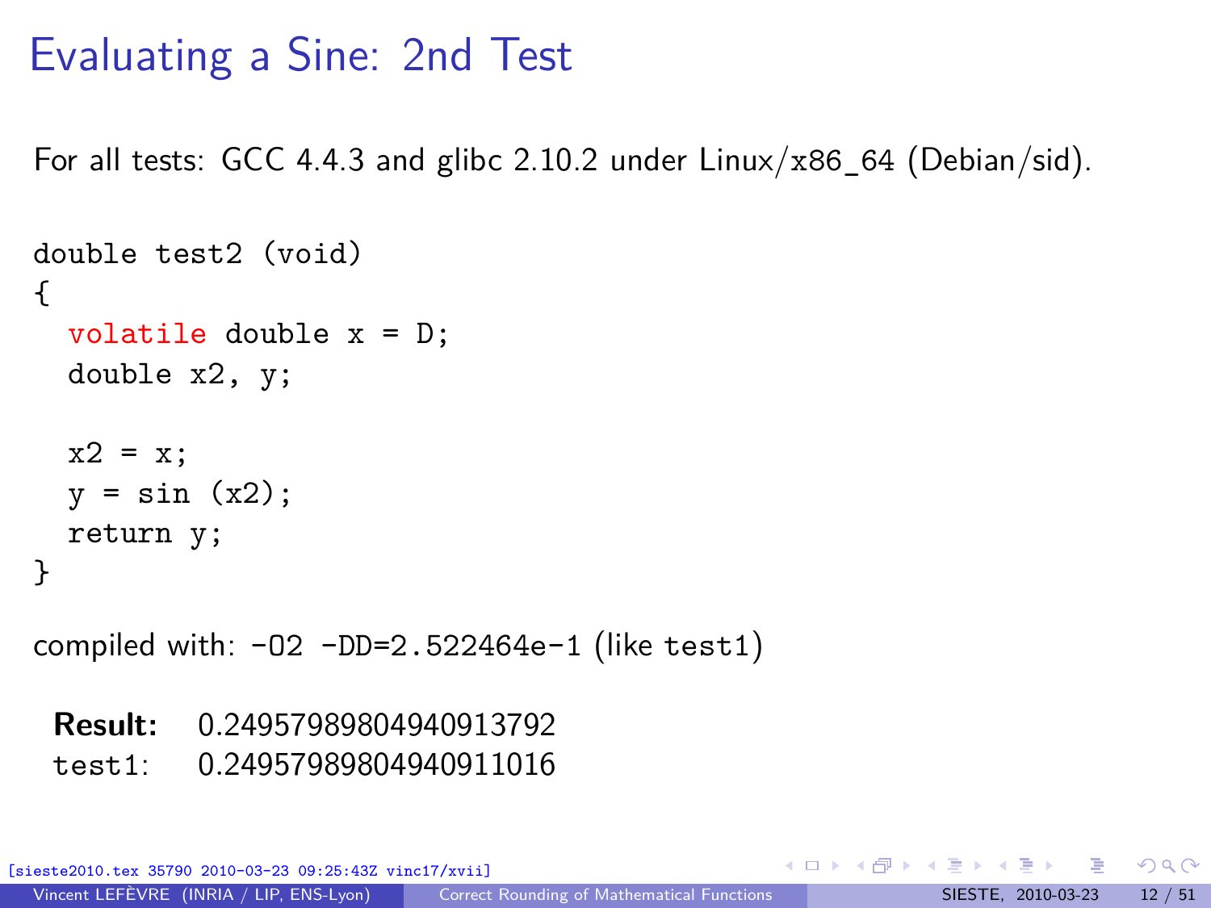# Evaluating a Sine: 2nd Test

For all tests: GCC 4.4.3 and glibc 2.10.2 under Linux/x86_64 (Debian/sid).

```
double test2 (void)
{
  volatile double x = D;
  double x2, y;

  x2 = x;
  y = sin (x2);
  return y;
}
```

compiled with: `-O2 -DD=2.522464e-1` (like `test1`)

**Result:** 0.24957989804940913792
`test1`: 0.24957989804940911016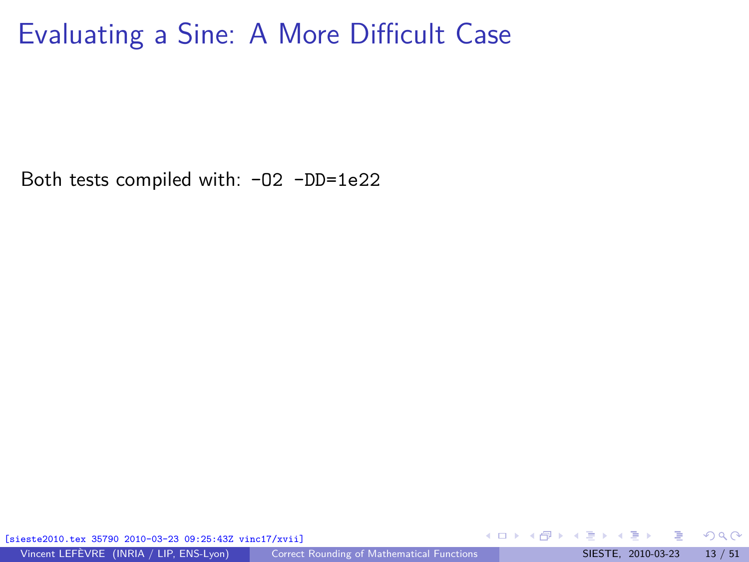# Evaluating a Sine: A More Difficult Case

Both tests compiled with: `-O2 -DD=1e22`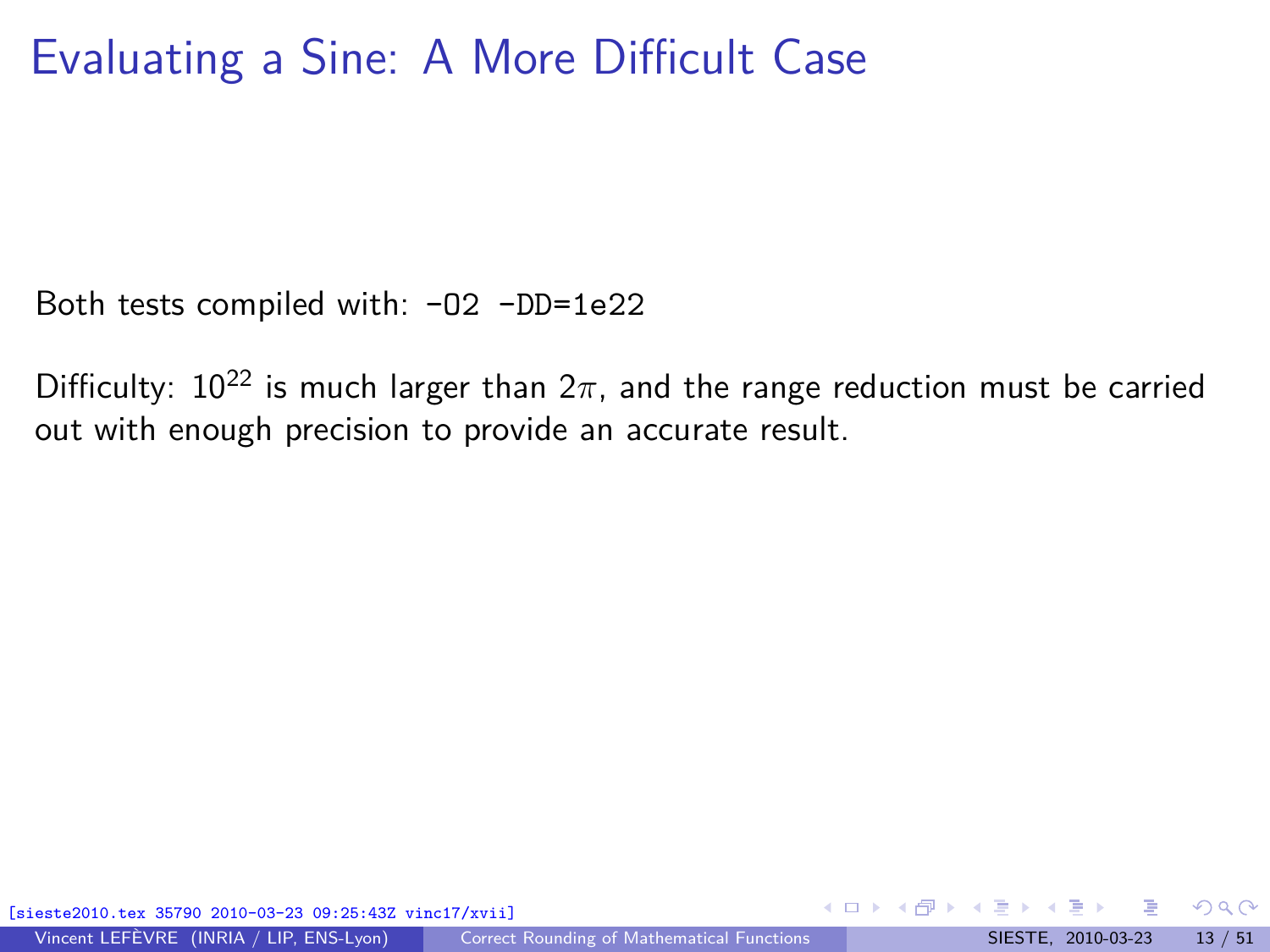# Evaluating a Sine: A More Difficult Case

Both tests compiled with: `-O2 -DD=1e22`

Difficulty: $10^{22}$ is much larger than $2\pi$, and the range reduction must be carried out with enough precision to provide an accurate result.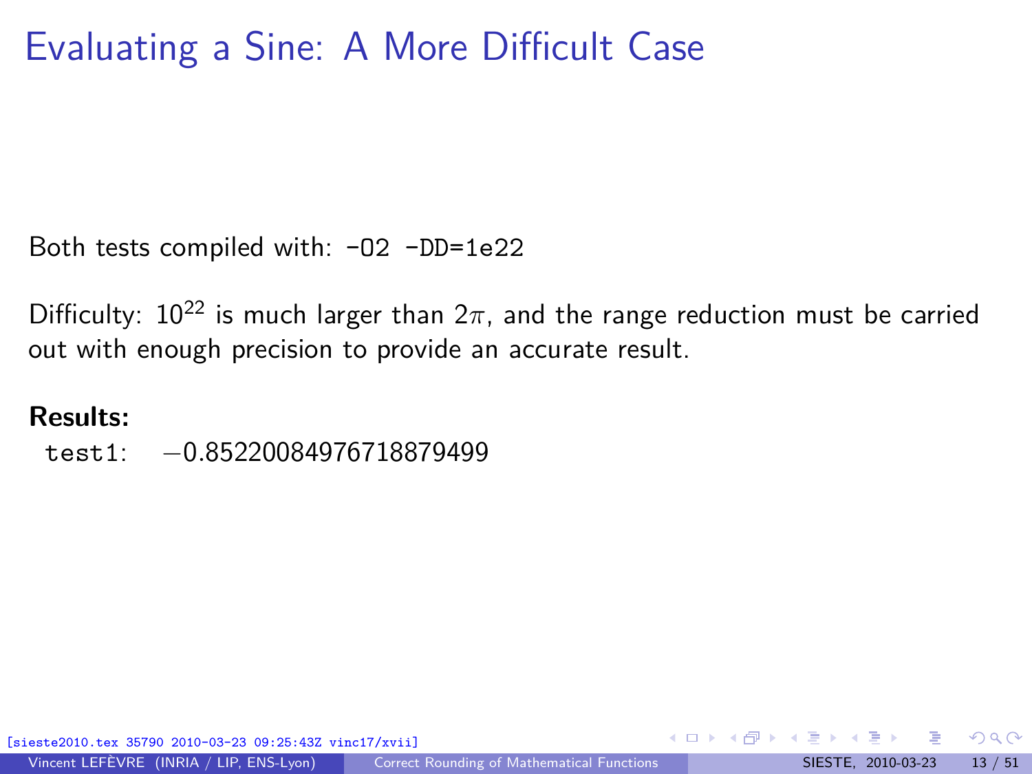# Evaluating a Sine: A More Difficult Case

Both tests compiled with: `-O2 -DD=1e22`

Difficulty: $10^{22}$ is much larger than $2\pi$, and the range reduction must be carried out with enough precision to provide an accurate result.

**Results:**

`test1`: $-0.8522008497671888$9499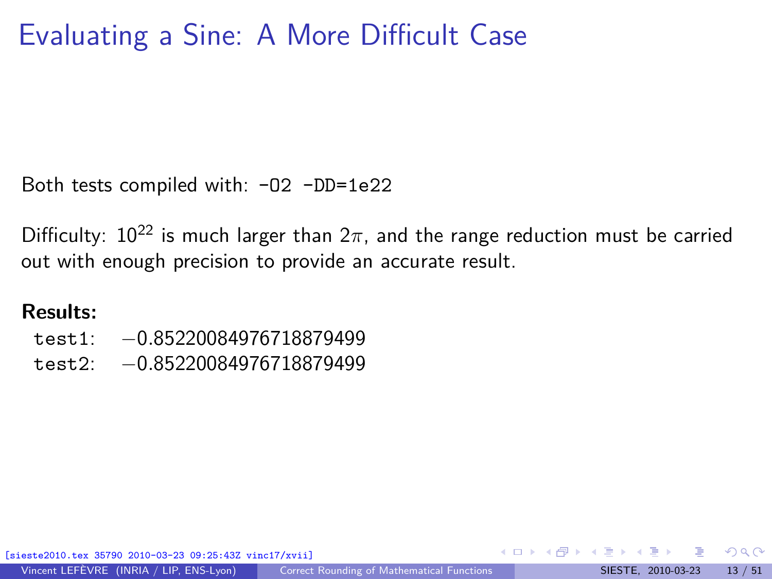# Evaluating a Sine: A More Difficult Case

Both tests compiled with: `-O2 -DD=1e22`

Difficulty: $10^{22}$ is much larger than $2\pi$, and the range reduction must be carried out with enough precision to provide an accurate result.

**Results:**

- `test1`: $-0.8522008497671888\,79499$
- `test2`: $-0.8522008497671888\,79499$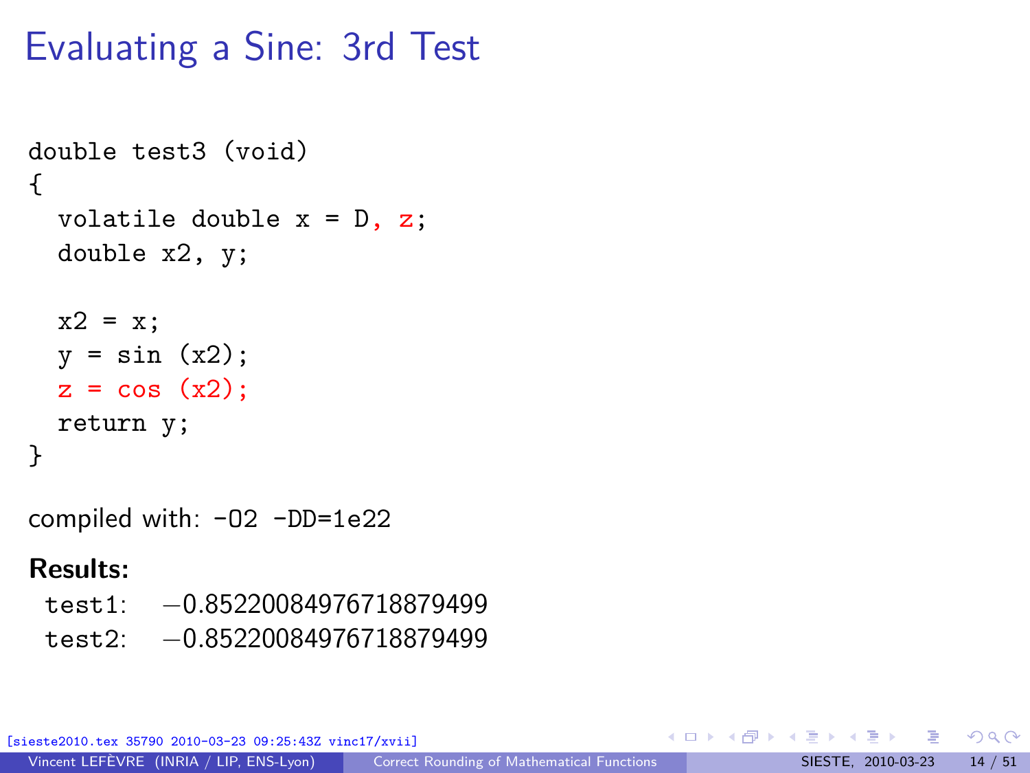# Evaluating a Sine: 3rd Test

```
double test3 (void)
{
  volatile double x = D, z;
  double x2, y;

  x2 = x;
  y = sin (x2);
  z = cos (x2);
  return y;
}
```

compiled with: `-O2 -DD=1e22`

**Results:**

test1: −0.8522008497671888 9499

test2: −0.8522008497671888 9499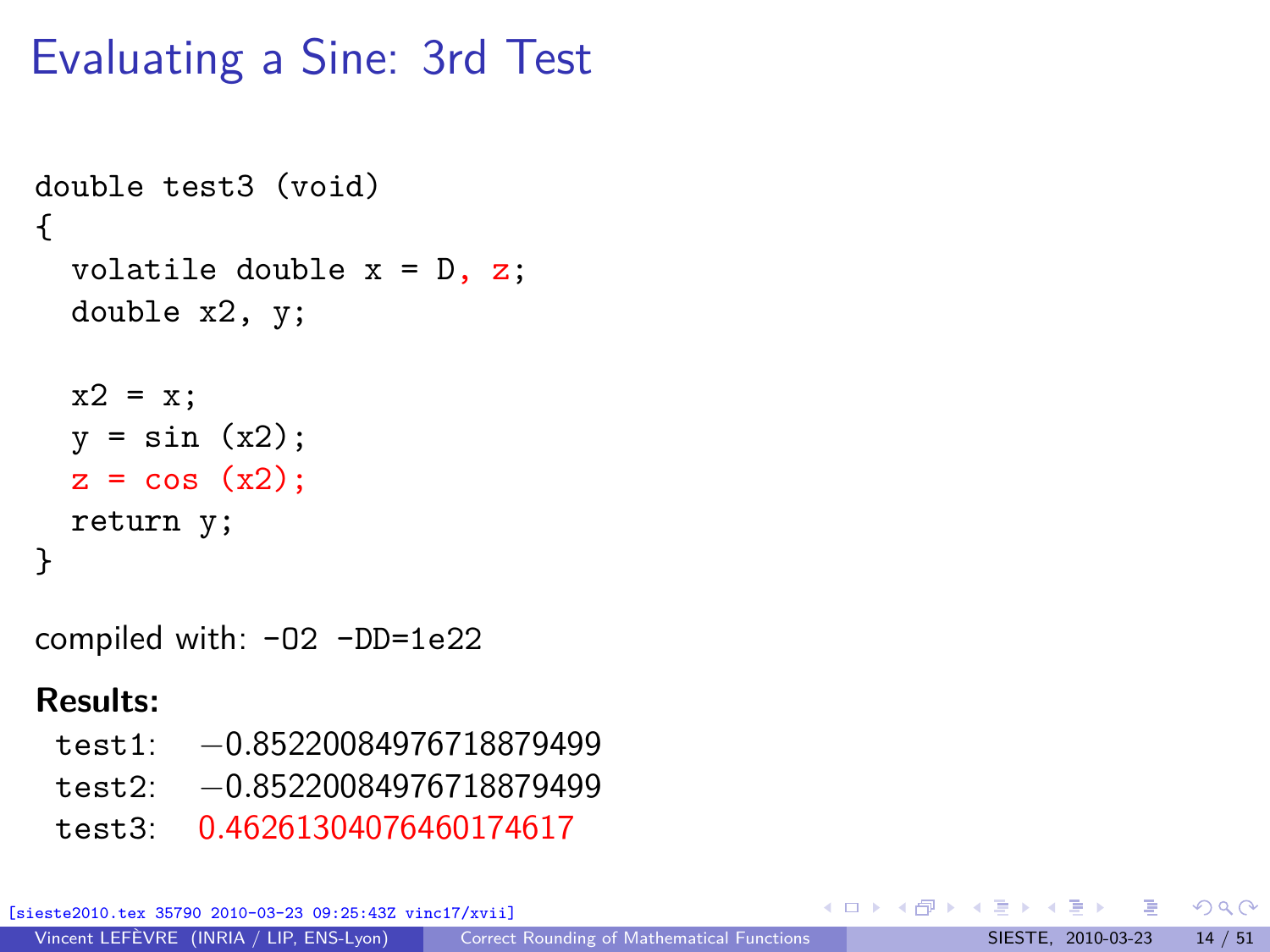# Evaluating a Sine: 3rd Test

```
double test3 (void)
{
  volatile double x = D, z;
  double x2, y;

  x2 = x;
  y = sin (x2);
  z = cos (x2);
  return y;
}
```

compiled with: `-O2 -DD=1e22`

**Results:**

test1: −0.8522008497671888 9499

test2: −0.8522008497671888 9499

test3: 0.46261304076460174617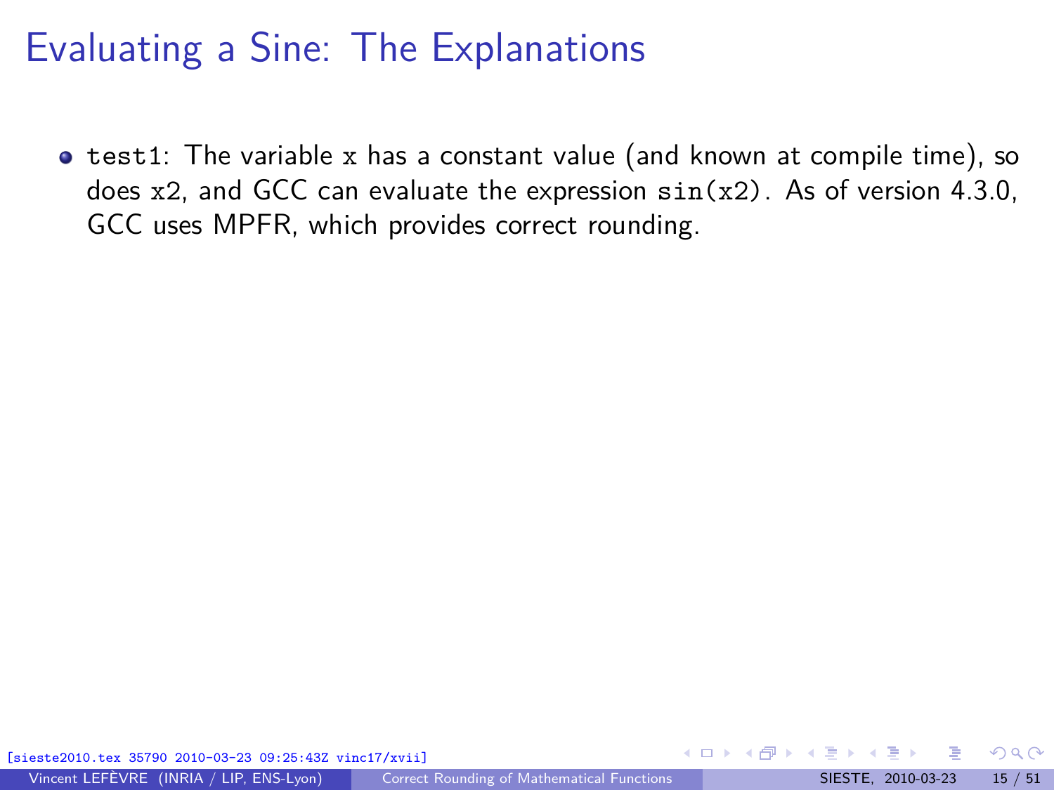# Evaluating a Sine: The Explanations

- `test1`: The variable `x` has a constant value (and known at compile time), so does `x2`, and GCC can evaluate the expression `sin(x2)`. As of version 4.3.0, GCC uses MPFR, which provides correct rounding.

[sieste2010.tex 35790 2010-03-23 09:25:43Z vinc17/xvii]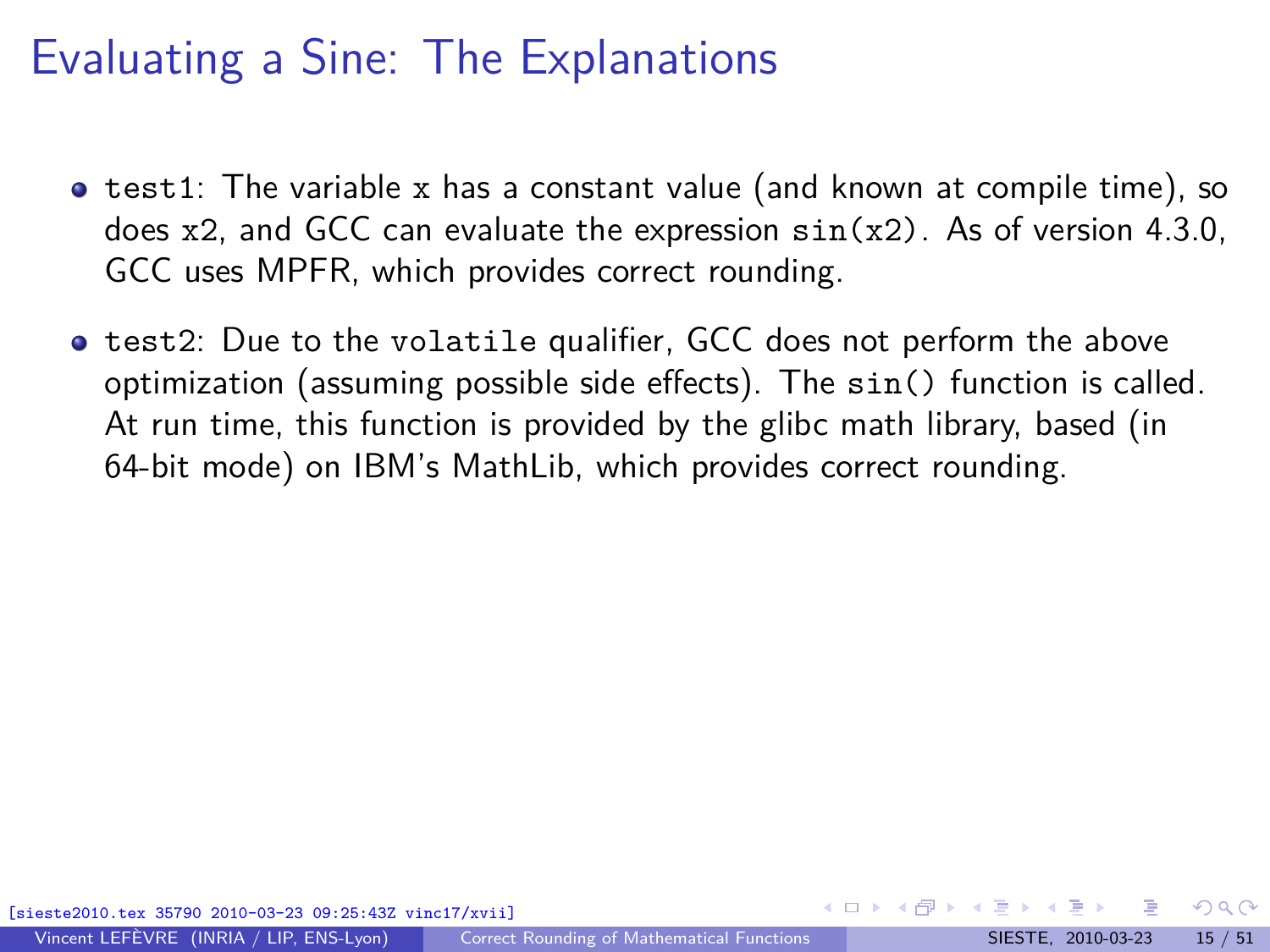# Evaluating a Sine: The Explanations

- `test1`: The variable `x` has a constant value (and known at compile time), so does `x2`, and GCC can evaluate the expression `sin(x2)`. As of version 4.3.0, GCC uses MPFR, which provides correct rounding.
- `test2`: Due to the `volatile` qualifier, GCC does not perform the above optimization (assuming possible side effects). The `sin()` function is called. At run time, this function is provided by the glibc math library, based (in 64-bit mode) on IBM's MathLib, which provides correct rounding.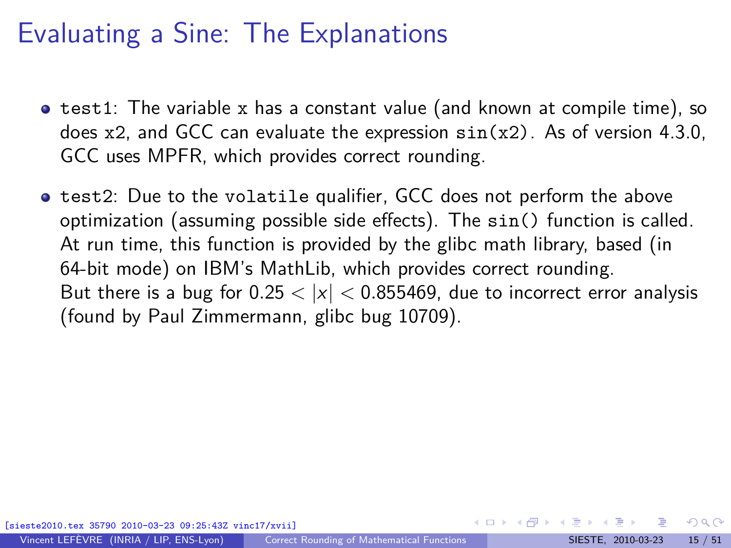# Evaluating a Sine: The Explanations

- `test1`: The variable `x` has a constant value (and known at compile time), so does `x2`, and GCC can evaluate the expression `sin(x2)`. As of version 4.3.0, GCC uses MPFR, which provides correct rounding.
- `test2`: Due to the `volatile` qualifier, GCC does not perform the above optimization (assuming possible side effects). The `sin()` function is called. At run time, this function is provided by the glibc math library, based (in 64-bit mode) on IBM's MathLib, which provides correct rounding. But there is a bug for $0.25 < |x| < 0.855469$, due to incorrect error analysis (found by Paul Zimmermann, glibc bug 10709).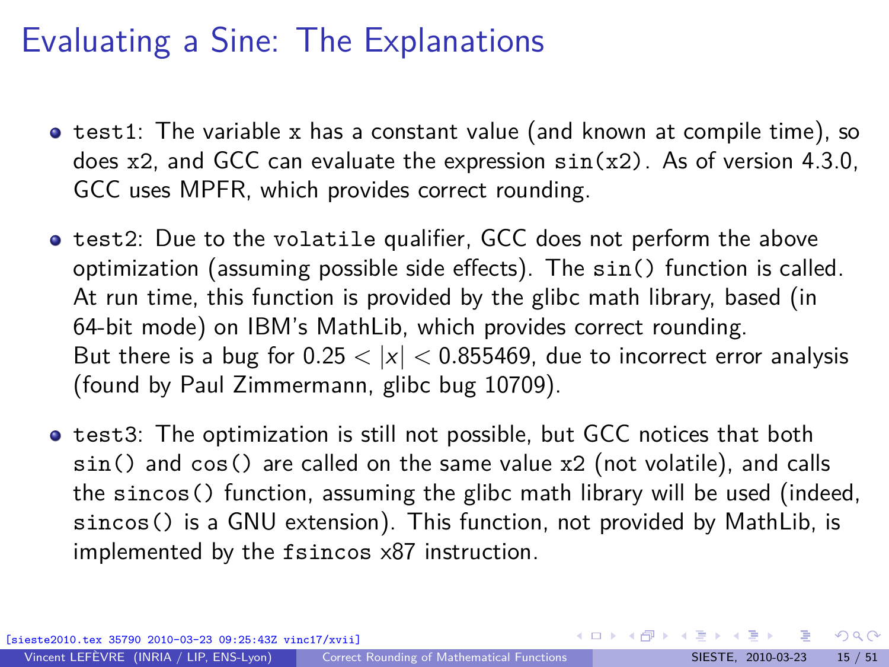# Evaluating a Sine: The Explanations

- `test1`: The variable `x` has a constant value (and known at compile time), so does `x2`, and GCC can evaluate the expression `sin(x2)`. As of version 4.3.0, GCC uses MPFR, which provides correct rounding.
- `test2`: Due to the `volatile` qualifier, GCC does not perform the above optimization (assuming possible side effects). The `sin()` function is called. At run time, this function is provided by the glibc math library, based (in 64-bit mode) on IBM's MathLib, which provides correct rounding. But there is a bug for $0.25 < |x| < 0.855469$, due to incorrect error analysis (found by Paul Zimmermann, glibc bug 10709).
- `test3`: The optimization is still not possible, but GCC notices that both `sin()` and `cos()` are called on the same value `x2` (not volatile), and calls the `sincos()` function, assuming the glibc math library will be used (indeed, `sincos()` is a GNU extension). This function, not provided by MathLib, is implemented by the `fsincos` x87 instruction.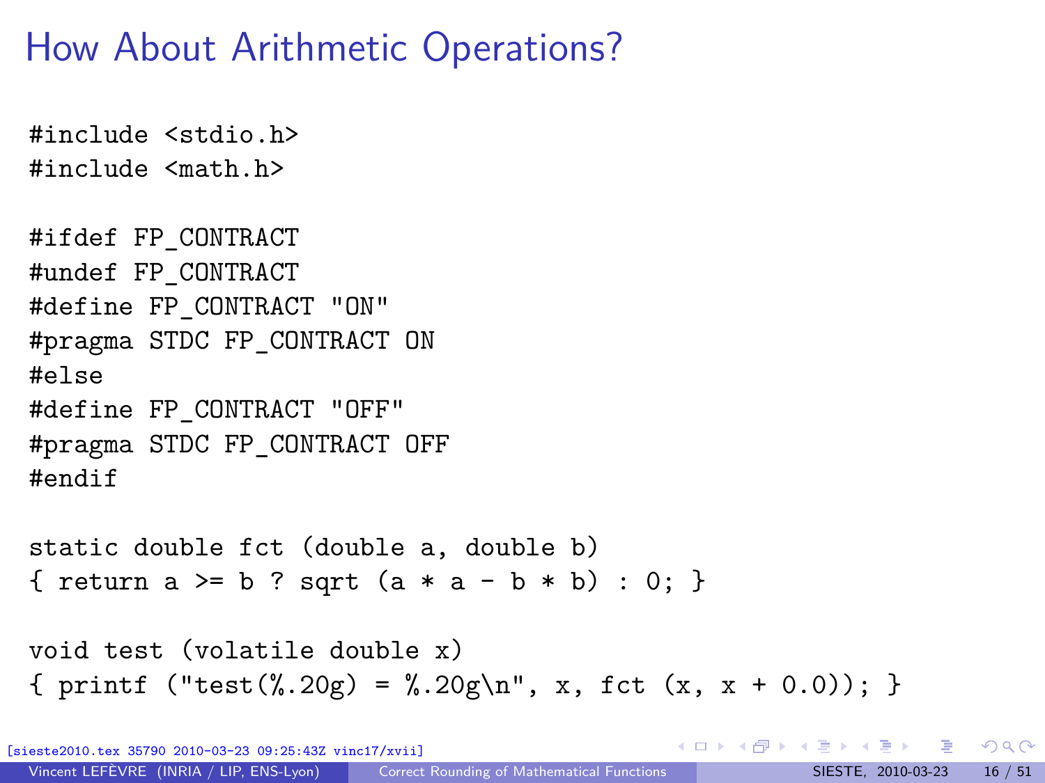# How About Arithmetic Operations?

```
#include <stdio.h>
#include <math.h>

#ifdef FP_CONTRACT
#undef FP_CONTRACT
#define FP_CONTRACT "ON"
#pragma STDC FP_CONTRACT ON
#else
#define FP_CONTRACT "OFF"
#pragma STDC FP_CONTRACT OFF
#endif

static double fct (double a, double b)
{ return a >= b ? sqrt (a * a - b * b) : 0; }

void test (volatile double x)
{ printf ("test(%.20g) = %.20g\n", x, fct (x, x + 0.0)); }
```

[sieste2010.tex 35790 2010-03-23 09:25:43Z vinc17/xvii]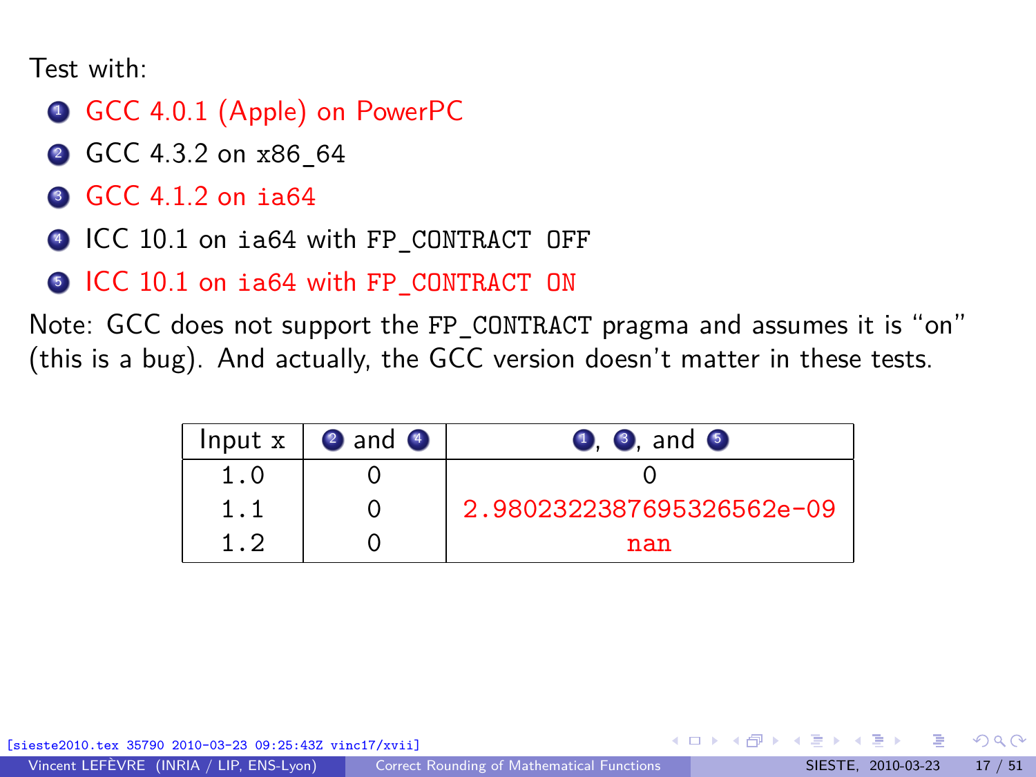Test with:

1. GCC 4.0.1 (Apple) on PowerPC
2. GCC 4.3.2 on `x86_64`
3. GCC 4.1.2 on `ia64`
4. ICC 10.1 on `ia64` with `FP_CONTRACT OFF`
5. ICC 10.1 on `ia64` with `FP_CONTRACT ON`

Note: GCC does not support the `FP_CONTRACT` pragma and assumes it is "on" (this is a bug). And actually, the GCC version doesn't matter in these tests.

| Input x | 2 and 4 | 1, 3, and 5 |
|---|---|---|
| 1.0 | 0 | 0 |
| 1.1 | 0 | 2.9802322387695326562e-09 |
| 1.2 | 0 | nan |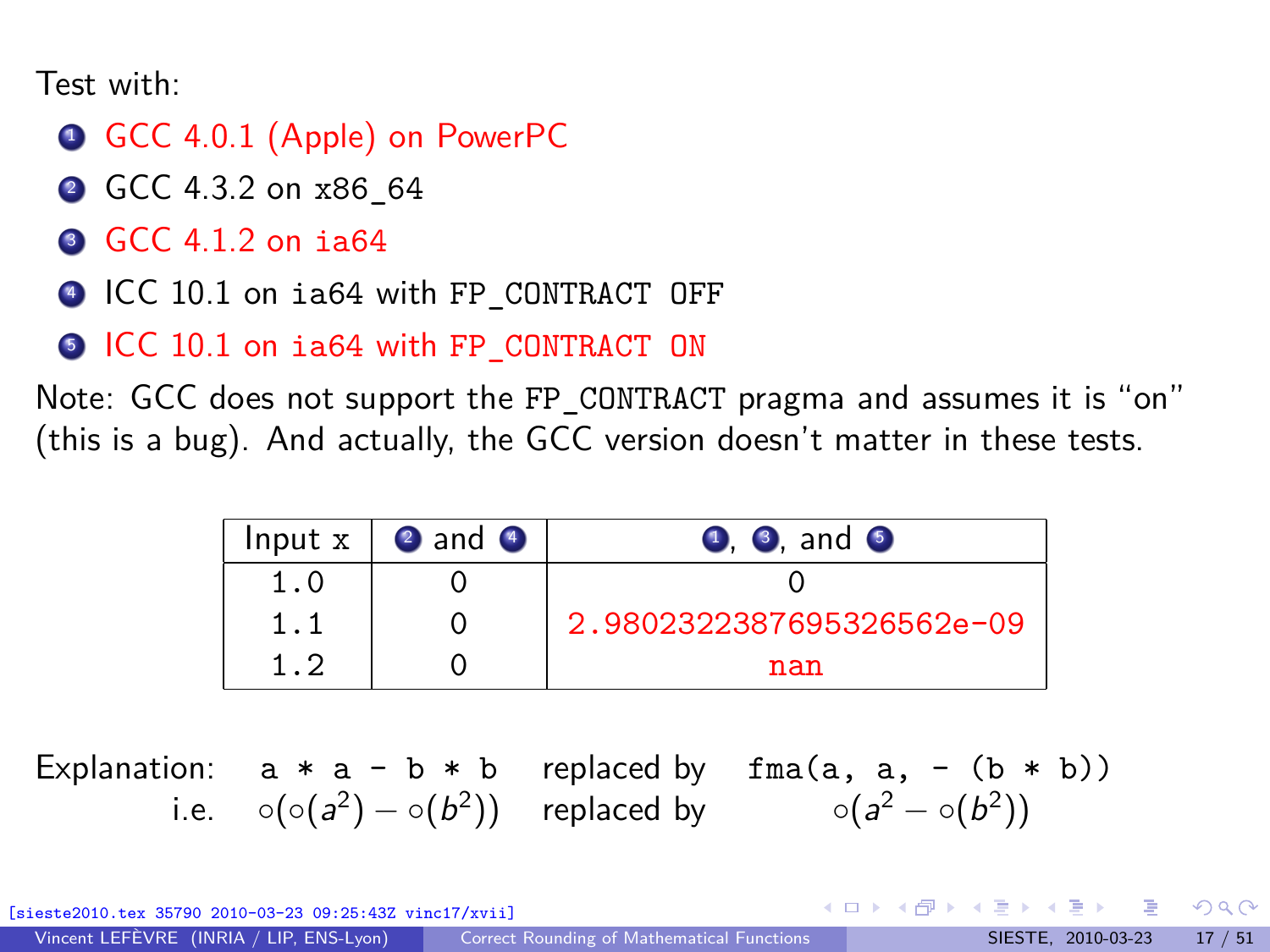Test with:

1. GCC 4.0.1 (Apple) on PowerPC
2. GCC 4.3.2 on x86_64
3. GCC 4.1.2 on ia64
4. ICC 10.1 on ia64 with FP_CONTRACT OFF
5. ICC 10.1 on ia64 with FP_CONTRACT ON

Note: GCC does not support the FP_CONTRACT pragma and assumes it is "on" (this is a bug). And actually, the GCC version doesn't matter in these tests.

| Input x | 2 and 4 | 1, 3, and 5 |
|---|---|---|
| 1.0 | 0 | 0 |
| 1.1 | 0 | 2.9802322387695326562e-09 |
| 1.2 | 0 | nan |

Explanation: `a * a - b * b` replaced by `fma(a, a, - (b * b))`

i.e. $\circ(\circ(a^2) - \circ(b^2))$ replaced by $\circ(a^2 - \circ(b^2))$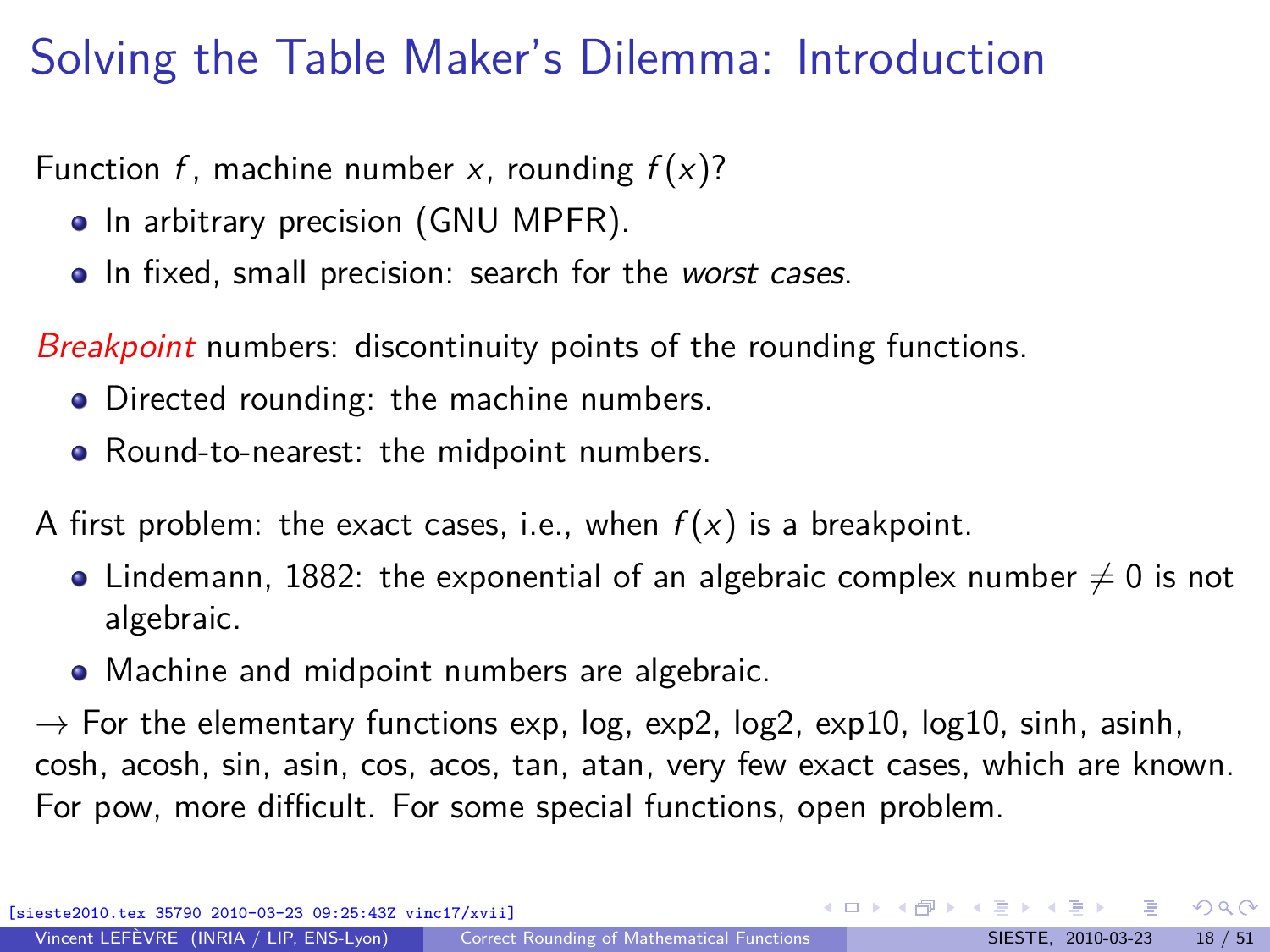# Solving the Table Maker's Dilemma: Introduction

Function $f$, machine number $x$, rounding $f(x)$?

- In arbitrary precision (GNU MPFR).
- In fixed, small precision: search for the *worst cases*.

*Breakpoint* numbers: discontinuity points of the rounding functions.

- Directed rounding: the machine numbers.
- Round-to-nearest: the midpoint numbers.

A first problem: the exact cases, i.e., when $f(x)$ is a breakpoint.

- Lindemann, 1882: the exponential of an algebraic complex number $\neq 0$ is not algebraic.
- Machine and midpoint numbers are algebraic.

$\rightarrow$ For the elementary functions exp, log, exp2, log2, exp10, log10, sinh, asinh, cosh, acosh, sin, asin, cos, acos, tan, atan, very few exact cases, which are known. For pow, more difficult. For some special functions, open problem.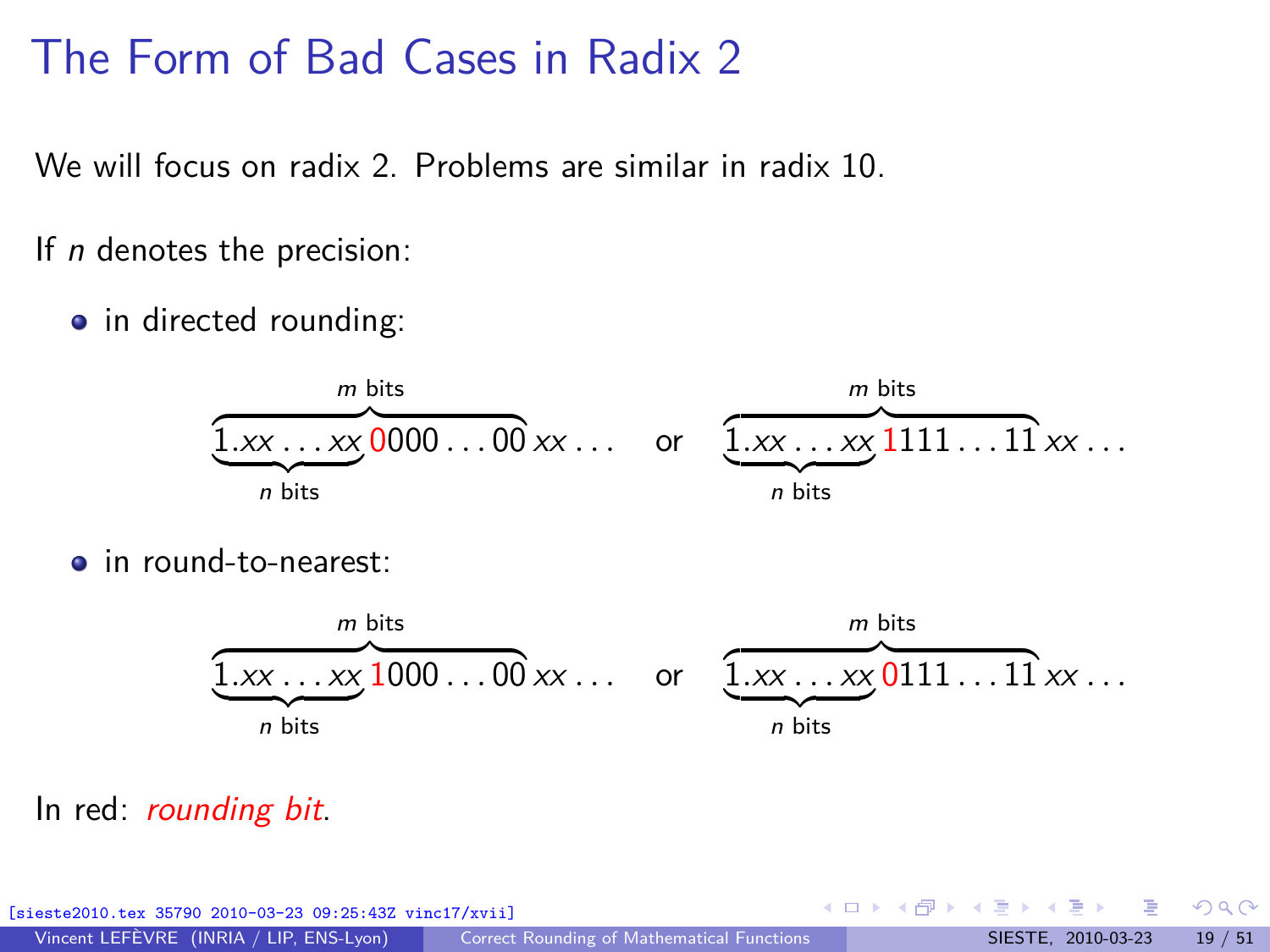# The Form of Bad Cases in Radix 2

We will focus on radix 2. Problems are similar in radix 10.

If $n$ denotes the precision:

- in directed rounding:

$$\overbrace{\underbrace{1.xx\ldots xx}_{n \text{ bits}}{\color{red}0}000\ldots00}^{m \text{ bits}}\,xx\ldots \quad \text{or} \quad \overbrace{\underbrace{1.xx\ldots xx}_{n \text{ bits}}{\color{red}1}111\ldots11}^{m \text{ bits}}\,xx\ldots$$

- in round-to-nearest:

$$\overbrace{\underbrace{1.xx\ldots xx}_{n \text{ bits}}{\color{red}1}000\ldots00}^{m \text{ bits}}\,xx\ldots \quad \text{or} \quad \overbrace{\underbrace{1.xx\ldots xx}_{n \text{ bits}}{\color{red}0}111\ldots11}^{m \text{ bits}}\,xx\ldots$$

In red: *rounding bit*.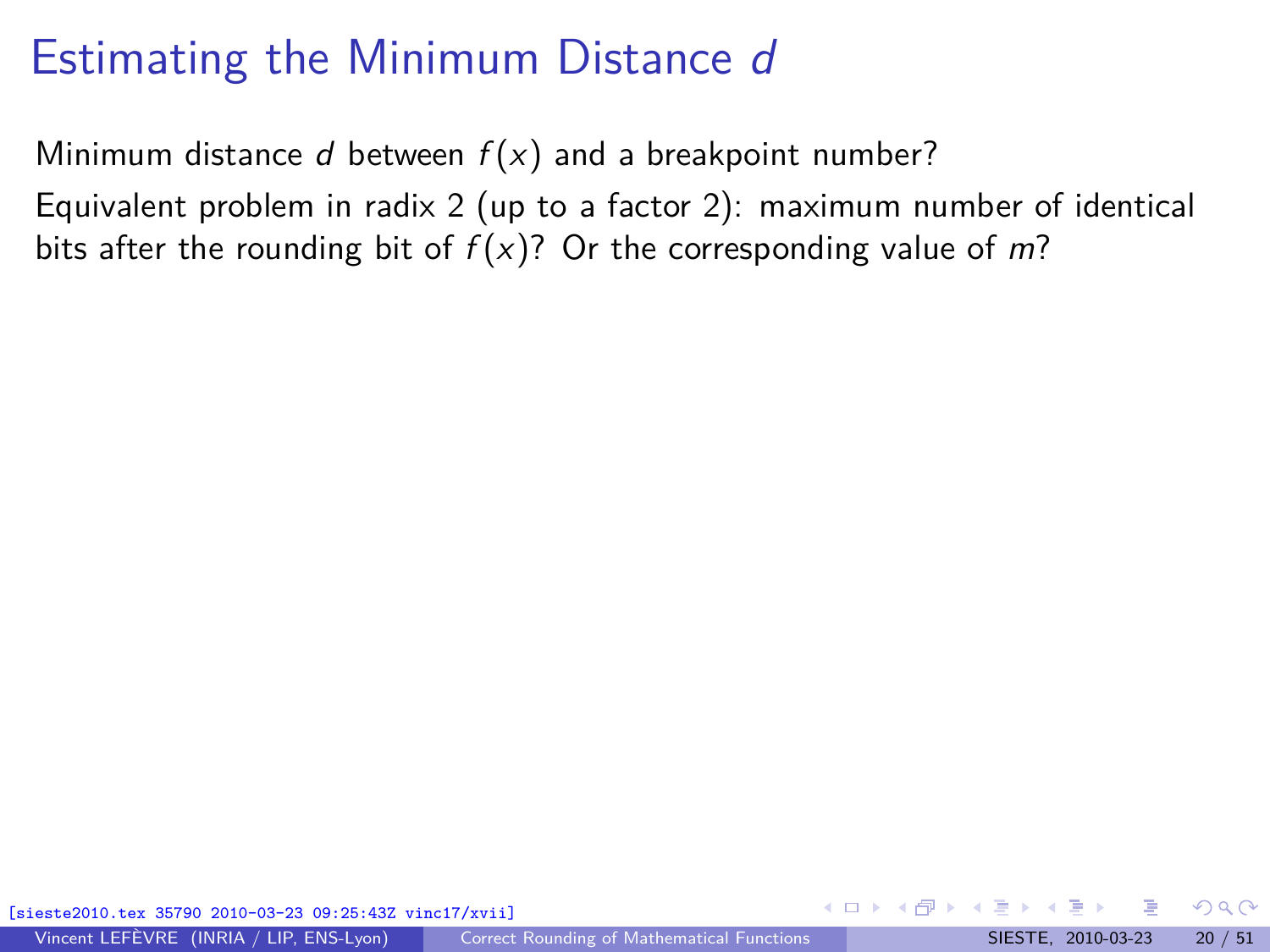# Estimating the Minimum Distance $d$

Minimum distance $d$ between $f(x)$ and a breakpoint number?

Equivalent problem in radix 2 (up to a factor 2): maximum number of identical bits after the rounding bit of $f(x)$? Or the corresponding value of $m$?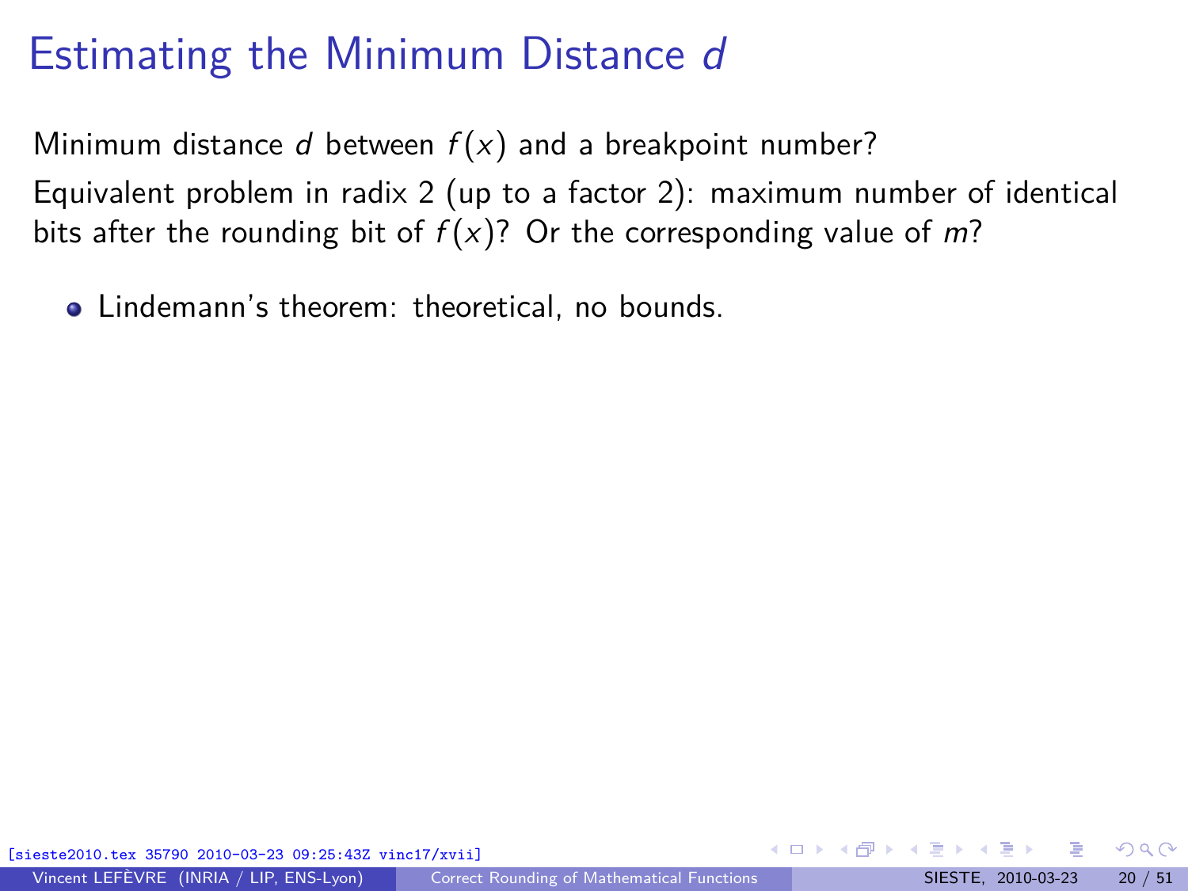# Estimating the Minimum Distance $d$

Minimum distance $d$ between $f(x)$ and a breakpoint number?

Equivalent problem in radix 2 (up to a factor 2): maximum number of identical bits after the rounding bit of $f(x)$? Or the corresponding value of $m$?

- Lindemann's theorem: theoretical, no bounds.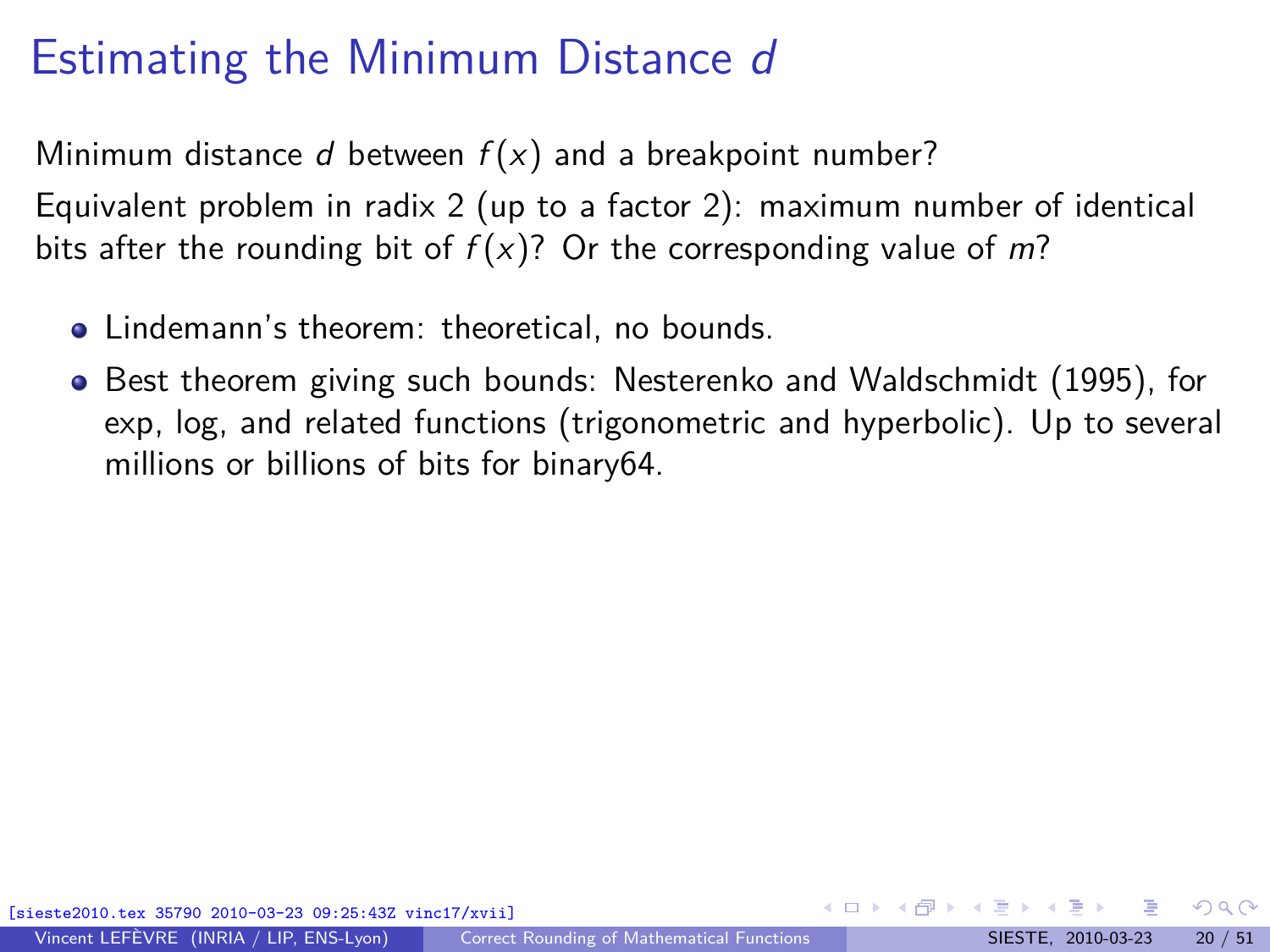# Estimating the Minimum Distance $d$

Minimum distance $d$ between $f(x)$ and a breakpoint number?

Equivalent problem in radix 2 (up to a factor 2): maximum number of identical bits after the rounding bit of $f(x)$? Or the corresponding value of $m$?

- Lindemann's theorem: theoretical, no bounds.
- Best theorem giving such bounds: Nesterenko and Waldschmidt (1995), for exp, log, and related functions (trigonometric and hyperbolic). Up to several millions or billions of bits for binary64.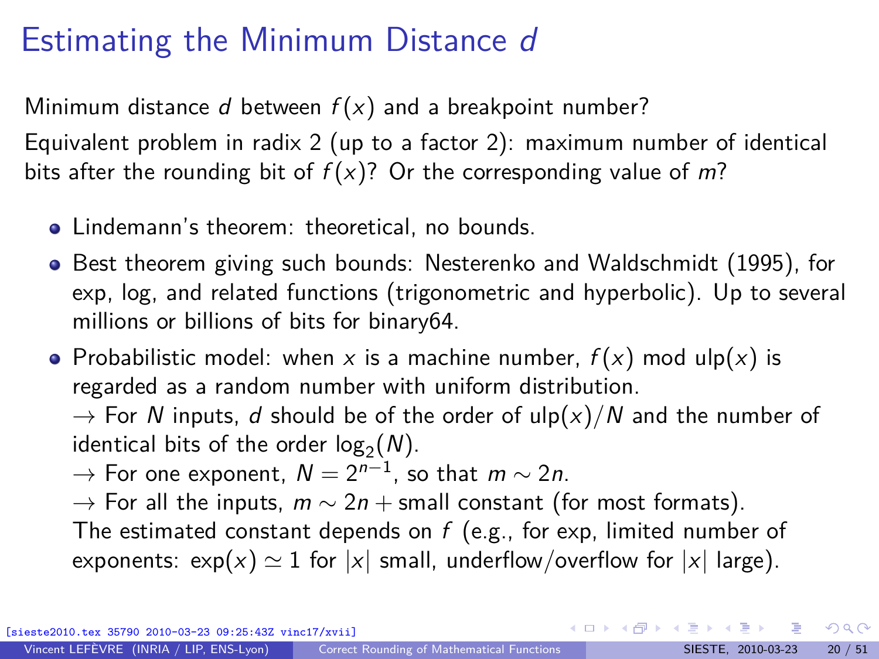# Estimating the Minimum Distance $d$

Minimum distance $d$ between $f(x)$ and a breakpoint number?

Equivalent problem in radix 2 (up to a factor 2): maximum number of identical bits after the rounding bit of $f(x)$? Or the corresponding value of $m$?

- Lindemann's theorem: theoretical, no bounds.
- Best theorem giving such bounds: Nesterenko and Waldschmidt (1995), for exp, log, and related functions (trigonometric and hyperbolic). Up to several millions or billions of bits for binary64.
- Probabilistic model: when $x$ is a machine number, $f(x)$ mod $\mathrm{ulp}(x)$ is regarded as a random number with uniform distribution.
  → For $N$ inputs, $d$ should be of the order of $\mathrm{ulp}(x)/N$ and the number of identical bits of the order $\log_2(N)$.
  → For one exponent, $N = 2^{n-1}$, so that $m \sim 2n$.
  → For all the inputs, $m \sim 2n +$ small constant (for most formats).
  The estimated constant depends on $f$ (e.g., for exp, limited number of exponents: $\exp(x) \simeq 1$ for $|x|$ small, underflow/overflow for $|x|$ large).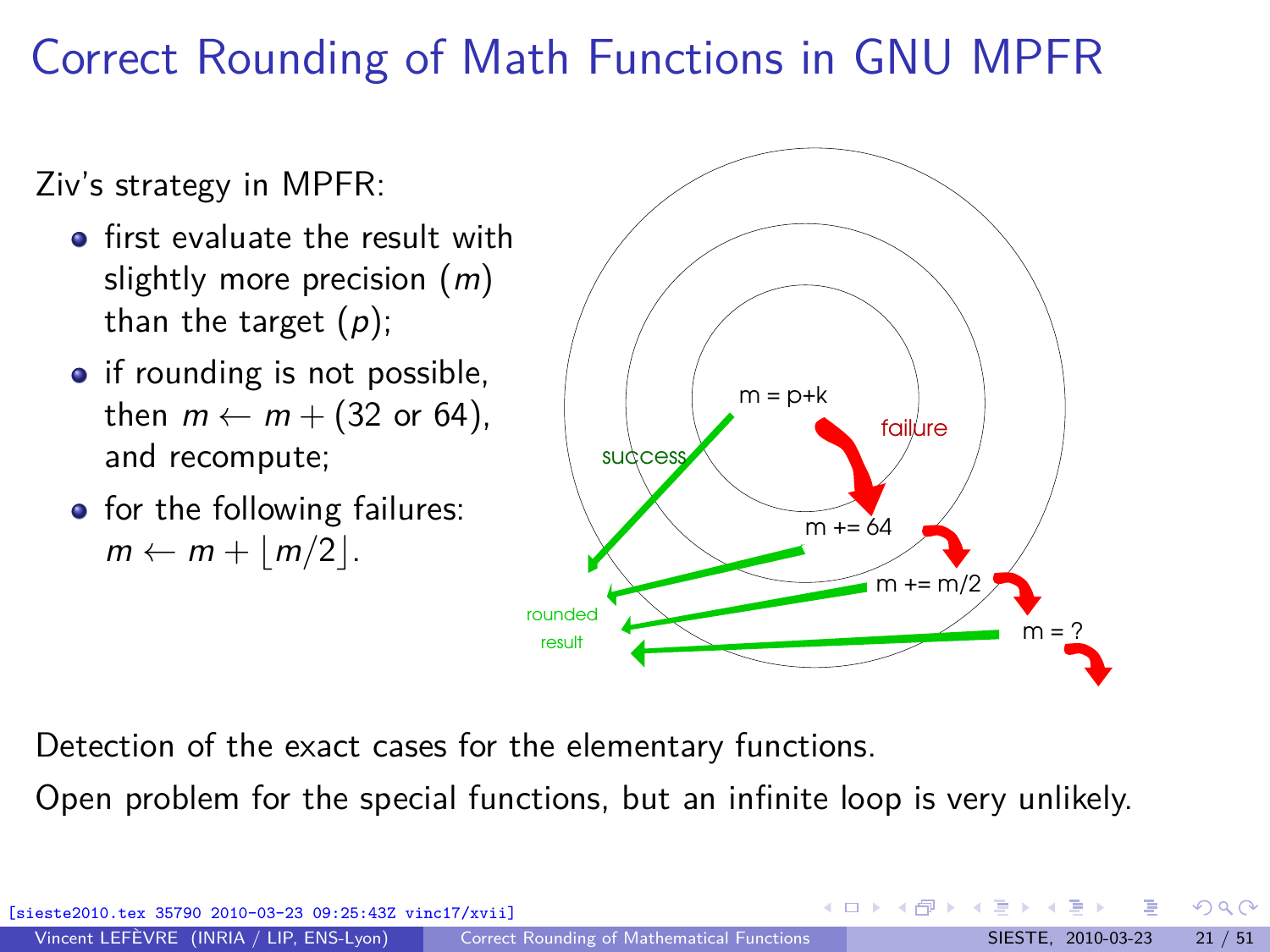# Correct Rounding of Math Functions in GNU MPFR

Ziv's strategy in MPFR:

- first evaluate the result with slightly more precision ($m$) than the target ($p$);
- if rounding is not possible, then $m \leftarrow m + (32 \text{ or } 64)$, and recompute;
- for the following failures: $m \leftarrow m + \lfloor m/2 \rfloor$.

Detection of the exact cases for the elementary functions.

Open problem for the special functions, but an infinite loop is very unlikely.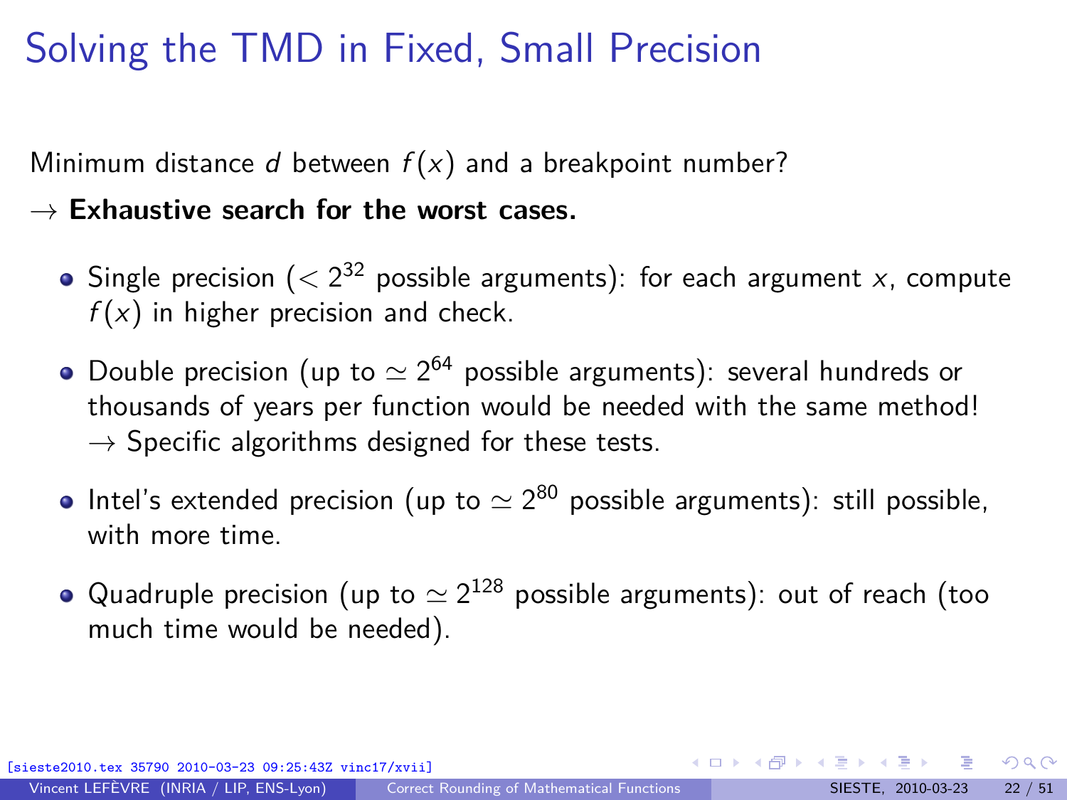# Solving the TMD in Fixed, Small Precision

Minimum distance $d$ between $f(x)$ and a breakpoint number?

→ **Exhaustive search for the worst cases.**

- Single precision ($< 2^{32}$ possible arguments): for each argument $x$, compute $f(x)$ in higher precision and check.
- Double precision (up to $\simeq 2^{64}$ possible arguments): several hundreds or thousands of years per function would be needed with the same method!
  → Specific algorithms designed for these tests.
- Intel's extended precision (up to $\simeq 2^{80}$ possible arguments): still possible, with more time.
- Quadruple precision (up to $\simeq 2^{128}$ possible arguments): out of reach (too much time would be needed).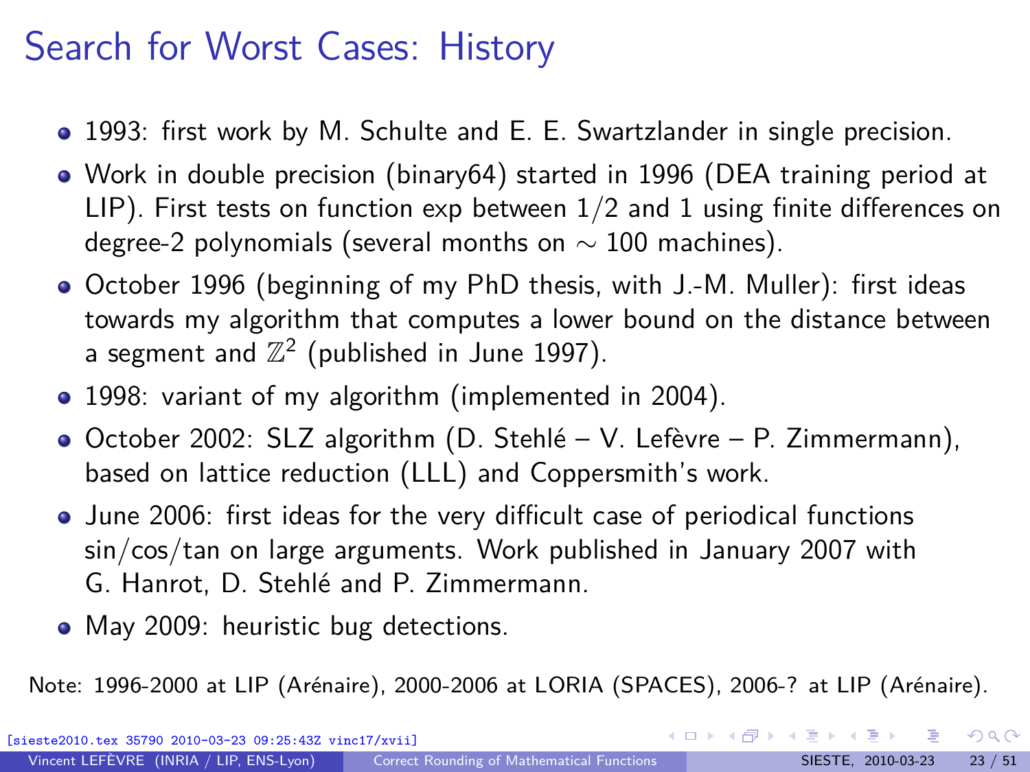# Search for Worst Cases: History

- 1993: first work by M. Schulte and E. E. Swartzlander in single precision.
- Work in double precision (binary64) started in 1996 (DEA training period at LIP). First tests on function exp between $1/2$ and 1 using finite differences on degree-2 polynomials (several months on $\sim 100$ machines).
- October 1996 (beginning of my PhD thesis, with J.-M. Muller): first ideas towards my algorithm that computes a lower bound on the distance between a segment and $\mathbb{Z}^2$ (published in June 1997).
- 1998: variant of my algorithm (implemented in 2004).
- October 2002: SLZ algorithm (D. Stehlé – V. Lefèvre – P. Zimmermann), based on lattice reduction (LLL) and Coppersmith's work.
- June 2006: first ideas for the very difficult case of periodical functions sin/cos/tan on large arguments. Work published in January 2007 with G. Hanrot, D. Stehlé and P. Zimmermann.
- May 2009: heuristic bug detections.

Note: 1996-2000 at LIP (Arénaire), 2000-2006 at LORIA (SPACES), 2006-? at LIP (Arénaire).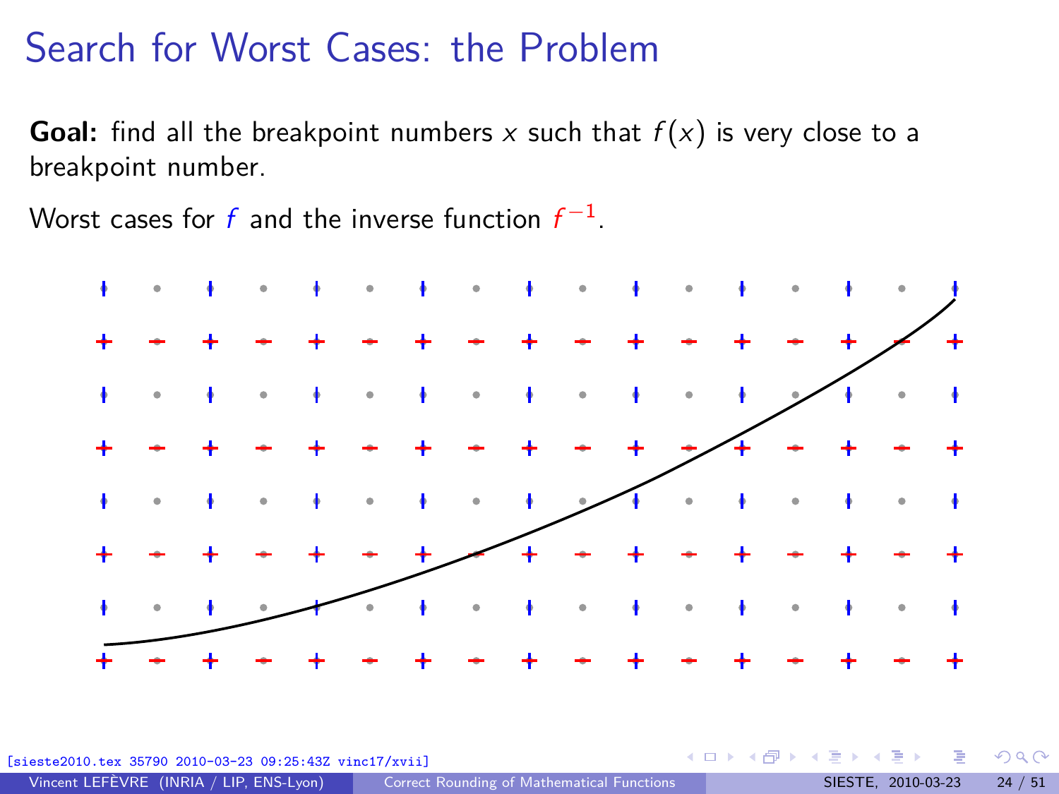# Search for Worst Cases: the Problem

**Goal:** find all the breakpoint numbers $x$ such that $f(x)$ is very close to a breakpoint number.

Worst cases for $f$ and the inverse function $f^{-1}$.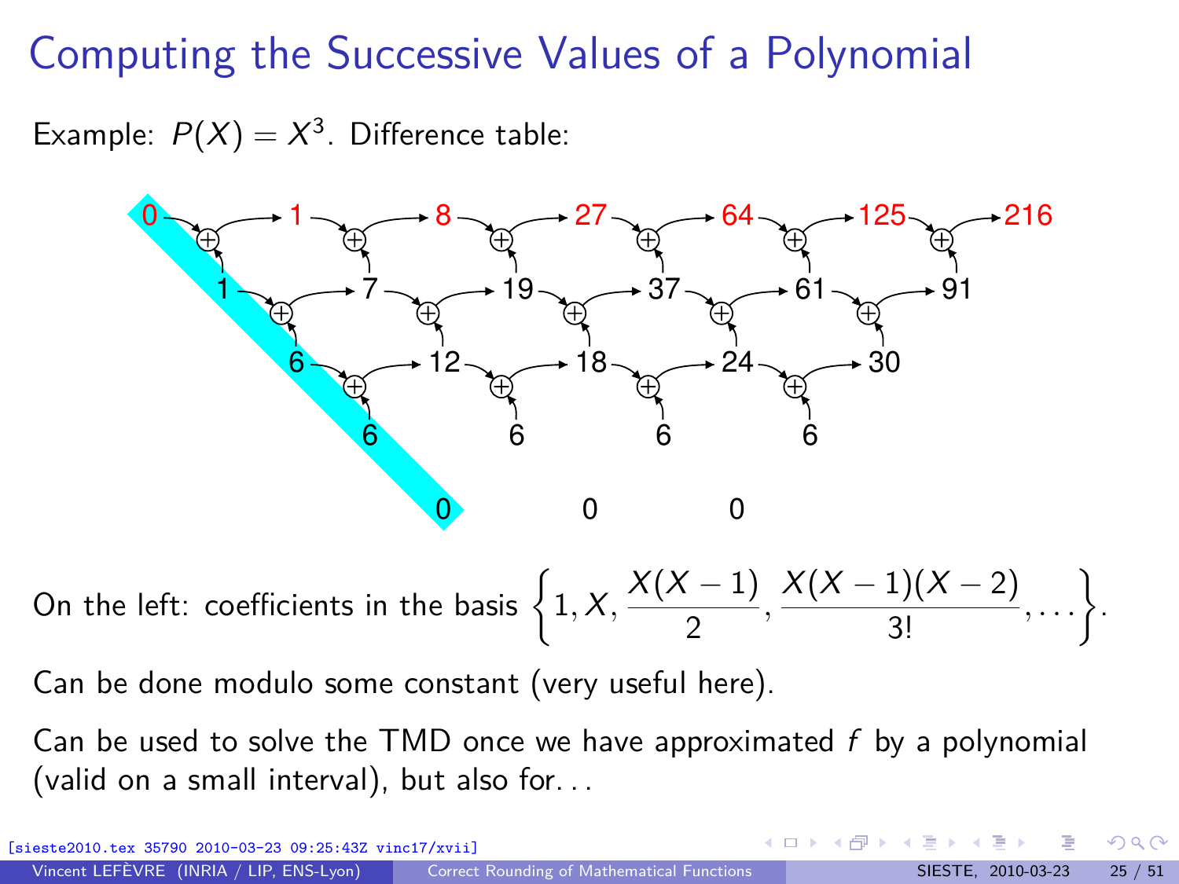# Computing the Successive Values of a Polynomial

Example: $P(X) = X^3$. Difference table:

| 0 | 1 | 8 | 27 | 64 | 125 | 216 |
|---|---|---|---|---|---|---|
| 1 | 7 | 19 | 37 | 61 | 91 | |
| 6 | 12 | 18 | 24 | 30 | | |
| 6 | 6 | 6 | 6 | | | |
| 0 | 0 | 0 | | | | |

On the left: coefficients in the basis $\left\{1, X, \frac{X(X-1)}{2}, \frac{X(X-1)(X-2)}{3!}, \ldots\right\}$.

Can be done modulo some constant (very useful here).

Can be used to solve the TMD once we have approximated $f$ by a polynomial (valid on a small interval), but also for...

[sieste2010.tex 35790 2010-03-23 09:25:43Z vinc17/xvii]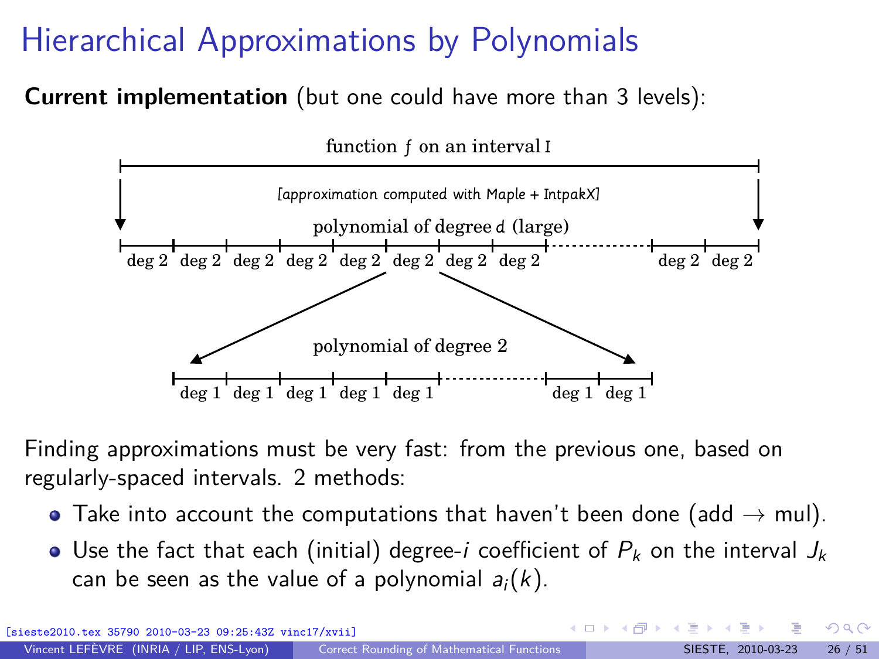# Hierarchical Approximations by Polynomials

**Current implementation** (but one could have more than 3 levels):

function $f$ on an interval $I$

[approximation computed with Maple + IntpakX]

polynomial of degree $d$ (large)

deg 2 | deg 2 | deg 2 | deg 2 | deg 2 | deg 2 | deg 2 | deg 2 | ... | deg 2 | deg 2

polynomial of degree 2

deg 1 | deg 1 | deg 1 | deg 1 | deg 1 | ... | deg 1 | deg 1

Finding approximations must be very fast: from the previous one, based on regularly-spaced intervals. 2 methods:

- Take into account the computations that haven't been done (add $\rightarrow$ mul).
- Use the fact that each (initial) degree-$i$ coefficient of $P_k$ on the interval $J_k$ can be seen as the value of a polynomial $a_i(k)$.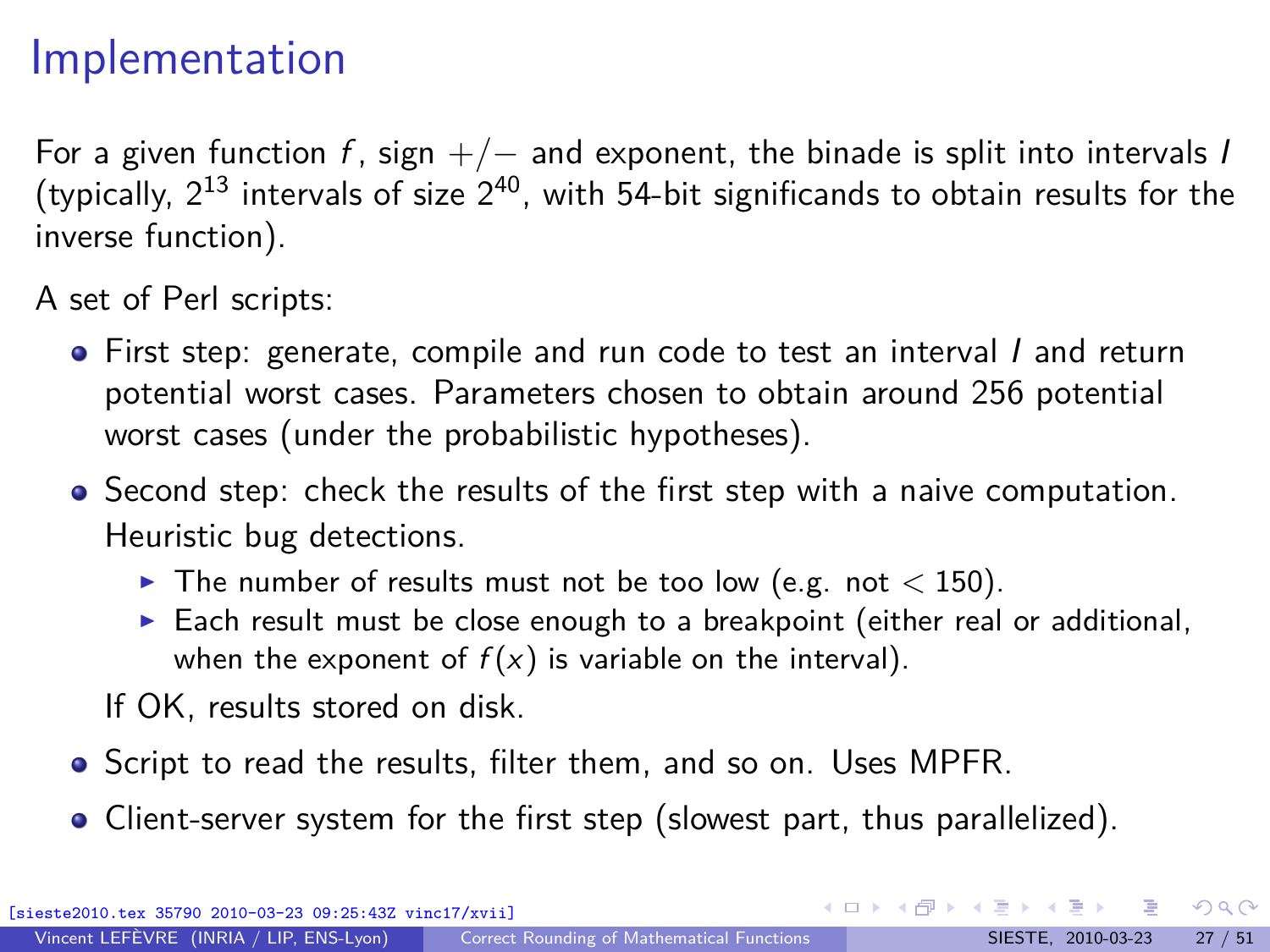# Implementation

For a given function $f$, sign $+/-$ and exponent, the binade is split into intervals $I$ (typically, $2^{13}$ intervals of size $2^{40}$, with 54-bit significands to obtain results for the inverse function).

A set of Perl scripts:

- First step: generate, compile and run code to test an interval $I$ and return potential worst cases. Parameters chosen to obtain around 256 potential worst cases (under the probabilistic hypotheses).
- Second step: check the results of the first step with a naive computation. Heuristic bug detections.
  - The number of results must not be too low (e.g. not $< 150$).
  - Each result must be close enough to a breakpoint (either real or additional, when the exponent of $f(x)$ is variable on the interval).

  If OK, results stored on disk.
- Script to read the results, filter them, and so on. Uses MPFR.
- Client-server system for the first step (slowest part, thus parallelized).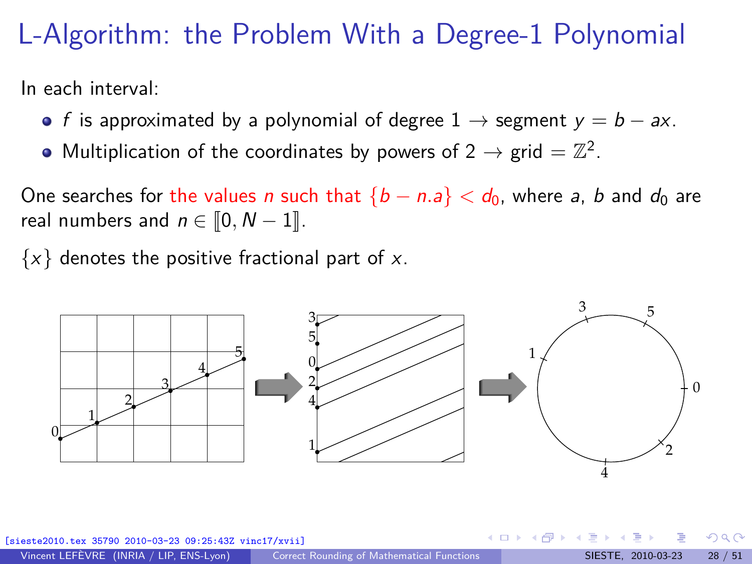# L-Algorithm: the Problem With a Degree-1 Polynomial

In each interval:

- $f$ is approximated by a polynomial of degree $1 \rightarrow$ segment $y = b - ax$.
- Multiplication of the coordinates by powers of $2 \rightarrow$ grid $= \mathbb{Z}^2$.

One searches for the values $n$ such that $\{b - n.a\} < d_0$, where $a$, $b$ and $d_0$ are real numbers and $n \in [\![0, N-1]\!]$.

$\{x\}$ denotes the positive fractional part of $x$.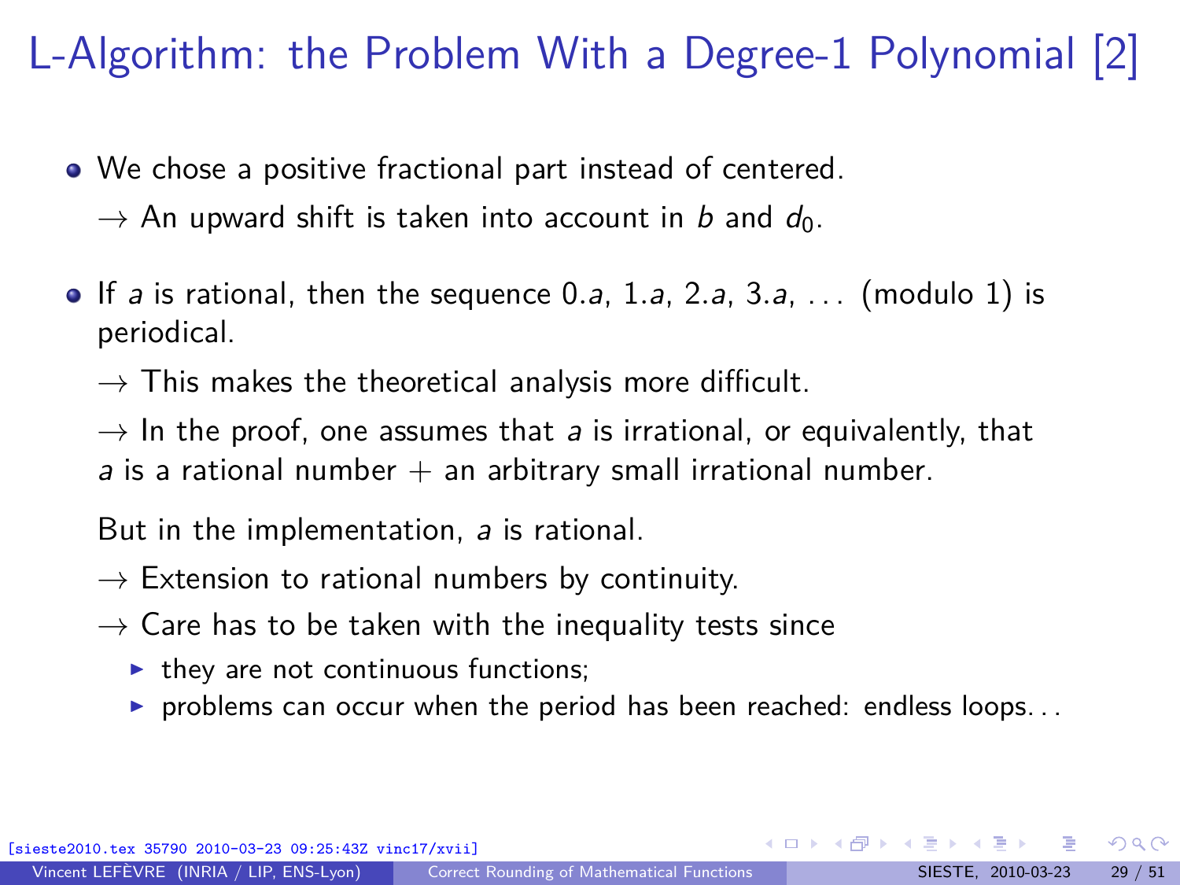# L-Algorithm: the Problem With a Degree-1 Polynomial [2]

- We chose a positive fractional part instead of centered.

  → An upward shift is taken into account in $b$ and $d_0$.

- If $a$ is rational, then the sequence $0.a$, $1.a$, $2.a$, $3.a$, ... (modulo 1) is periodical.

  → This makes the theoretical analysis more difficult.

  → In the proof, one assumes that $a$ is irrational, or equivalently, that $a$ is a rational number + an arbitrary small irrational number.

  But in the implementation, $a$ is rational.

  → Extension to rational numbers by continuity.

  → Care has to be taken with the inequality tests since

  - they are not continuous functions;
  - problems can occur when the period has been reached: endless loops...

[sieste2010.tex 35790 2010-03-23 09:25:43Z vinc17/xvii]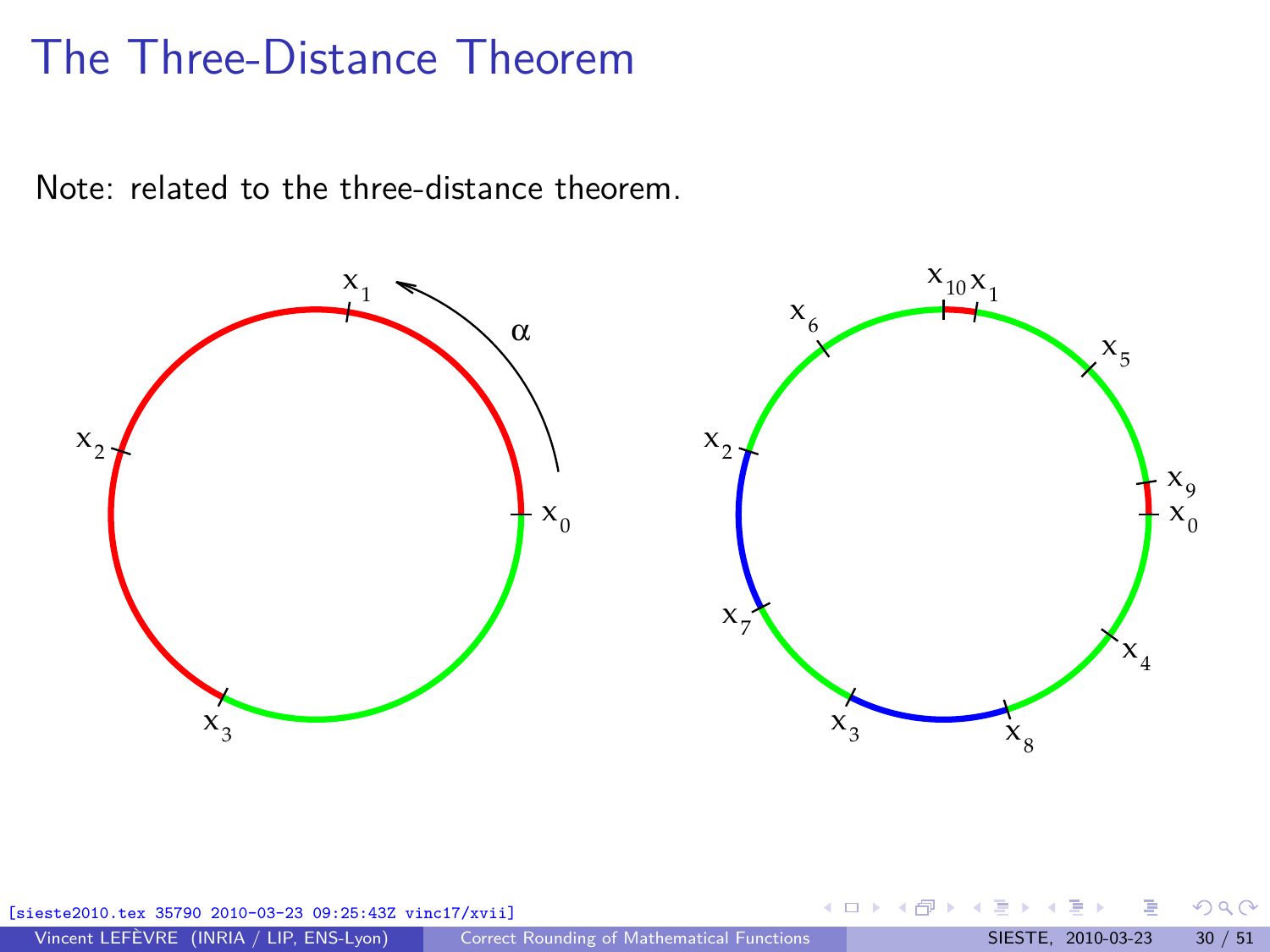# The Three-Distance Theorem

Note: related to the three-distance theorem.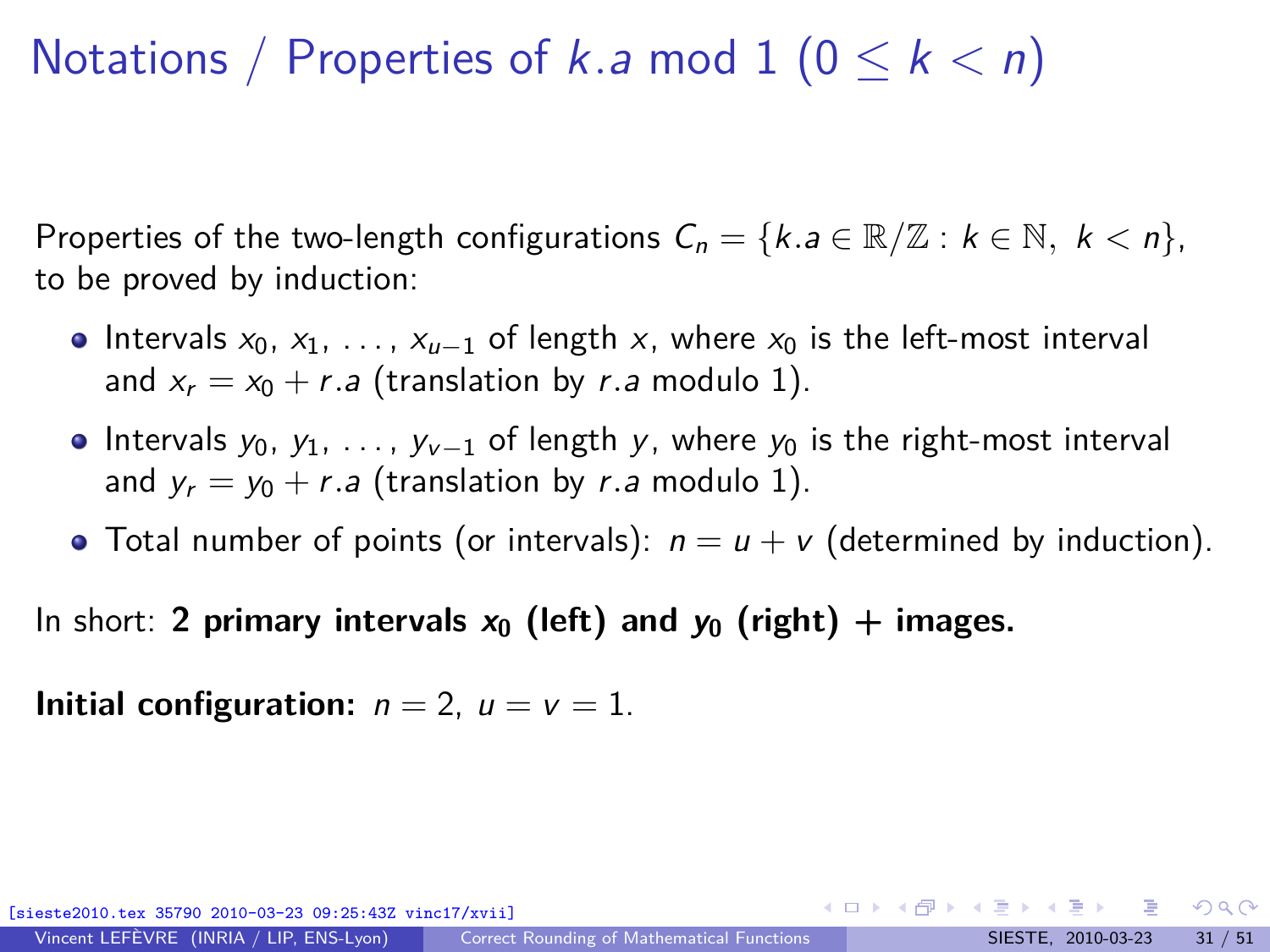# Notations / Properties of $k.a \bmod 1$ $(0 \leq k < n)$

Properties of the two-length configurations $C_n = \{k.a \in \mathbb{R}/\mathbb{Z} : k \in \mathbb{N},\ k < n\}$, to be proved by induction:

- Intervals $x_0, x_1, \ldots, x_{u-1}$ of length $x$, where $x_0$ is the left-most interval and $x_r = x_0 + r.a$ (translation by $r.a$ modulo 1).
- Intervals $y_0, y_1, \ldots, y_{v-1}$ of length $y$, where $y_0$ is the right-most interval and $y_r = y_0 + r.a$ (translation by $r.a$ modulo 1).
- Total number of points (or intervals): $n = u + v$ (determined by induction).

In short: **2 primary intervals $x_0$ (left) and $y_0$ (right) + images.**

**Initial configuration:** $n = 2$, $u = v = 1$.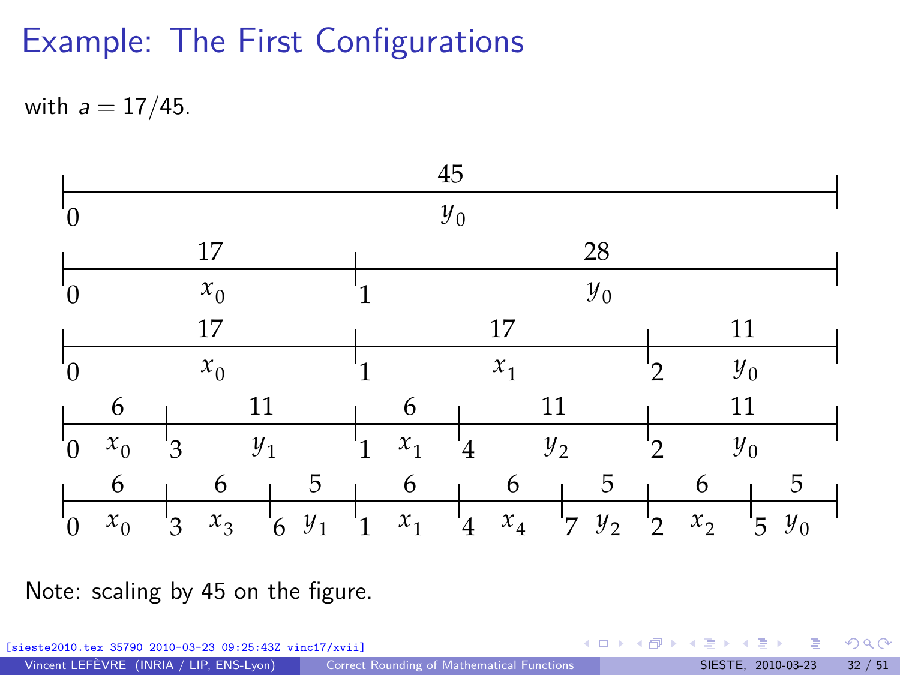# Example: The First Configurations

with $a = 17/45$.

| 45 | | | | | | | |
|---|---|---|---|---|---|---|---|
| 0 $y_0$ | | | | | | | |

| 17 | 28 |
|---|---|
| 0 $x_0$ | 1 $y_0$ |

| 17 | 17 | 11 |
|---|---|---|
| 0 $x_0$ | 1 $x_1$ | 2 $y_0$ |

| 6 | 11 | 6 | 11 | 11 |
|---|---|---|---|---|
| 0 $x_0$ | 3 $y_1$ | 1 $x_1$ | 4 $y_2$ | 2 $y_0$ |

| 6 | 6 | 5 | 6 | 6 | 5 | 6 | 5 |
|---|---|---|---|---|---|---|---|
| 0 $x_0$ | 3 $x_3$ | 6 $y_1$ | 1 $x_1$ | 4 $x_4$ | 7 $y_2$ | 2 $x_2$ | 5 $y_0$ |

Note: scaling by 45 on the figure.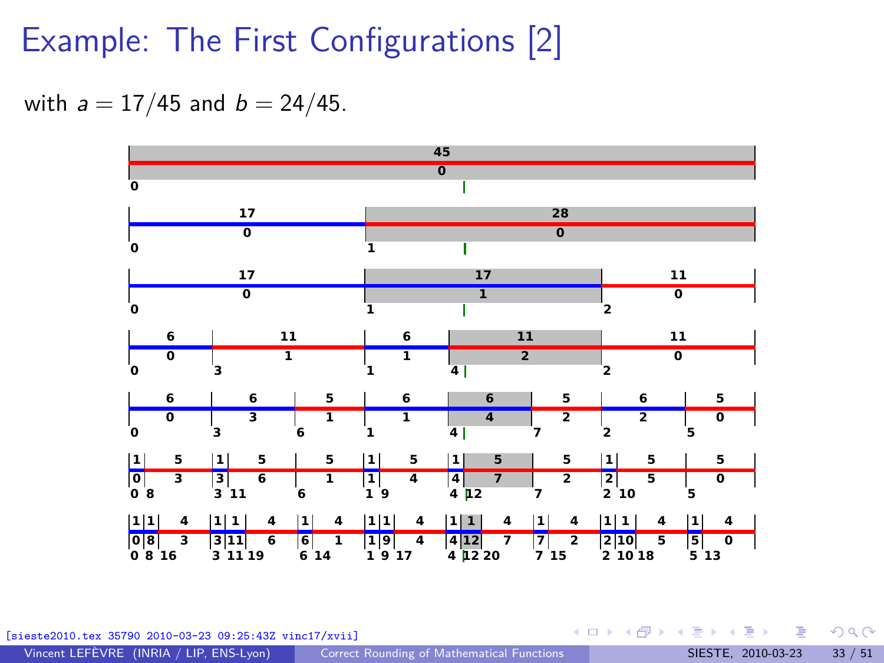# Example: The First Configurations [2]

with $a = 17/45$ and $b = 24/45$.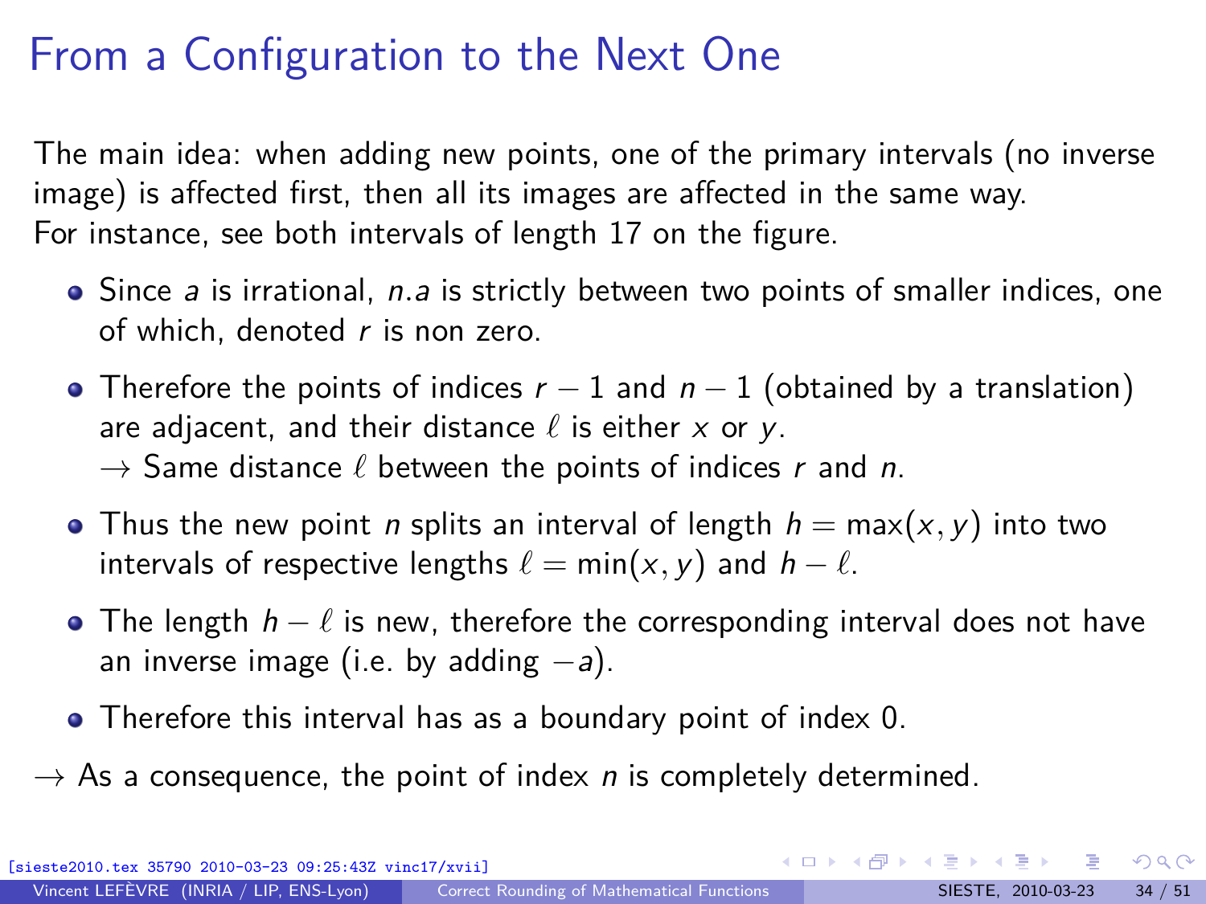# From a Configuration to the Next One

The main idea: when adding new points, one of the primary intervals (no inverse image) is affected first, then all its images are affected in the same way. For instance, see both intervals of length 17 on the figure.

- Since $a$ is irrational, $n.a$ is strictly between two points of smaller indices, one of which, denoted $r$ is non zero.
- Therefore the points of indices $r - 1$ and $n - 1$ (obtained by a translation) are adjacent, and their distance $\ell$ is either $x$ or $y$.
  $\rightarrow$ Same distance $\ell$ between the points of indices $r$ and $n$.
- Thus the new point $n$ splits an interval of length $h = \max(x, y)$ into two intervals of respective lengths $\ell = \min(x, y)$ and $h - \ell$.
- The length $h - \ell$ is new, therefore the corresponding interval does not have an inverse image (i.e. by adding $-a$).
- Therefore this interval has as a boundary point of index 0.

$\rightarrow$ As a consequence, the point of index $n$ is completely determined.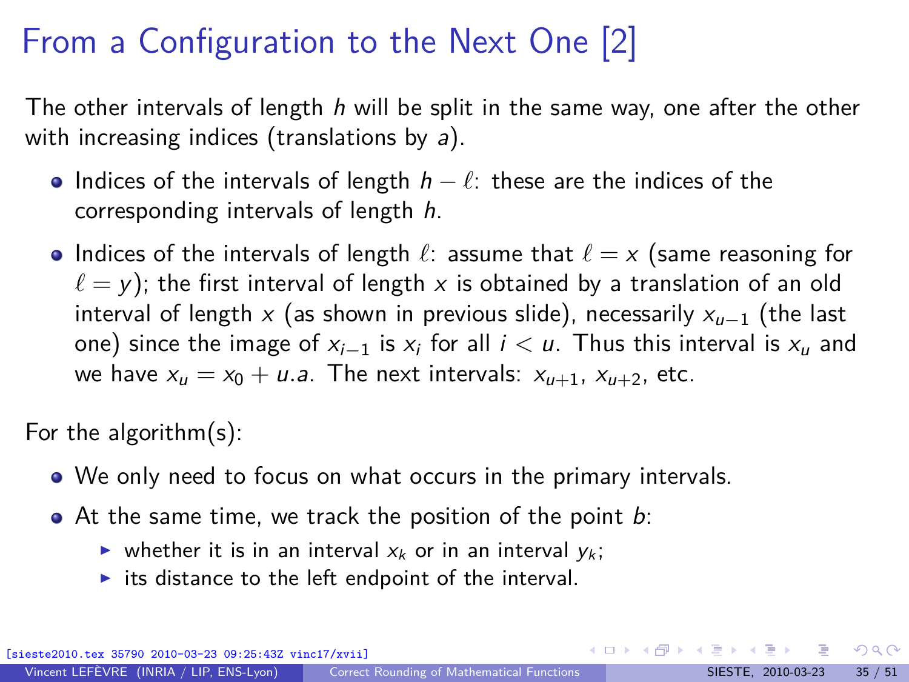# From a Configuration to the Next One [2]

The other intervals of length $h$ will be split in the same way, one after the other with increasing indices (translations by $a$).

- Indices of the intervals of length $h - \ell$: these are the indices of the corresponding intervals of length $h$.
- Indices of the intervals of length $\ell$: assume that $\ell = x$ (same reasoning for $\ell = y$); the first interval of length $x$ is obtained by a translation of an old interval of length $x$ (as shown in previous slide), necessarily $x_{u-1}$ (the last one) since the image of $x_{i-1}$ is $x_i$ for all $i < u$. Thus this interval is $x_u$ and we have $x_u = x_0 + u.a$. The next intervals: $x_{u+1}$, $x_{u+2}$, etc.

For the algorithm(s):

- We only need to focus on what occurs in the primary intervals.
- At the same time, we track the position of the point $b$:
  - whether it is in an interval $x_k$ or in an interval $y_k$;
  - its distance to the left endpoint of the interval.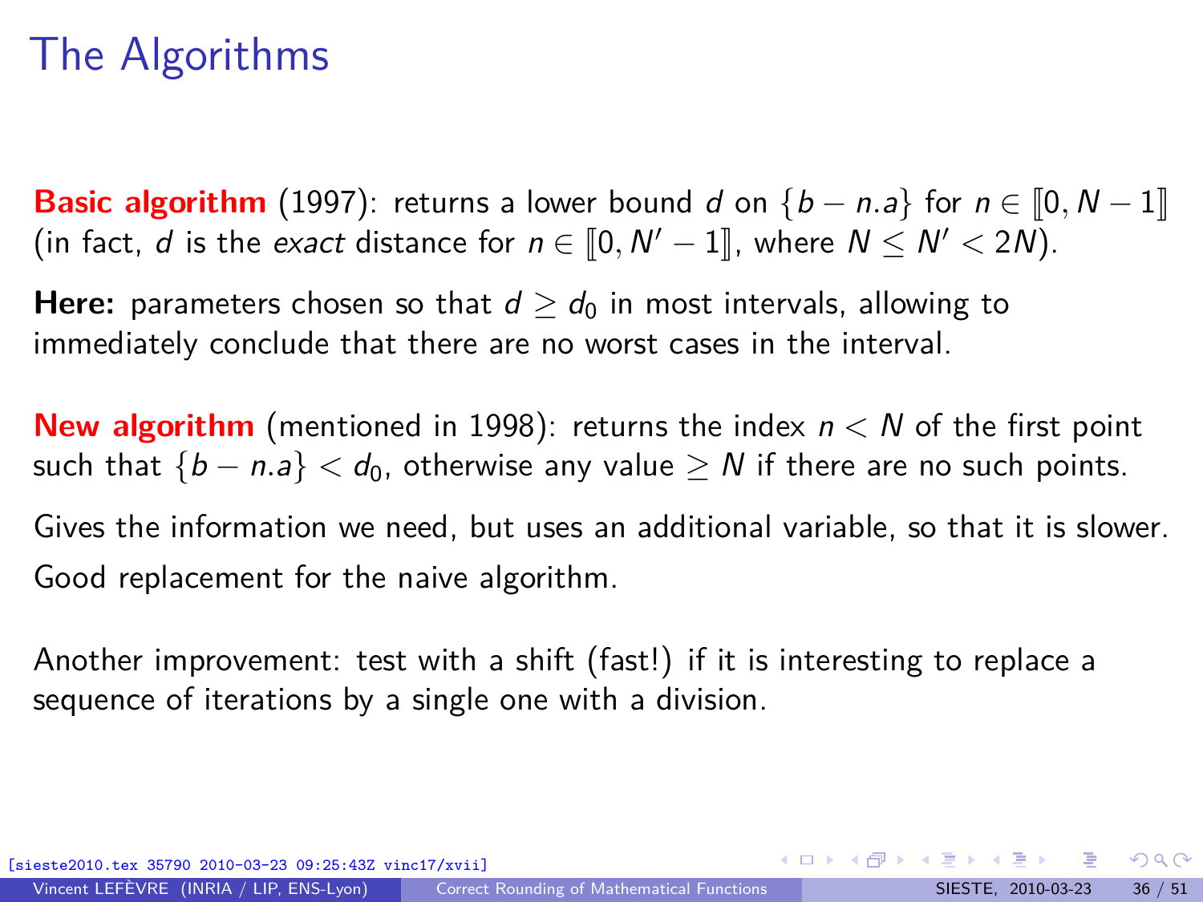# The Algorithms

**Basic algorithm** (1997): returns a lower bound $d$ on $\{b - n.a\}$ for $n \in [\![0, N-1]\!]$ (in fact, $d$ is the *exact* distance for $n \in [\![0, N'-1]\!]$, where $N \leq N' < 2N$).

**Here:** parameters chosen so that $d \geq d_0$ in most intervals, allowing to immediately conclude that there are no worst cases in the interval.

**New algorithm** (mentioned in 1998): returns the index $n < N$ of the first point such that $\{b - n.a\} < d_0$, otherwise any value $\geq N$ if there are no such points.

Gives the information we need, but uses an additional variable, so that it is slower.

Good replacement for the naive algorithm.

Another improvement: test with a shift (fast!) if it is interesting to replace a sequence of iterations by a single one with a division.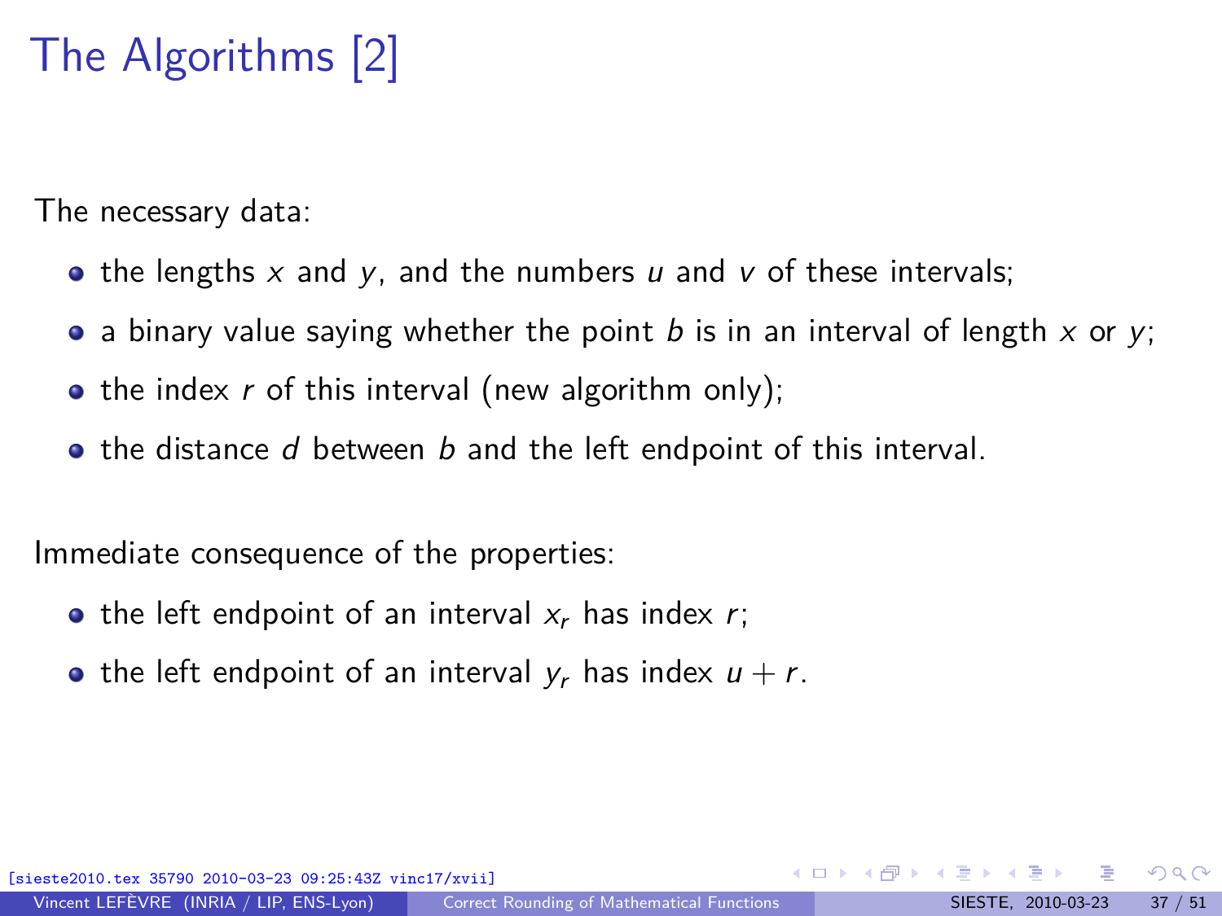# The Algorithms [2]

The necessary data:

- the lengths $x$ and $y$, and the numbers $u$ and $v$ of these intervals;
- a binary value saying whether the point $b$ is in an interval of length $x$ or $y$;
- the index $r$ of this interval (new algorithm only);
- the distance $d$ between $b$ and the left endpoint of this interval.

Immediate consequence of the properties:

- the left endpoint of an interval $x_r$ has index $r$;
- the left endpoint of an interval $y_r$ has index $u + r$.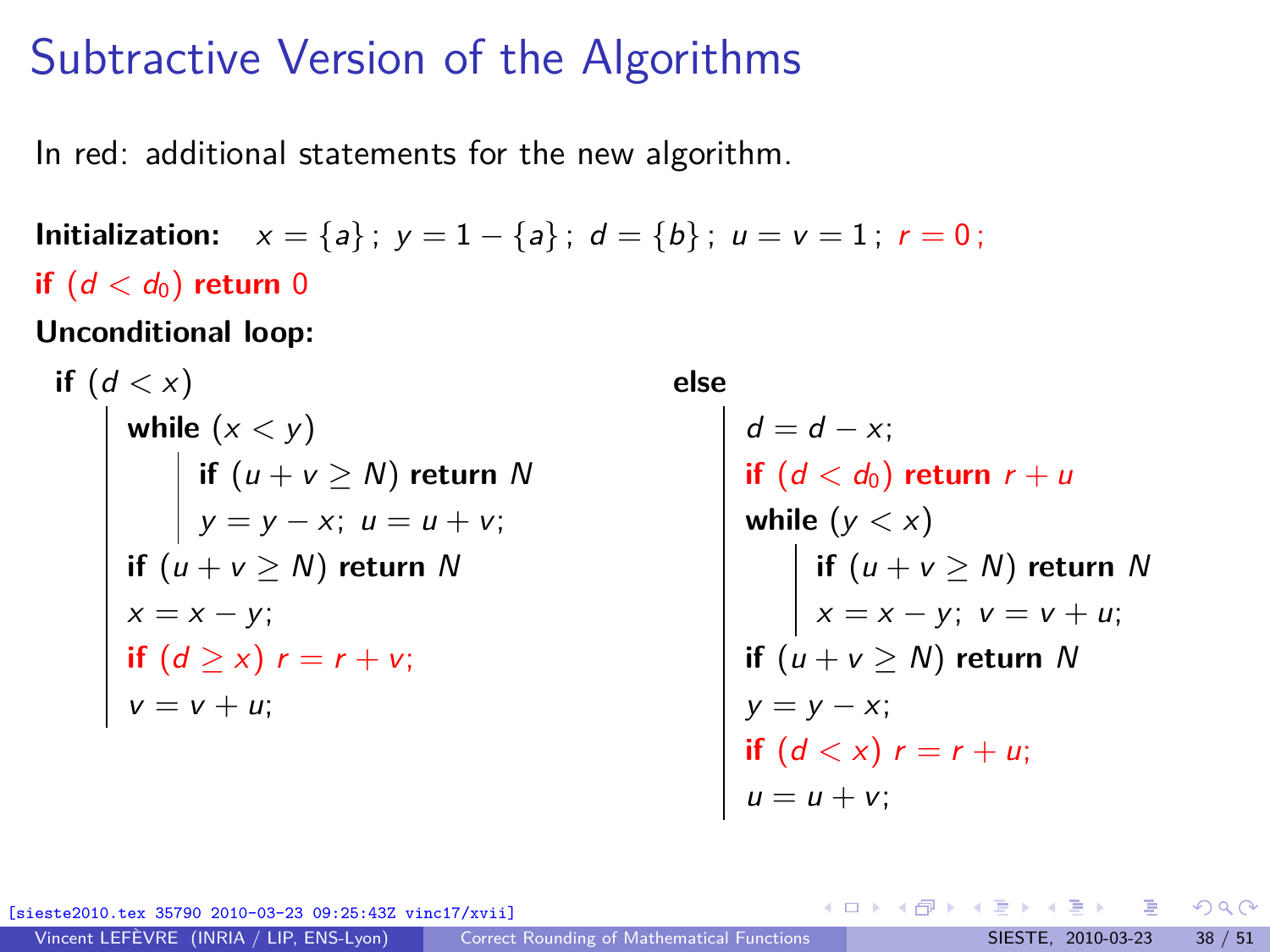# Subtractive Version of the Algorithms

In red: additional statements for the new algorithm.

**Initialization:** $x = \{a\}$ ; $y = 1 - \{a\}$ ; $d = \{b\}$ ; $u = v = 1$ ; $r = 0$ ;

**if** $(d < d_0)$ **return** $0$

**Unconditional loop:**

```
if (d < x)
    while (x < y)
        if (u + v ≥ N) return N
        y = y − x; u = u + v;
    if (u + v ≥ N) return N
    x = x − y;
    if (d ≥ x) r = r + v;
    v = v + u;
else
    d = d − x;
    if (d < d0) return r + u
    while (y < x)
        if (u + v ≥ N) return N
        x = x − y; v = v + u;
    if (u + v ≥ N) return N
    y = y − x;
    if (d < x) r = r + u;
    u = u + v;
```

[sieste2010.tex 35790 2010-03-23 09:25:43Z vinc17/xvii]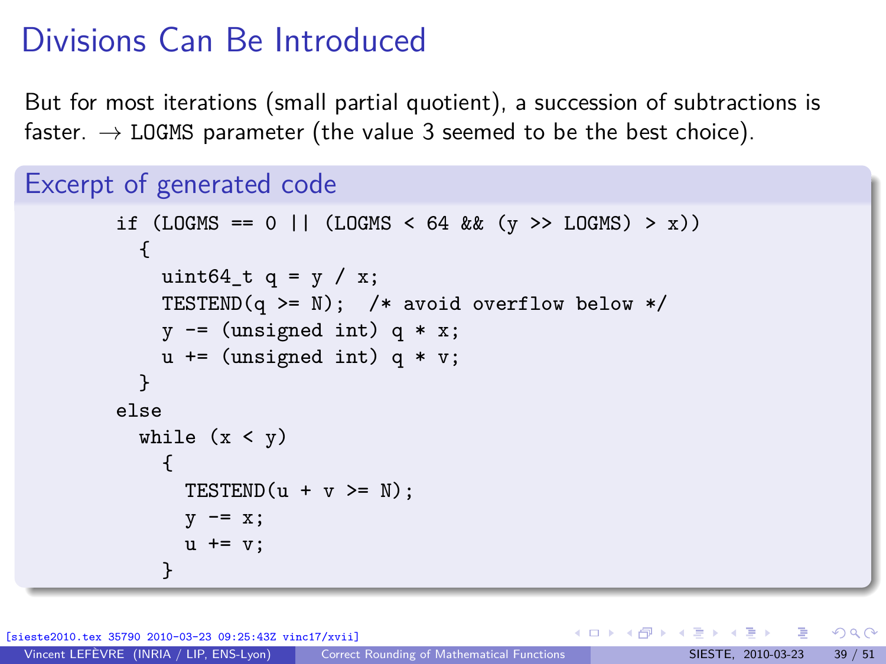# Divisions Can Be Introduced

But for most iterations (small partial quotient), a succession of subtractions is faster. → LOGMS parameter (the value 3 seemed to be the best choice).

## Excerpt of generated code

```
if (LOGMS == 0 || (LOGMS < 64 && (y >> LOGMS) > x))
  {
    uint64_t q = y / x;
    TESTEND(q >= N);  /* avoid overflow below */
    y -= (unsigned int) q * x;
    u += (unsigned int) q * v;
  }
else
  while (x < y)
    {
      TESTEND(u + v >= N);
      y -= x;
      u += v;
    }
```

[sieste2010.tex 35790 2010-03-23 09:25:43Z vinc17/xvii]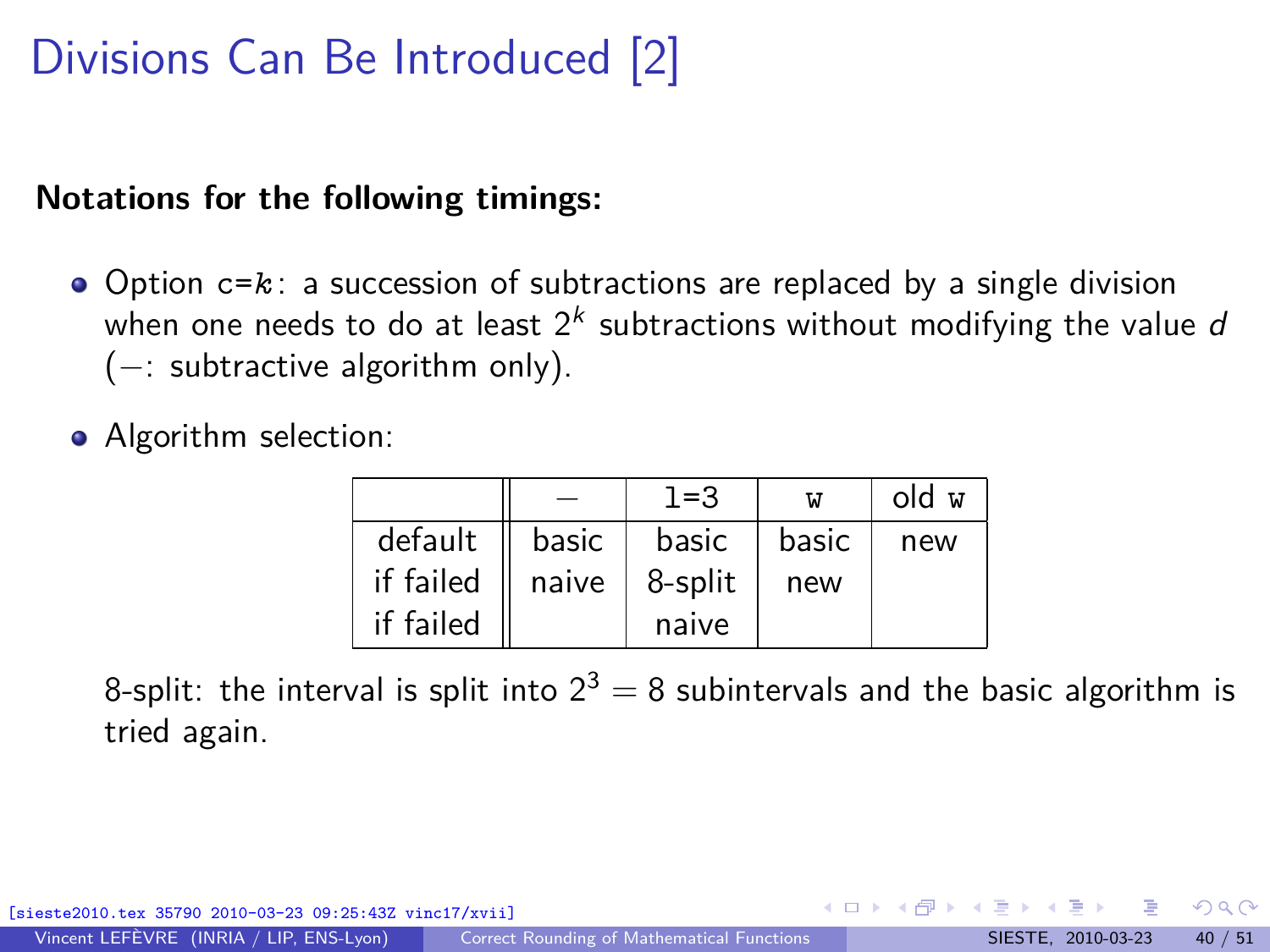# Divisions Can Be Introduced [2]

**Notations for the following timings:**

- Option `c=`$k$: a succession of subtractions are replaced by a single division when one needs to do at least $2^k$ subtractions without modifying the value $d$ ($-$: subtractive algorithm only).
- Algorithm selection:

| | — | `l=3` | `w` | old `w` |
|---|---|---|---|---|
| default | basic | basic | basic | new |
| if failed | naive | 8-split | new | |
| if failed | | naive | | |

8-split: the interval is split into $2^3 = 8$ subintervals and the basic algorithm is tried again.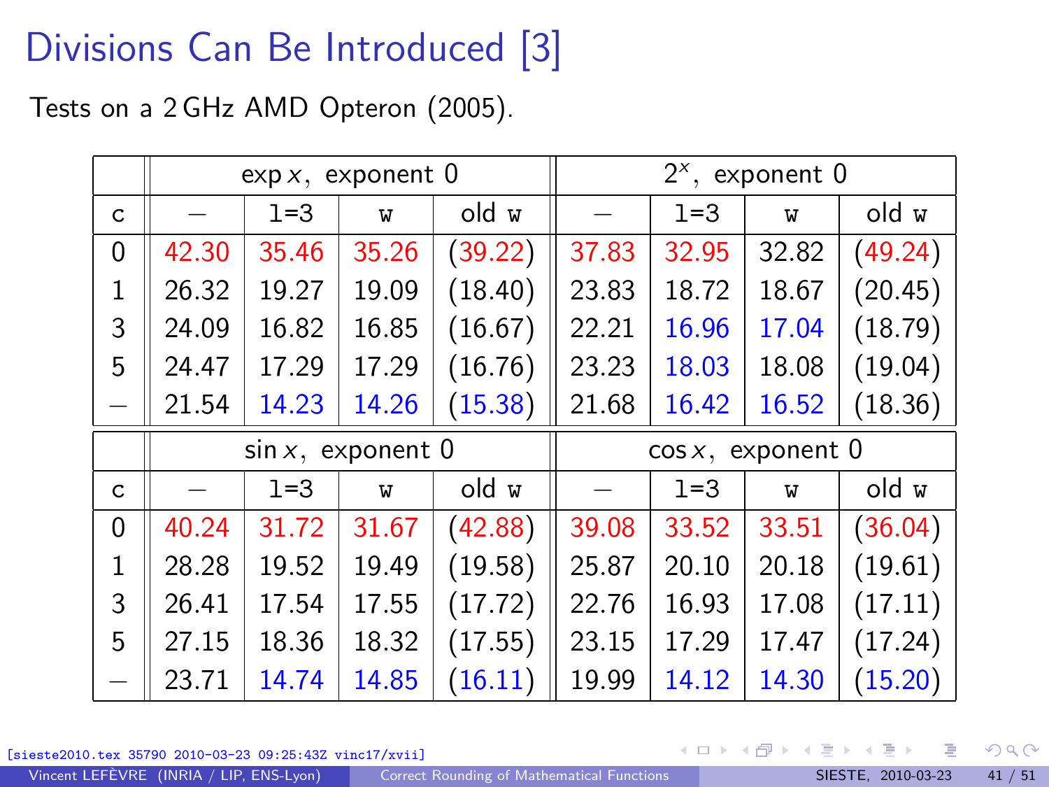# Divisions Can Be Introduced [3]

Tests on a 2 GHz AMD Opteron (2005).

| | $\exp x$, exponent 0 | | | | $2^x$, exponent 0 | | | |
|---|---|---|---|---|---|---|---|---|
| c | — | `l=3` | `w` | old `w` | — | `l=3` | `w` | old `w` |
| 0 | 42.30 | 35.46 | 35.26 | (39.22) | 37.83 | 32.95 | 32.82 | (49.24) |
| 1 | 26.32 | 19.27 | 19.09 | (18.40) | 23.83 | 18.72 | 18.67 | (20.45) |
| 3 | 24.09 | 16.82 | 16.85 | (16.67) | 22.21 | 16.96 | 17.04 | (18.79) |
| 5 | 24.47 | 17.29 | 17.29 | (16.76) | 23.23 | 18.03 | 18.08 | (19.04) |
| — | 21.54 | 14.23 | 14.26 | (15.38) | 21.68 | 16.42 | 16.52 | (18.36) |

| | $\sin x$, exponent 0 | | | | $\cos x$, exponent 0 | | | |
|---|---|---|---|---|---|---|---|---|
| c | — | `l=3` | `w` | old `w` | — | `l=3` | `w` | old `w` |
| 0 | 40.24 | 31.72 | 31.67 | (42.88) | 39.08 | 33.52 | 33.51 | (36.04) |
| 1 | 28.28 | 19.52 | 19.49 | (19.58) | 25.87 | 20.10 | 20.18 | (19.61) |
| 3 | 26.41 | 17.54 | 17.55 | (17.72) | 22.76 | 16.93 | 17.08 | (17.11) |
| 5 | 27.15 | 18.36 | 18.32 | (17.55) | 23.15 | 17.29 | 17.47 | (17.24) |
| — | 23.71 | 14.74 | 14.85 | (16.11) | 19.99 | 14.12 | 14.30 | (15.20) |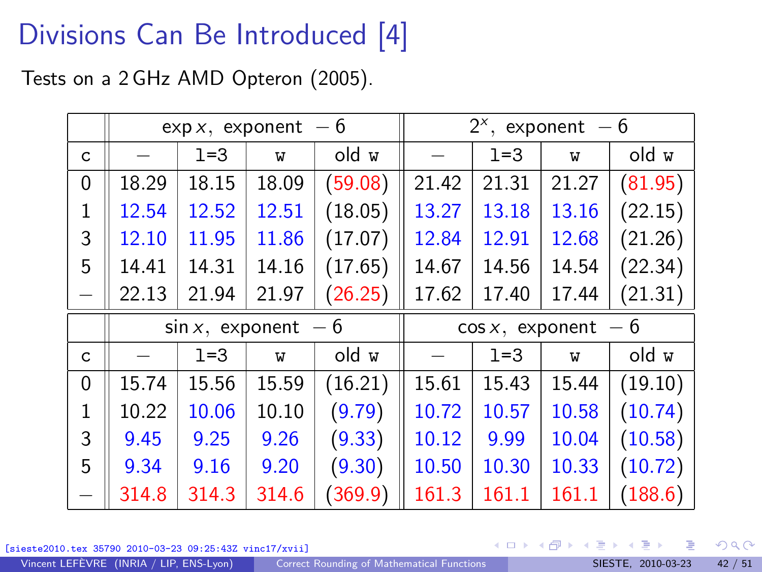# Divisions Can Be Introduced [4]

Tests on a 2 GHz AMD Opteron (2005).

| c | $\exp x$, exponent − 6 | | | | $2^x$, exponent − 6 | | | |
|---|---|---|---|---|---|---|---|---|
| | — | `l=3` | `w` | old `w` | — | `l=3` | `w` | old `w` |
| 0 | 18.29 | 18.15 | 18.09 | (59.08) | 21.42 | 21.31 | 21.27 | (81.95) |
| 1 | 12.54 | 12.52 | 12.51 | (18.05) | 13.27 | 13.18 | 13.16 | (22.15) |
| 3 | 12.10 | 11.95 | 11.86 | (17.07) | 12.84 | 12.91 | 12.68 | (21.26) |
| 5 | 14.41 | 14.31 | 14.16 | (17.65) | 14.67 | 14.56 | 14.54 | (22.34) |
| — | 22.13 | 21.94 | 21.97 | (26.25) | 17.62 | 17.40 | 17.44 | (21.31) |

| c | $\sin x$, exponent − 6 | | | | $\cos x$, exponent − 6 | | | |
|---|---|---|---|---|---|---|---|---|
| | — | `l=3` | `w` | old `w` | — | `l=3` | `w` | old `w` |
| 0 | 15.74 | 15.56 | 15.59 | (16.21) | 15.61 | 15.43 | 15.44 | (19.10) |
| 1 | 10.22 | 10.06 | 10.10 | (9.79) | 10.72 | 10.57 | 10.58 | (10.74) |
| 3 | 9.45 | 9.25 | 9.26 | (9.33) | 10.12 | 9.99 | 10.04 | (10.58) |
| 5 | 9.34 | 9.16 | 9.20 | (9.30) | 10.50 | 10.30 | 10.33 | (10.72) |
| — | 314.8 | 314.3 | 314.6 | (369.9) | 161.3 | 161.1 | 161.1 | (188.6) |

[sieste2010.tex 35790 2010-03-23 09:25:43Z vinc17/xvii]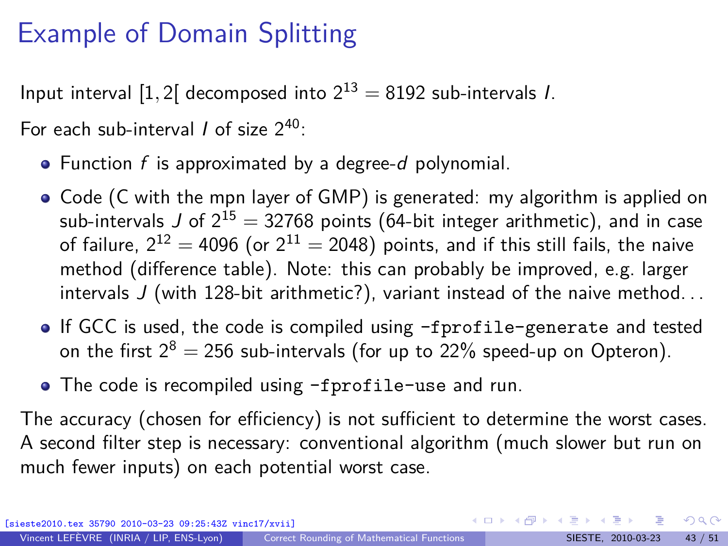# Example of Domain Splitting

Input interval $[1, 2[$ decomposed into $2^{13} = 8192$ sub-intervals $I$.

For each sub-interval $I$ of size $2^{40}$:

- Function $f$ is approximated by a degree-$d$ polynomial.
- Code (C with the mpn layer of GMP) is generated: my algorithm is applied on sub-intervals $J$ of $2^{15} = 32768$ points (64-bit integer arithmetic), and in case of failure, $2^{12} = 4096$ (or $2^{11} = 2048$) points, and if this still fails, the naive method (difference table). Note: this can probably be improved, e.g. larger intervals $J$ (with 128-bit arithmetic?), variant instead of the naive method...
- If GCC is used, the code is compiled using `-fprofile-generate` and tested on the first $2^8 = 256$ sub-intervals (for up to 22% speed-up on Opteron).
- The code is recompiled using `-fprofile-use` and run.

The accuracy (chosen for efficiency) is not sufficient to determine the worst cases. A second filter step is necessary: conventional algorithm (much slower but run on much fewer inputs) on each potential worst case.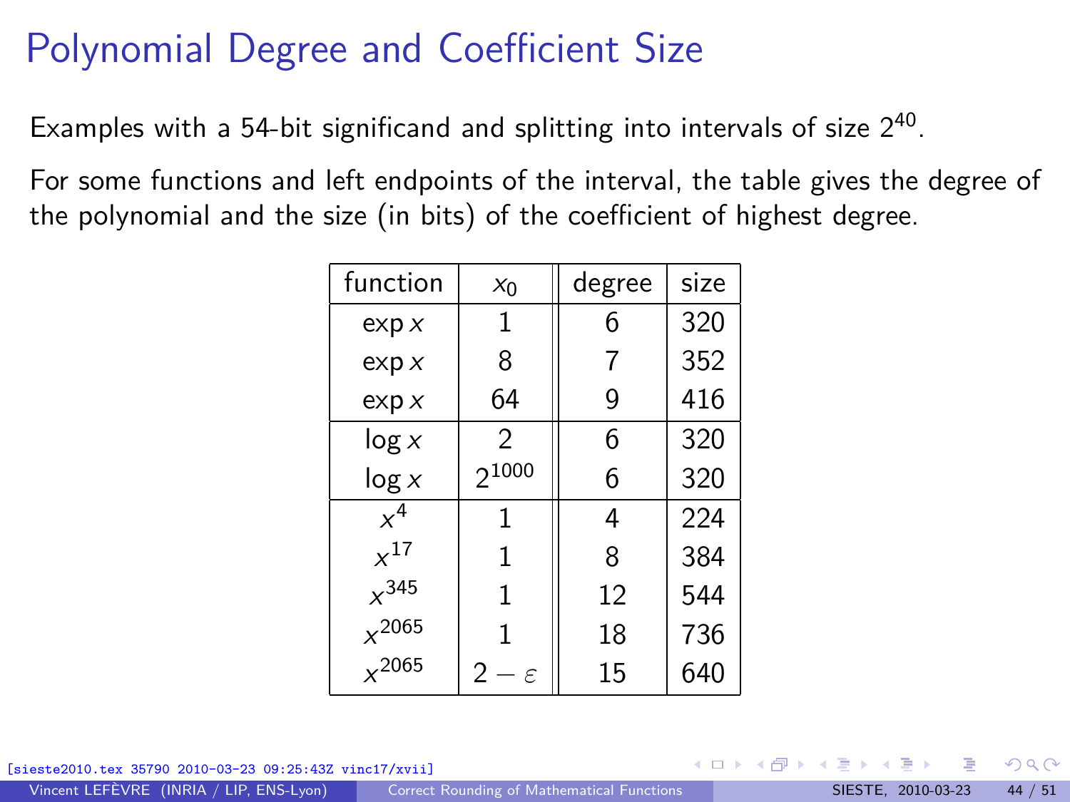# Polynomial Degree and Coefficient Size

Examples with a 54-bit significand and splitting into intervals of size $2^{40}$.

For some functions and left endpoints of the interval, the table gives the degree of the polynomial and the size (in bits) of the coefficient of highest degree.

| function | $x_0$ | degree | size |
|---|---|---|---|
| $\exp x$ | 1 | 6 | 320 |
| $\exp x$ | 8 | 7 | 352 |
| $\exp x$ | 64 | 9 | 416 |
| $\log x$ | 2 | 6 | 320 |
| $\log x$ | $2^{1000}$ | 6 | 320 |
| $x^4$ | 1 | 4 | 224 |
| $x^{17}$ | 1 | 8 | 384 |
| $x^{345}$ | 1 | 12 | 544 |
| $x^{2065}$ | 1 | 18 | 736 |
| $x^{2065}$ | $2-\varepsilon$ | 15 | 640 |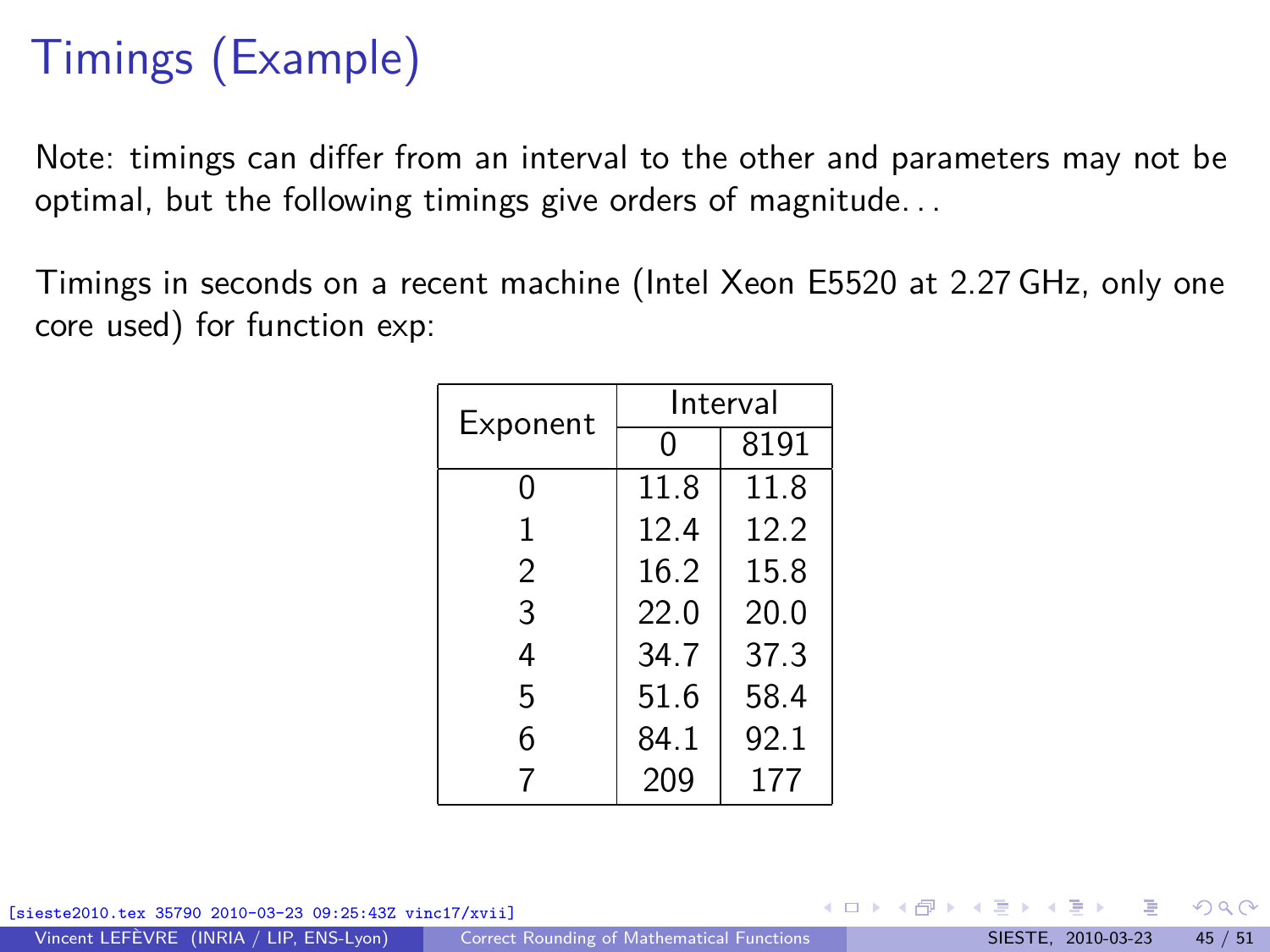# Timings (Example)

Note: timings can differ from an interval to the other and parameters may not be optimal, but the following timings give orders of magnitude...

Timings in seconds on a recent machine (Intel Xeon E5520 at 2.27 GHz, only one core used) for function exp:

| Exponent | Interval | |
|---|---|---|
| | 0 | 8191 |
| 0 | 11.8 | 11.8 |
| 1 | 12.4 | 12.2 |
| 2 | 16.2 | 15.8 |
| 3 | 22.0 | 20.0 |
| 4 | 34.7 | 37.3 |
| 5 | 51.6 | 58.4 |
| 6 | 84.1 | 92.1 |
| 7 | 209 | 177 |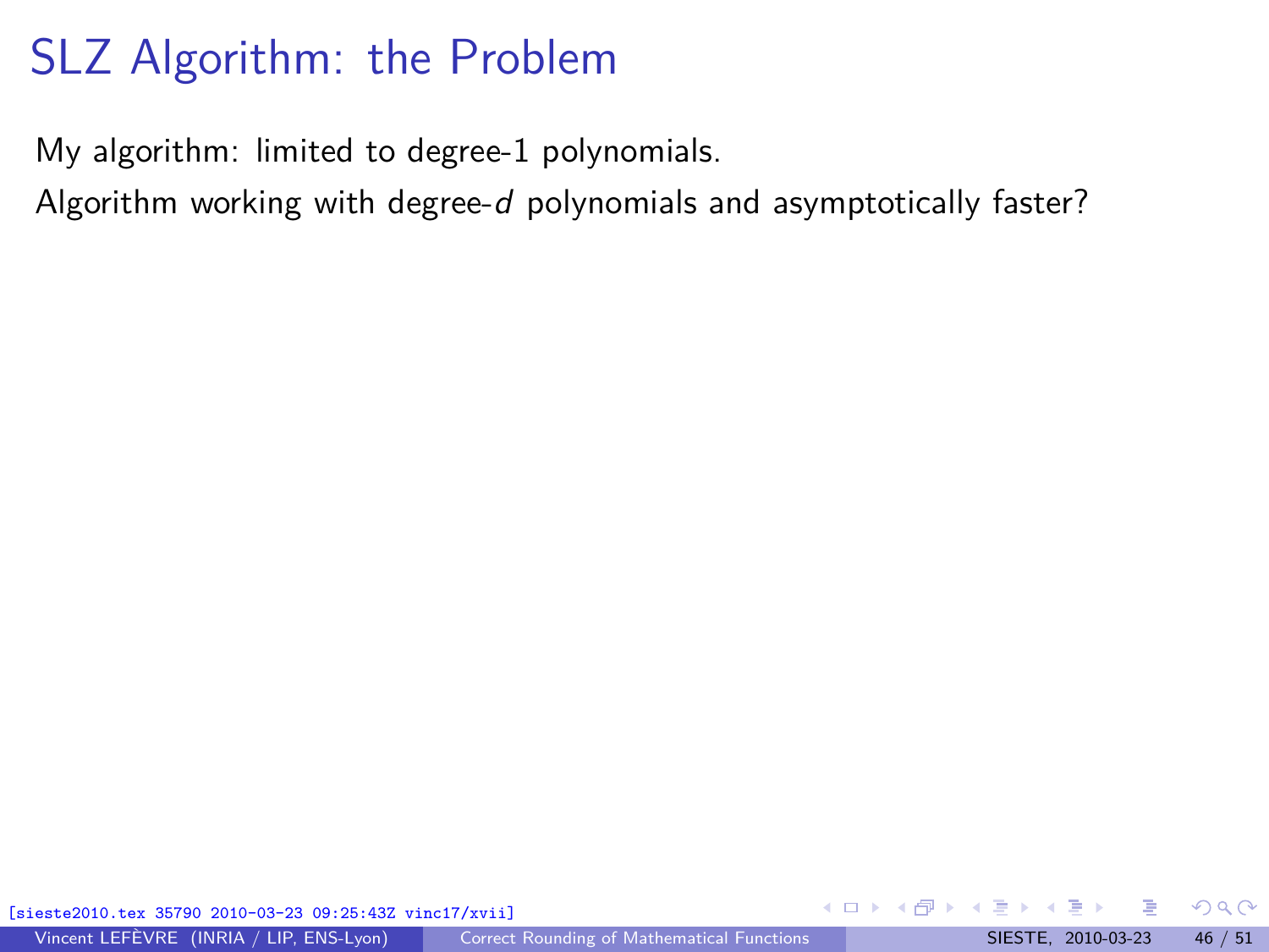# SLZ Algorithm: the Problem

My algorithm: limited to degree-1 polynomials.

Algorithm working with degree-$d$ polynomials and asymptotically faster?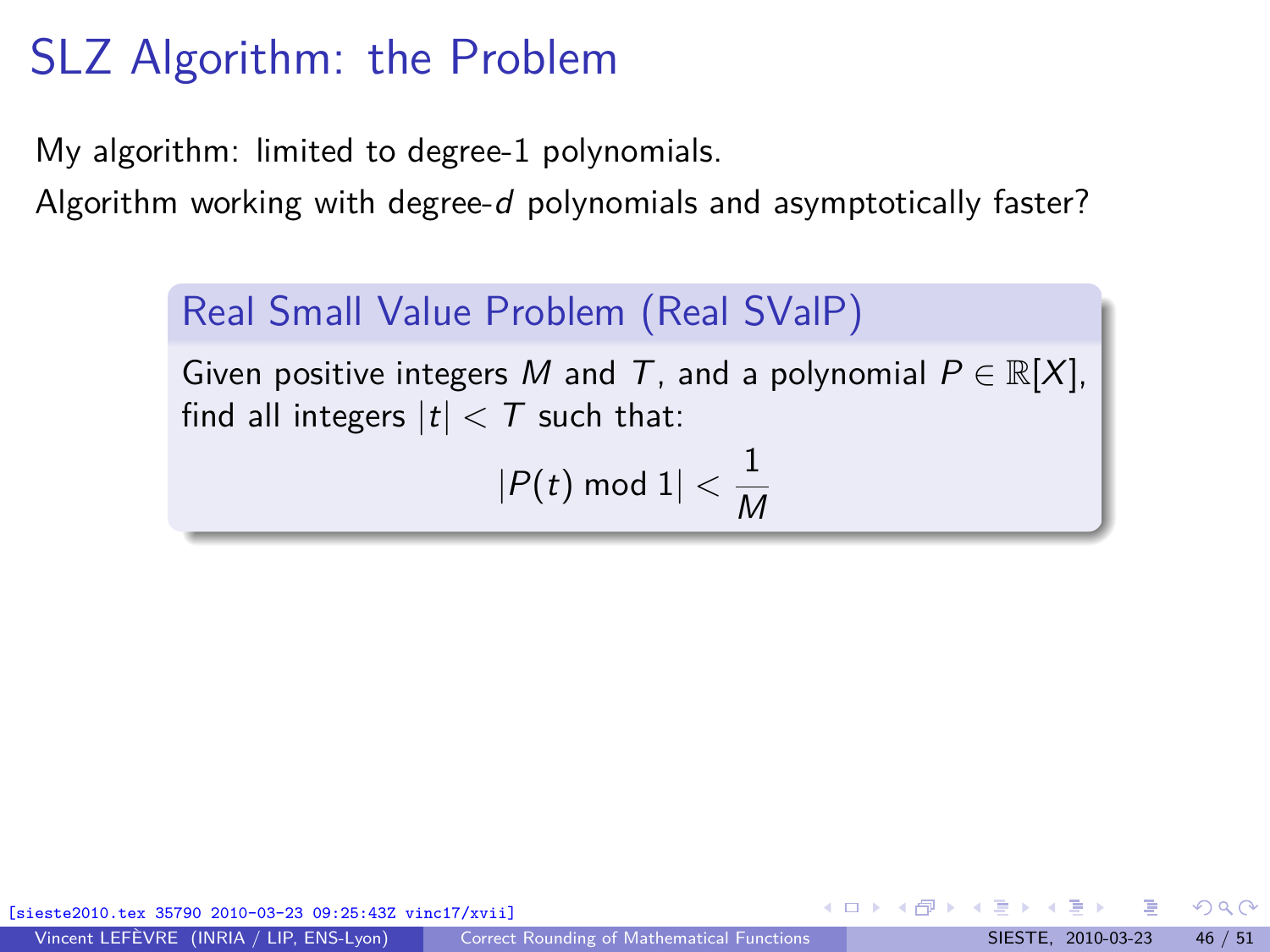# SLZ Algorithm: the Problem

My algorithm: limited to degree-1 polynomials.

Algorithm working with degree-$d$ polynomials and asymptotically faster?

### Real Small Value Problem (Real SValP)

Given positive integers $M$ and $T$, and a polynomial $P \in \mathbb{R}[X]$, find all integers $|t| < T$ such that:

$$|P(t) \bmod 1| < \frac{1}{M}$$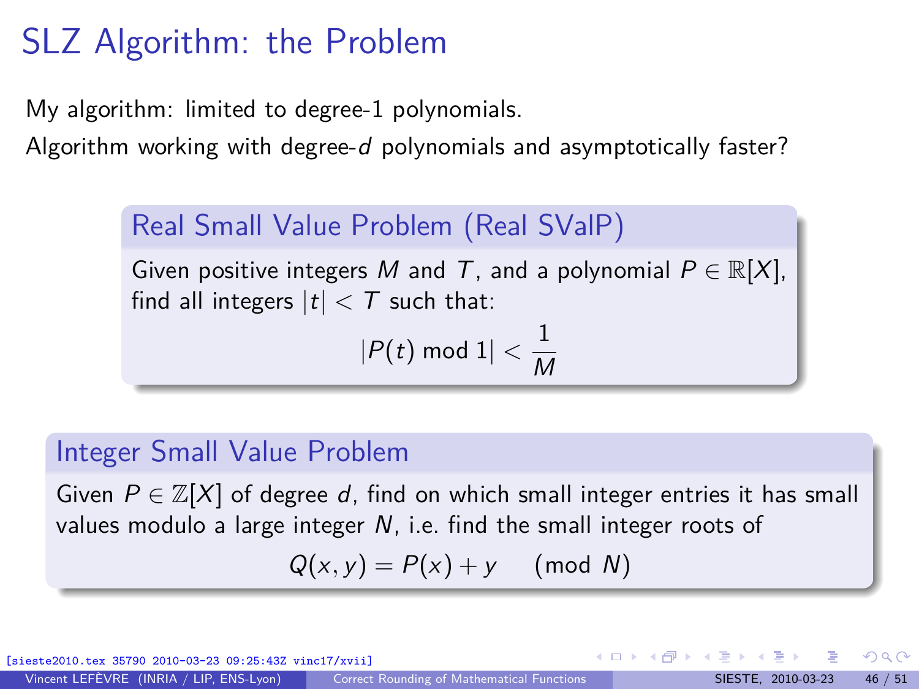# SLZ Algorithm: the Problem

My algorithm: limited to degree-1 polynomials.

Algorithm working with degree-$d$ polynomials and asymptotically faster?

### Real Small Value Problem (Real SValP)

Given positive integers $M$ and $T$, and a polynomial $P \in \mathbb{R}[X]$, find all integers $|t| < T$ such that:

$$|P(t) \bmod 1| < \frac{1}{M}$$

### Integer Small Value Problem

Given $P \in \mathbb{Z}[X]$ of degree $d$, find on which small integer entries it has small values modulo a large integer $N$, i.e. find the small integer roots of

$$Q(x, y) = P(x) + y \pmod{N}$$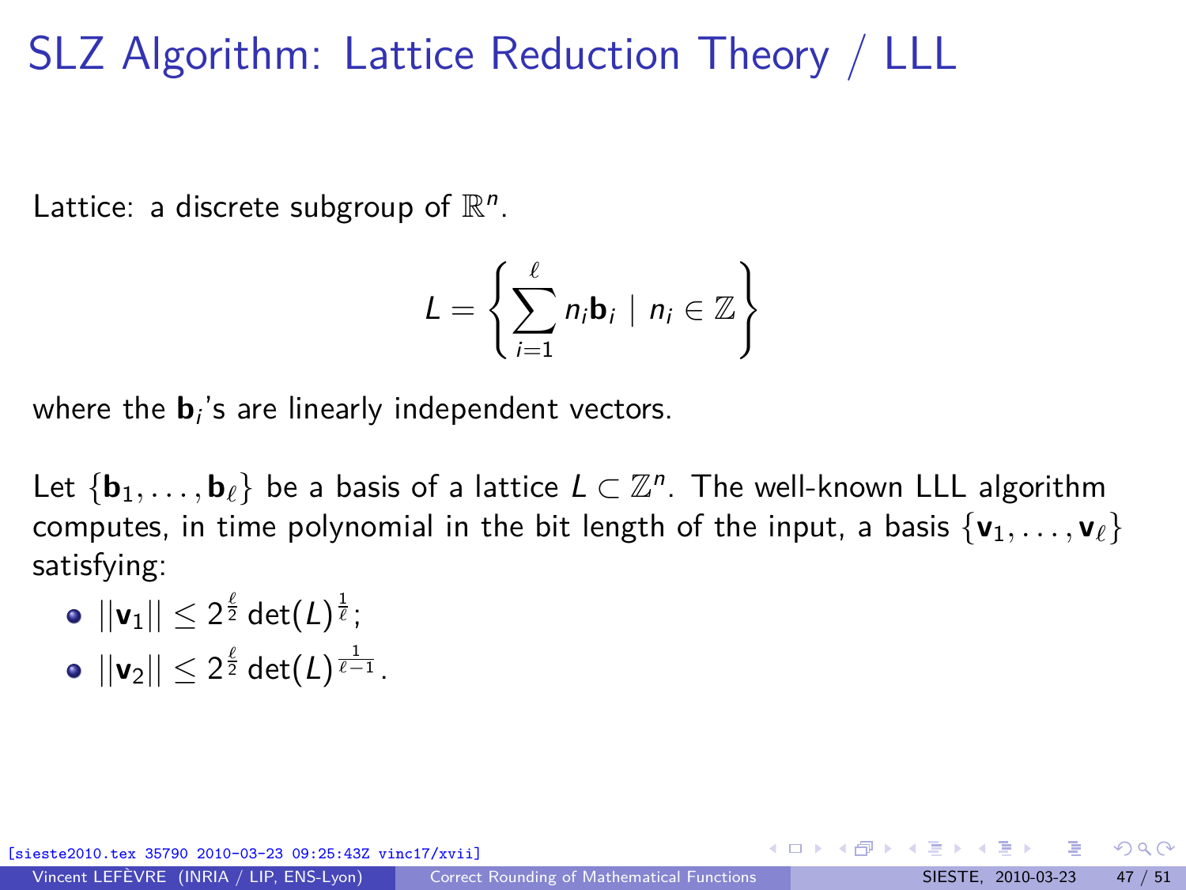# SLZ Algorithm: Lattice Reduction Theory / LLL

Lattice: a discrete subgroup of $\mathbb{R}^n$.

$$L = \left\{ \sum_{i=1}^{\ell} n_i \mathbf{b}_i \mid n_i \in \mathbb{Z} \right\}$$

where the $\mathbf{b}_i$'s are linearly independent vectors.

Let $\{\mathbf{b}_1, \ldots, \mathbf{b}_\ell\}$ be a basis of a lattice $L \subset \mathbb{Z}^n$. The well-known LLL algorithm computes, in time polynomial in the bit length of the input, a basis $\{\mathbf{v}_1, \ldots, \mathbf{v}_\ell\}$ satisfying:

- $||\mathbf{v}_1|| \leq 2^{\frac{\ell}{2}} \det(L)^{\frac{1}{\ell}}$;
- $||\mathbf{v}_2|| \leq 2^{\frac{\ell}{2}} \det(L)^{\frac{1}{\ell-1}}$.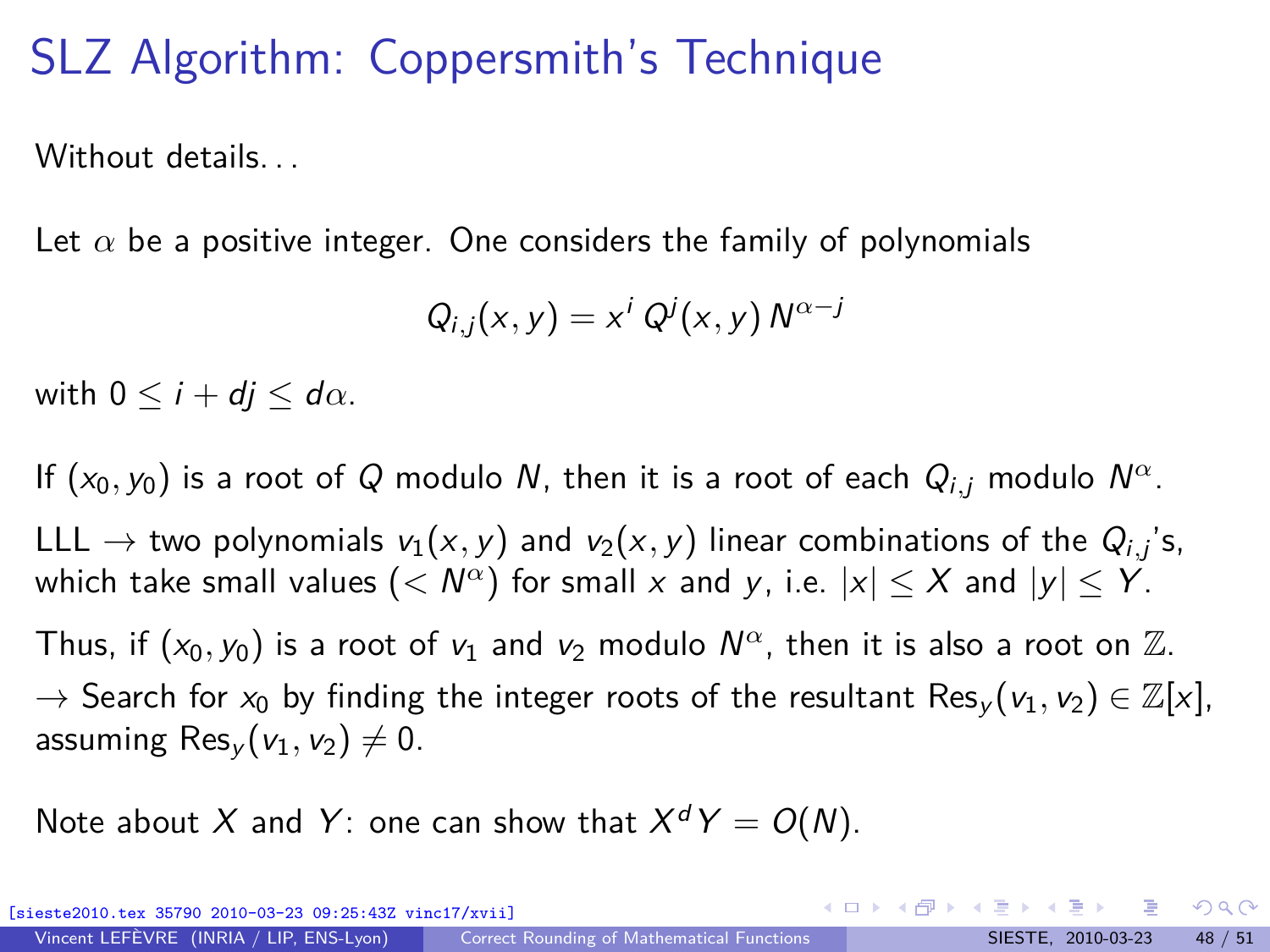# SLZ Algorithm: Coppersmith's Technique

Without details…

Let $\alpha$ be a positive integer. One considers the family of polynomials

$$Q_{i,j}(x,y) = x^i \, Q^j(x,y) \, N^{\alpha - j}$$

with $0 \leq i + dj \leq d\alpha$.

If $(x_0, y_0)$ is a root of $Q$ modulo $N$, then it is a root of each $Q_{i,j}$ modulo $N^\alpha$.

LLL $\rightarrow$ two polynomials $v_1(x,y)$ and $v_2(x,y)$ linear combinations of the $Q_{i,j}$'s, which take small values ($< N^\alpha$) for small $x$ and $y$, i.e. $|x| \leq X$ and $|y| \leq Y$.

Thus, if $(x_0, y_0)$ is a root of $v_1$ and $v_2$ modulo $N^\alpha$, then it is also a root on $\mathbb{Z}$.
$\rightarrow$ Search for $x_0$ by finding the integer roots of the resultant $\mathrm{Res}_y(v_1, v_2) \in \mathbb{Z}[x]$, assuming $\mathrm{Res}_y(v_1, v_2) \neq 0$.

Note about $X$ and $Y$: one can show that $X^d Y = O(N)$.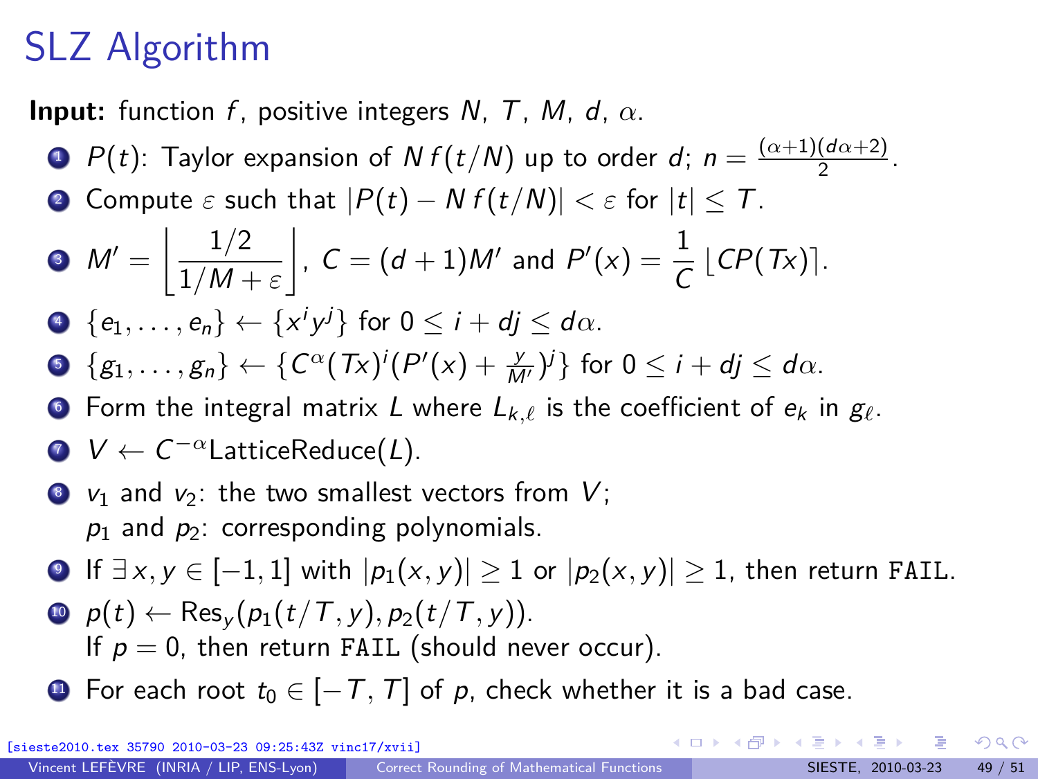# SLZ Algorithm

**Input:** function $f$, positive integers $N$, $T$, $M$, $d$, $\alpha$.

1. $P(t)$: Taylor expansion of $N\,f(t/N)$ up to order $d$; $n = \frac{(\alpha+1)(d\alpha+2)}{2}$.
2. Compute $\varepsilon$ such that $|P(t) - N\,f(t/N)| < \varepsilon$ for $|t| \leq T$.
3. $M' = \left\lfloor \dfrac{1/2}{1/M + \varepsilon} \right\rfloor$, $C = (d+1)M'$ and $P'(x) = \dfrac{1}{C}\lfloor CP(Tx) \rceil$.
4. $\{e_1, \ldots, e_n\} \leftarrow \{x^i y^j\}$ for $0 \leq i + dj \leq d\alpha$.
5. $\{g_1, \ldots, g_n\} \leftarrow \{C^\alpha (Tx)^i (P'(x) + \frac{y}{M'})^j\}$ for $0 \leq i + dj \leq d\alpha$.
6. Form the integral matrix $L$ where $L_{k,\ell}$ is the coefficient of $e_k$ in $g_\ell$.
7. $V \leftarrow C^{-\alpha}\text{LatticeReduce}(L)$.
8. $v_1$ and $v_2$: the two smallest vectors from $V$;
   $p_1$ and $p_2$: corresponding polynomials.
9. If $\exists\, x, y \in [-1, 1]$ with $|p_1(x,y)| \geq 1$ or $|p_2(x,y)| \geq 1$, then return `FAIL`.
10. $p(t) \leftarrow \text{Res}_y(p_1(t/T, y), p_2(t/T, y))$.
    If $p = 0$, then return `FAIL` (should never occur).
11. For each root $t_0 \in [-T, T]$ of $p$, check whether it is a bad case.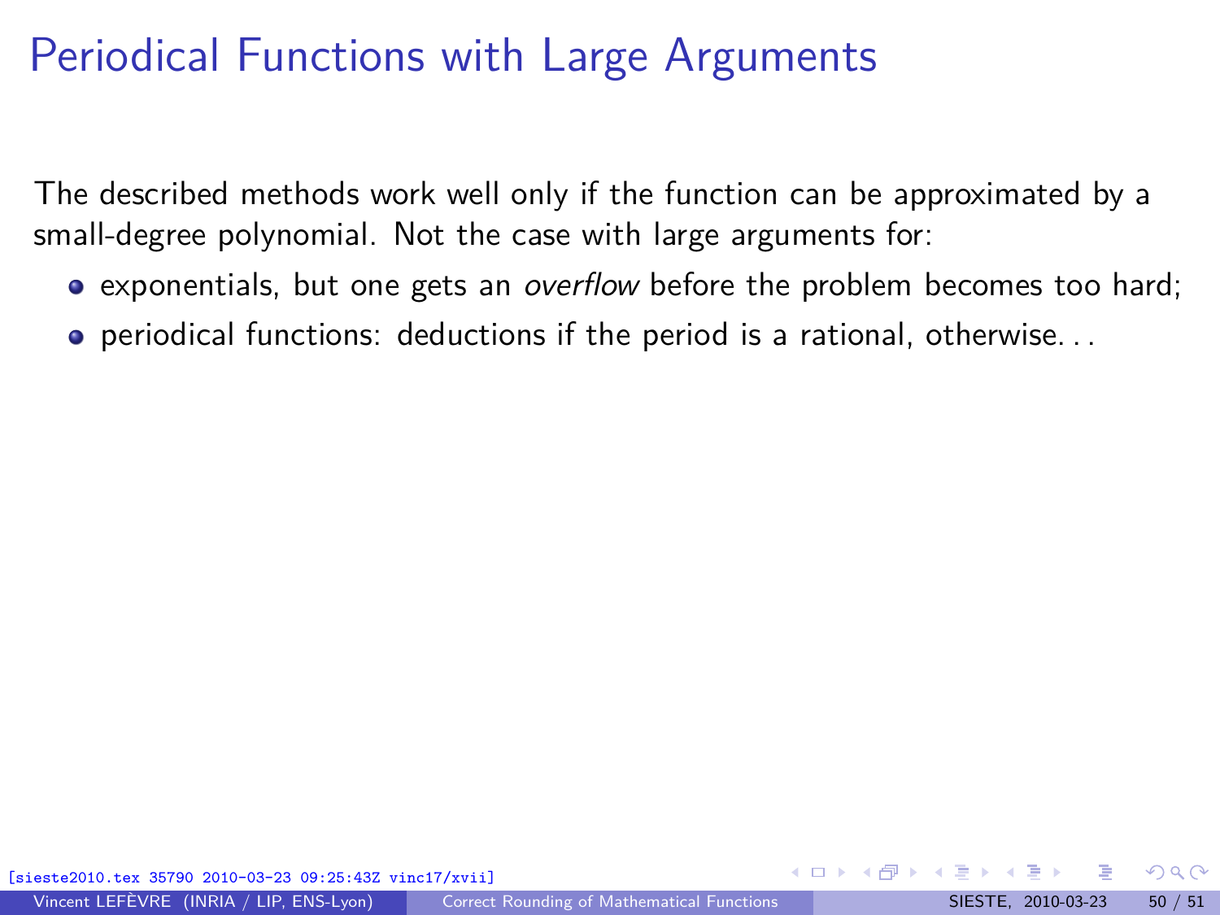# Periodical Functions with Large Arguments

The described methods work well only if the function can be approximated by a small-degree polynomial. Not the case with large arguments for:

- exponentials, but one gets an *overflow* before the problem becomes too hard;
- periodical functions: deductions if the period is a rational, otherwise. . .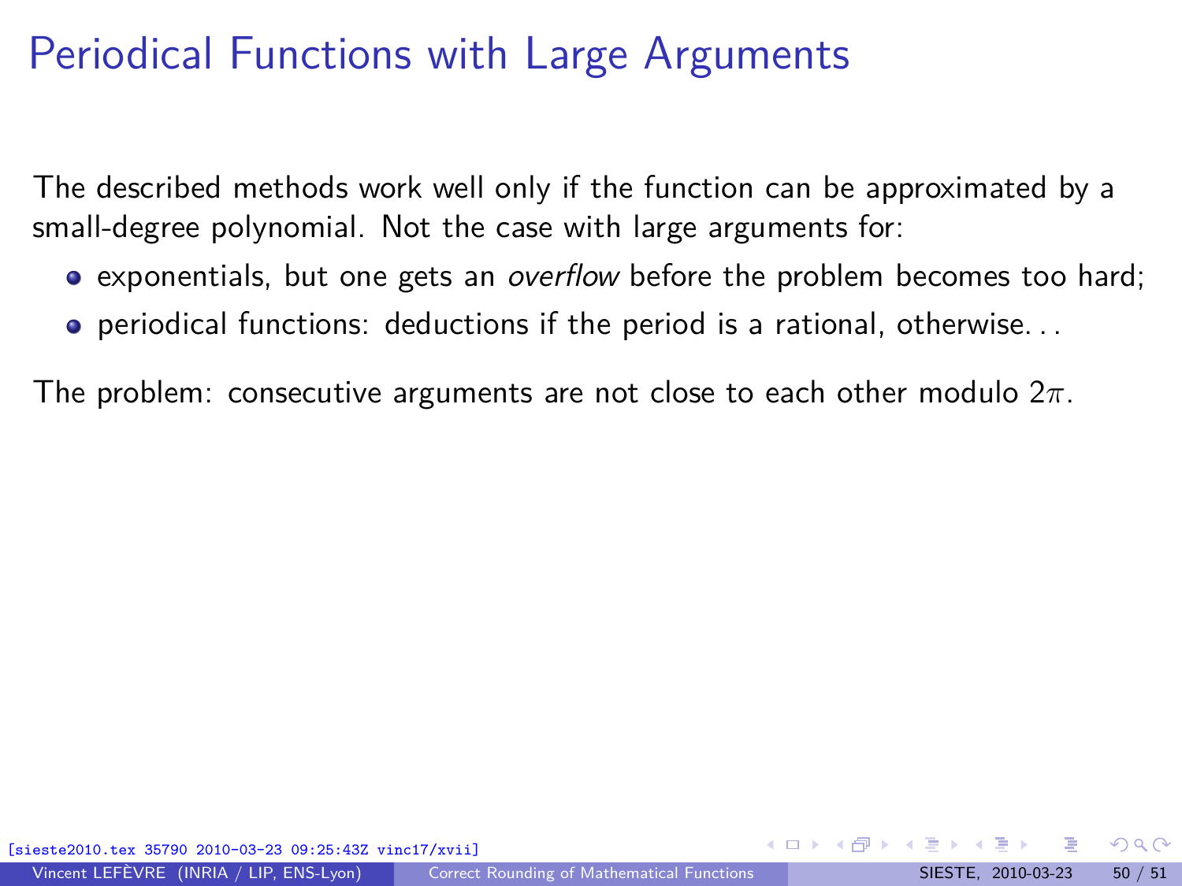# Periodical Functions with Large Arguments

The described methods work well only if the function can be approximated by a small-degree polynomial. Not the case with large arguments for:

- exponentials, but one gets an *overflow* before the problem becomes too hard;
- periodical functions: deductions if the period is a rational, otherwise. . .

The problem: consecutive arguments are not close to each other modulo $2\pi$.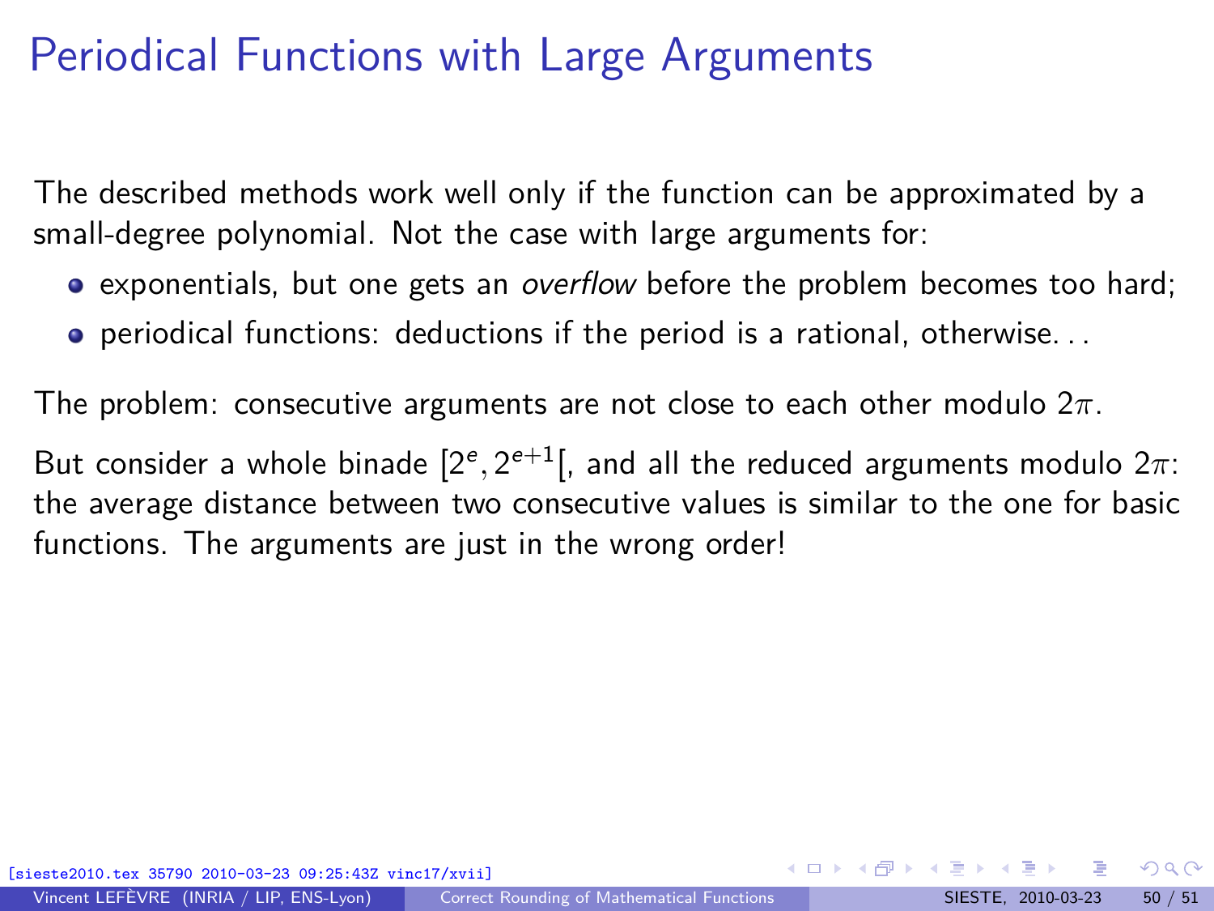# Periodical Functions with Large Arguments

The described methods work well only if the function can be approximated by a small-degree polynomial. Not the case with large arguments for:

- exponentials, but one gets an *overflow* before the problem becomes too hard;
- periodical functions: deductions if the period is a rational, otherwise. . .

The problem: consecutive arguments are not close to each other modulo $2\pi$.

But consider a whole binade $[2^e, 2^{e+1}[$, and all the reduced arguments modulo $2\pi$: the average distance between two consecutive values is similar to the one for basic functions. The arguments are just in the wrong order!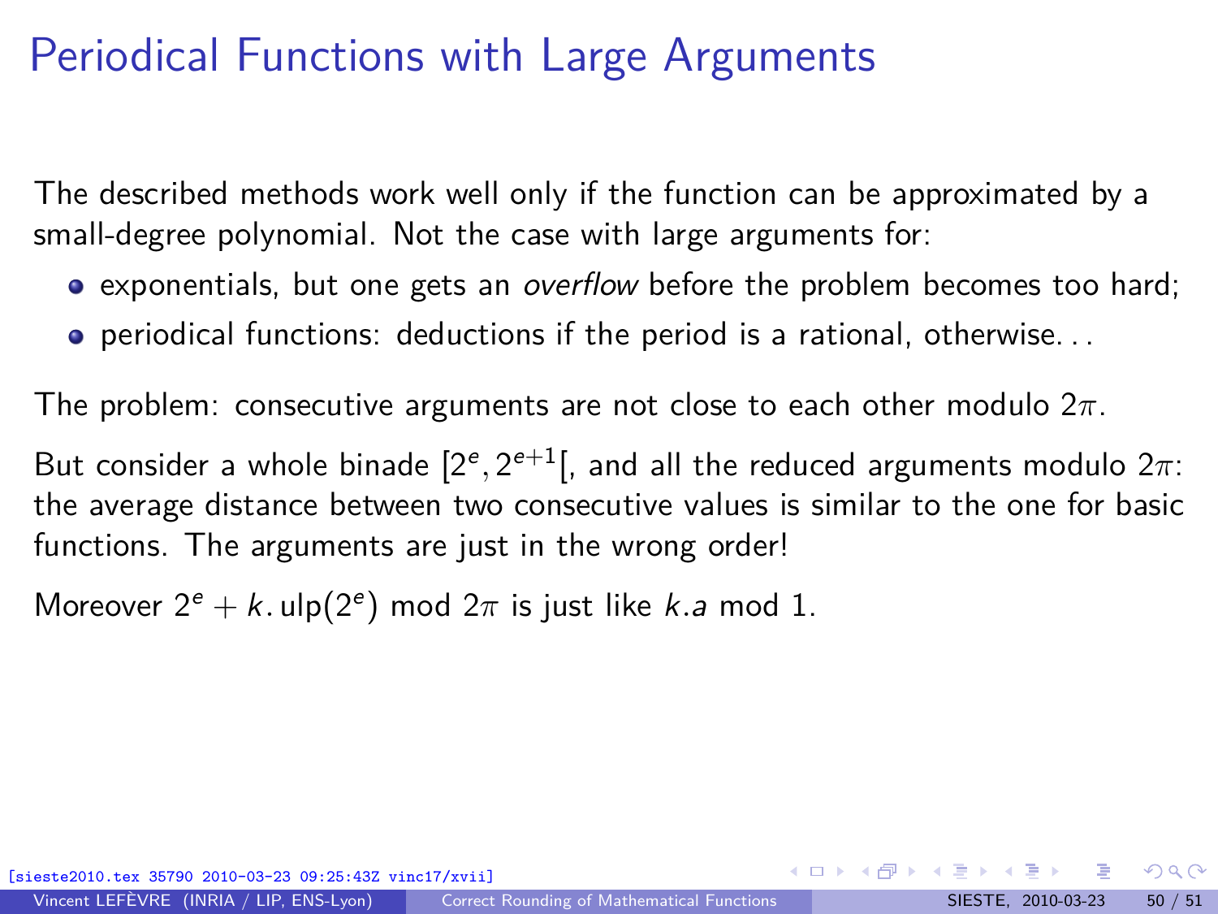# Periodical Functions with Large Arguments

The described methods work well only if the function can be approximated by a small-degree polynomial. Not the case with large arguments for:

- exponentials, but one gets an *overflow* before the problem becomes too hard;
- periodical functions: deductions if the period is a rational, otherwise. . .

The problem: consecutive arguments are not close to each other modulo $2\pi$.

But consider a whole binade $[2^e, 2^{e+1}[$, and all the reduced arguments modulo $2\pi$: the average distance between two consecutive values is similar to the one for basic functions. The arguments are just in the wrong order!

Moreover $2^e + k.\,\mathrm{ulp}(2^e) \bmod 2\pi$ is just like $k.a \bmod 1$.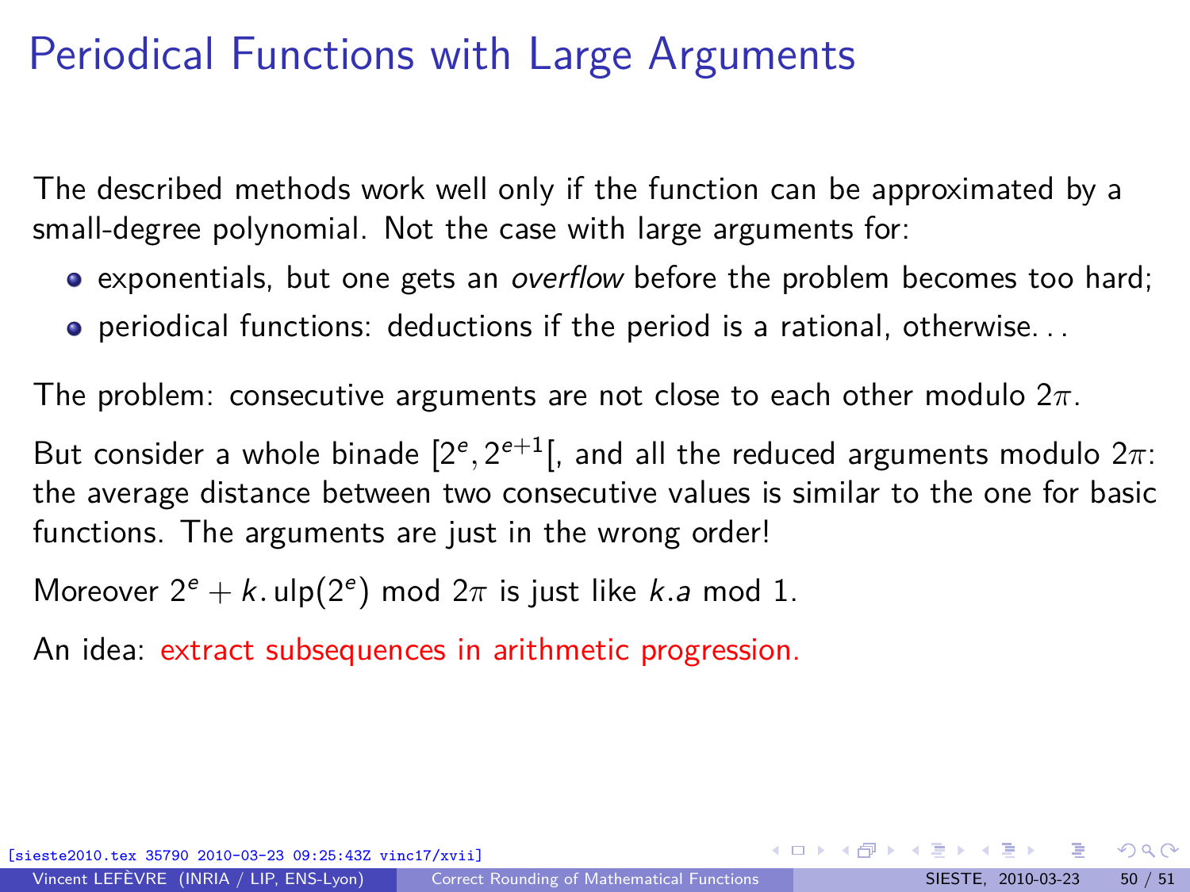# Periodical Functions with Large Arguments

The described methods work well only if the function can be approximated by a small-degree polynomial. Not the case with large arguments for:

- exponentials, but one gets an *overflow* before the problem becomes too hard;
- periodical functions: deductions if the period is a rational, otherwise. . .

The problem: consecutive arguments are not close to each other modulo $2\pi$.

But consider a whole binade $[2^e, 2^{e+1}[$, and all the reduced arguments modulo $2\pi$: the average distance between two consecutive values is similar to the one for basic functions. The arguments are just in the wrong order!

Moreover $2^e + k.\mathrm{ulp}(2^e) \bmod 2\pi$ is just like $k.a \bmod 1$.

An idea: extract subsequences in arithmetic progression.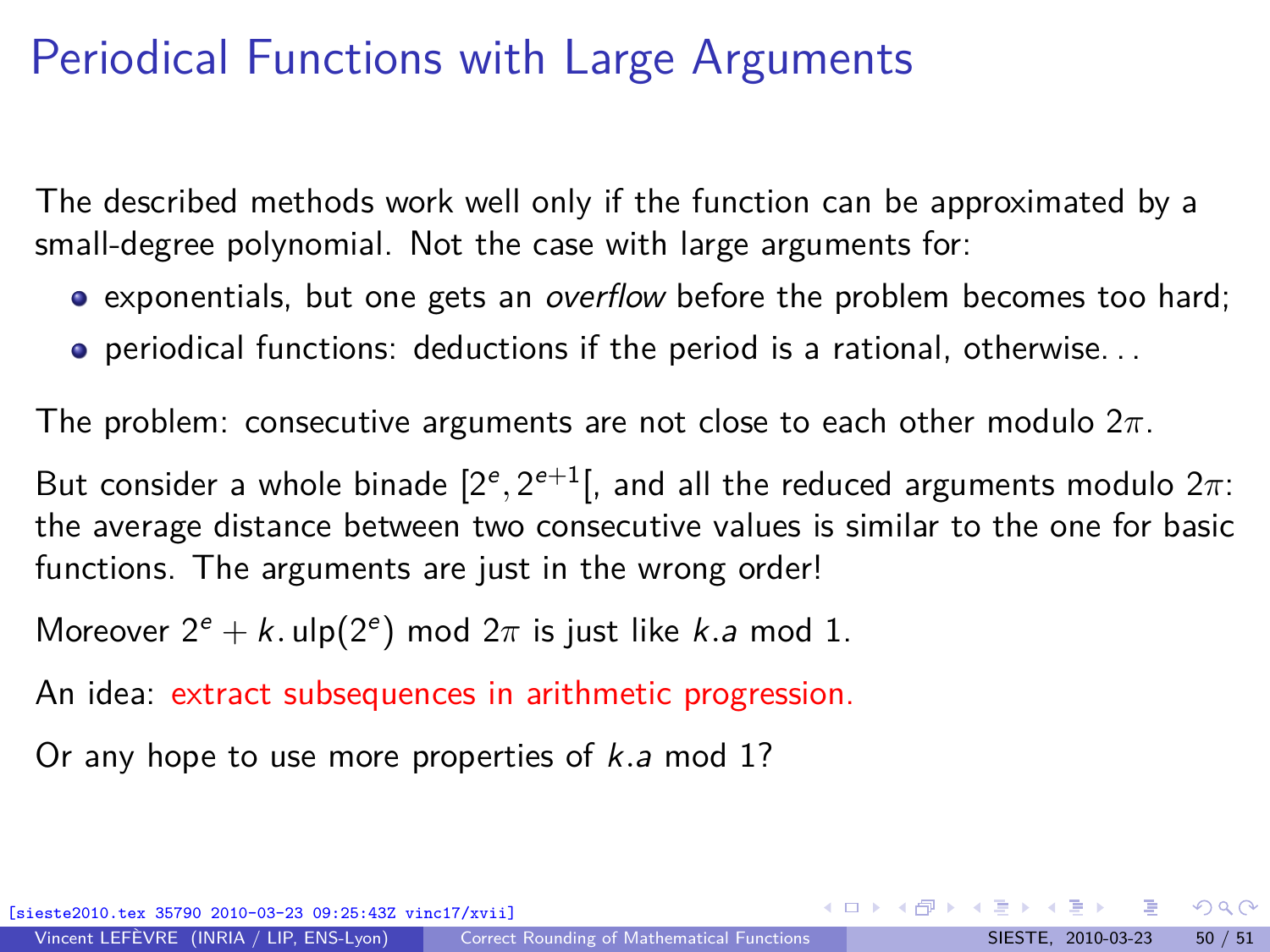# Periodical Functions with Large Arguments

The described methods work well only if the function can be approximated by a small-degree polynomial. Not the case with large arguments for:

- exponentials, but one gets an *overflow* before the problem becomes too hard;
- periodical functions: deductions if the period is a rational, otherwise. . .

The problem: consecutive arguments are not close to each other modulo $2\pi$.

But consider a whole binade $[2^e, 2^{e+1}[$, and all the reduced arguments modulo $2\pi$: the average distance between two consecutive values is similar to the one for basic functions. The arguments are just in the wrong order!

Moreover $2^e + k.\mathrm{ulp}(2^e) \bmod 2\pi$ is just like $k.a \bmod 1$.

An idea: extract subsequences in arithmetic progression.

Or any hope to use more properties of $k.a \bmod 1$?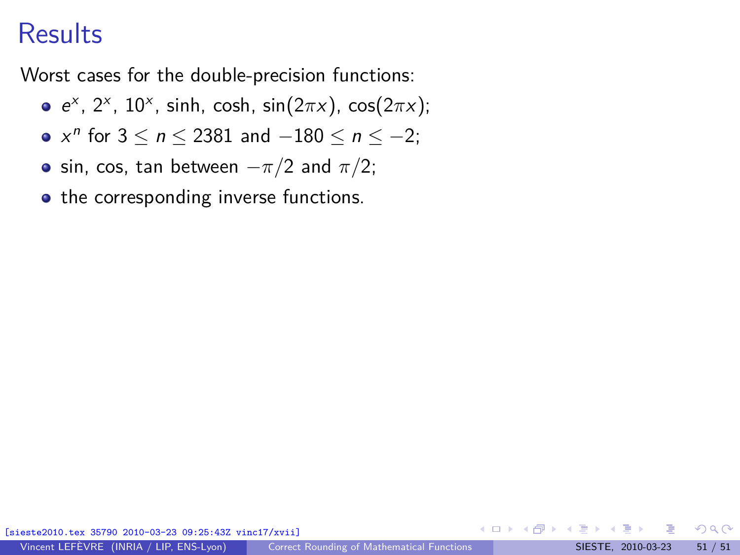# Results

Worst cases for the double-precision functions:

- $e^x$, $2^x$, $10^x$, sinh, cosh, $\sin(2\pi x)$, $\cos(2\pi x)$;
- $x^n$ for $3 \le n \le 2381$ and $-180 \le n \le -2$;
- sin, cos, tan between $-\pi/2$ and $\pi/2$;
- the corresponding inverse functions.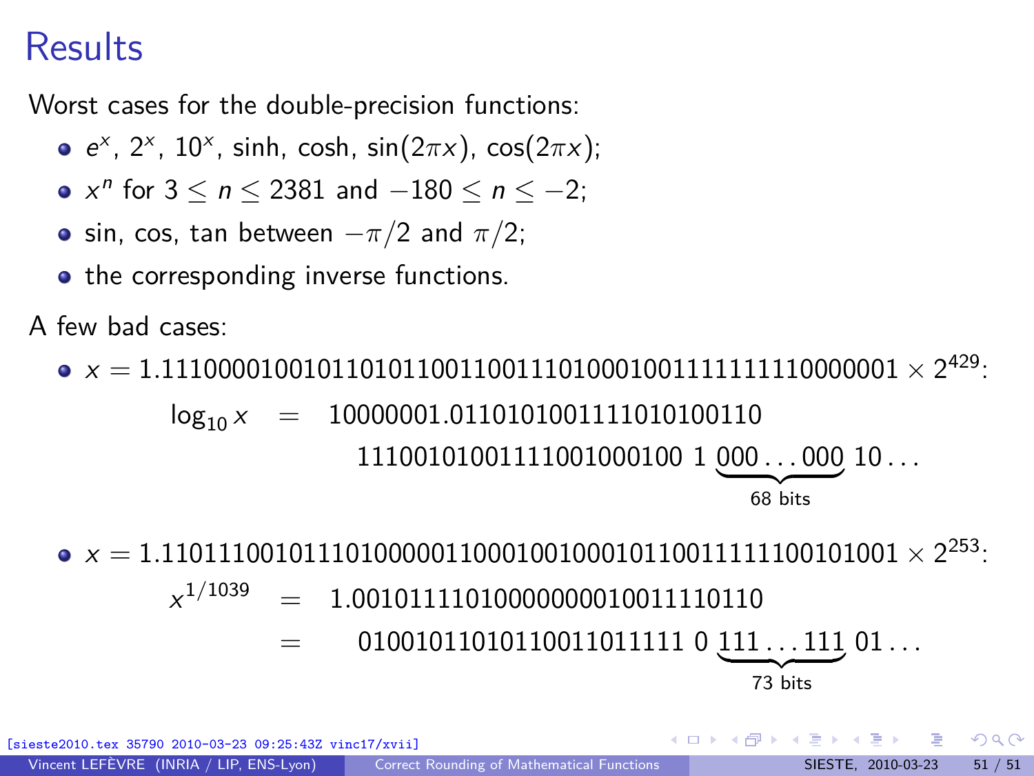# Results

Worst cases for the double-precision functions:

- $e^x$, $2^x$, $10^x$, sinh, cosh, $\sin(2\pi x)$, $\cos(2\pi x)$;
- $x^n$ for $3 \le n \le 2381$ and $-180 \le n \le -2$;
- sin, cos, tan between $-\pi/2$ and $\pi/2$;
- the corresponding inverse functions.

A few bad cases:

- $x = 1.1110000100101101011001100111010001001111111110000001 \times 2^{429}$:

$$\log_{10} x = 10000001.0110101001111010100110 \; 1110010100111100100010 0 \; 1 \; \underbrace{000\ldots000}_{68 \text{ bits}} \; 10\ldots$$

- $x = 1.1101110010111010000011000100100010110011111100101001 \times 2^{253}$:

$$x^{1/1039} = 1.0010111101000000000100111101 10 = 0100101101011001101111 1 \; 0 \; \underbrace{111\ldots111}_{73 \text{ bits}} \; 01\ldots$$

[sieste2010.tex 35790 2010-03-23 09:25:43Z vinc17/xvii]